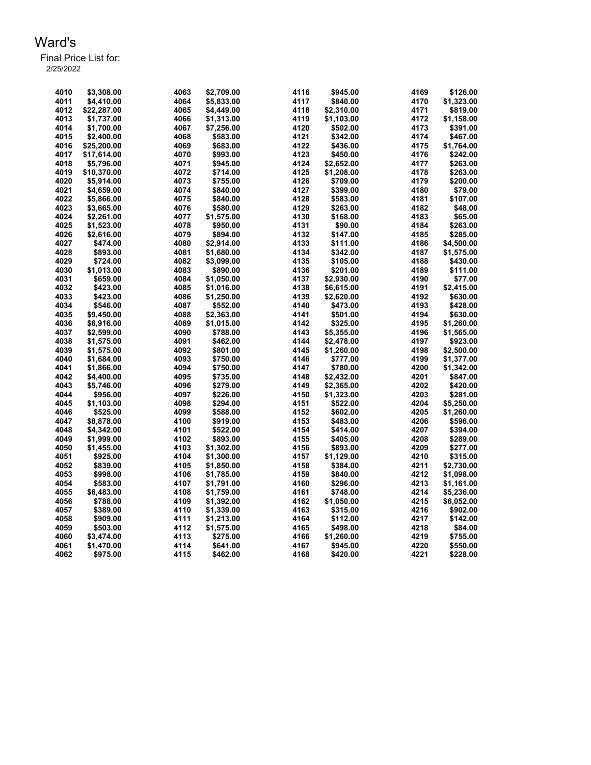# Ward's

Final Price List for:
2/25/2022

| | | | | | | | |
|---|---|---|---|---|---|---|---|
| 4010 | $3,308.00 | 4063 | $2,709.00 | 4116 | $945.00 | 4169 | $126.00 |
| 4011 | $4,410.00 | 4064 | $5,833.00 | 4117 | $840.00 | 4170 | $1,323.00 |
| 4012 | $22,287.00 | 4065 | $4,449.00 | 4118 | $2,310.00 | 4171 | $819.00 |
| 4013 | $1,737.00 | 4066 | $1,313.00 | 4119 | $1,103.00 | 4172 | $1,158.00 |
| 4014 | $1,700.00 | 4067 | $7,256.00 | 4120 | $502.00 | 4173 | $391.00 |
| 4015 | $2,400.00 | 4068 | $583.00 | 4121 | $342.00 | 4174 | $467.00 |
| 4016 | $25,200.00 | 4069 | $683.00 | 4122 | $436.00 | 4175 | $1,764.00 |
| 4017 | $17,614.00 | 4070 | $993.00 | 4123 | $450.00 | 4176 | $242.00 |
| 4018 | $5,796.00 | 4071 | $945.00 | 4124 | $2,652.00 | 4177 | $263.00 |
| 4019 | $10,370.00 | 4072 | $714.00 | 4125 | $1,208.00 | 4178 | $263.00 |
| 4020 | $5,914.00 | 4073 | $755.00 | 4126 | $709.00 | 4179 | $200.00 |
| 4021 | $4,659.00 | 4074 | $840.00 | 4127 | $399.00 | 4180 | $79.00 |
| 4022 | $5,866.00 | 4075 | $840.00 | 4128 | $583.00 | 4181 | $107.00 |
| 4023 | $3,665.00 | 4076 | $580.00 | 4129 | $263.00 | 4182 | $48.00 |
| 4024 | $2,261.00 | 4077 | $1,575.00 | 4130 | $168.00 | 4183 | $65.00 |
| 4025 | $1,523.00 | 4078 | $950.00 | 4131 | $90.00 | 4184 | $263.00 |
| 4026 | $2,616.00 | 4079 | $894.00 | 4132 | $147.00 | 4185 | $285.00 |
| 4027 | $474.00 | 4080 | $2,914.00 | 4133 | $111.00 | 4186 | $4,500.00 |
| 4028 | $893.00 | 4081 | $1,680.00 | 4134 | $342.00 | 4187 | $1,575.00 |
| 4029 | $724.00 | 4082 | $3,099.00 | 4135 | $105.00 | 4188 | $430.00 |
| 4030 | $1,013.00 | 4083 | $890.00 | 4136 | $201.00 | 4189 | $111.00 |
| 4031 | $659.00 | 4084 | $1,050.00 | 4137 | $2,930.00 | 4190 | $77.00 |
| 4032 | $423.00 | 4085 | $1,016.00 | 4138 | $6,615.00 | 4191 | $2,415.00 |
| 4033 | $423.00 | 4086 | $1,250.00 | 4139 | $2,620.00 | 4192 | $630.00 |
| 4034 | $546.00 | 4087 | $552.00 | 4140 | $473.00 | 4193 | $428.00 |
| 4035 | $9,450.00 | 4088 | $2,363.00 | 4141 | $501.00 | 4194 | $630.00 |
| 4036 | $6,916.00 | 4089 | $1,015.00 | 4142 | $325.00 | 4195 | $1,260.00 |
| 4037 | $2,599.00 | 4090 | $788.00 | 4143 | $5,355.00 | 4196 | $1,565.00 |
| 4038 | $1,575.00 | 4091 | $462.00 | 4144 | $2,478.00 | 4197 | $923.00 |
| 4039 | $1,575.00 | 4092 | $801.00 | 4145 | $1,260.00 | 4198 | $2,500.00 |
| 4040 | $1,684.00 | 4093 | $750.00 | 4146 | $777.00 | 4199 | $1,377.00 |
| 4041 | $1,866.00 | 4094 | $750.00 | 4147 | $780.00 | 4200 | $1,342.00 |
| 4042 | $4,400.00 | 4095 | $735.00 | 4148 | $2,432.00 | 4201 | $847.00 |
| 4043 | $5,746.00 | 4096 | $279.00 | 4149 | $2,365.00 | 4202 | $420.00 |
| 4044 | $956.00 | 4097 | $226.00 | 4150 | $1,323.00 | 4203 | $281.00 |
| 4045 | $1,103.00 | 4098 | $294.00 | 4151 | $522.00 | 4204 | $5,250.00 |
| 4046 | $525.00 | 4099 | $588.00 | 4152 | $602.00 | 4205 | $1,260.00 |
| 4047 | $8,878.00 | 4100 | $919.00 | 4153 | $483.00 | 4206 | $596.00 |
| 4048 | $4,342.00 | 4101 | $522.00 | 4154 | $414.00 | 4207 | $394.00 |
| 4049 | $1,999.00 | 4102 | $893.00 | 4155 | $405.00 | 4208 | $289.00 |
| 4050 | $1,455.00 | 4103 | $1,302.00 | 4156 | $893.00 | 4209 | $277.00 |
| 4051 | $925.00 | 4104 | $1,300.00 | 4157 | $1,129.00 | 4210 | $315.00 |
| 4052 | $839.00 | 4105 | $1,850.00 | 4158 | $384.00 | 4211 | $2,730.00 |
| 4053 | $998.00 | 4106 | $1,785.00 | 4159 | $840.00 | 4212 | $1,098.00 |
| 4054 | $583.00 | 4107 | $1,791.00 | 4160 | $296.00 | 4213 | $1,161.00 |
| 4055 | $6,483.00 | 4108 | $1,759.00 | 4161 | $748.00 | 4214 | $5,236.00 |
| 4056 | $788.00 | 4109 | $1,392.00 | 4162 | $1,050.00 | 4215 | $6,052.00 |
| 4057 | $389.00 | 4110 | $1,339.00 | 4163 | $315.00 | 4216 | $902.00 |
| 4058 | $909.00 | 4111 | $1,213.00 | 4164 | $112.00 | 4217 | $142.00 |
| 4059 | $503.00 | 4112 | $1,575.00 | 4165 | $498.00 | 4218 | $84.00 |
| 4060 | $3,474.00 | 4113 | $275.00 | 4166 | $1,260.00 | 4219 | $755.00 |
| 4061 | $1,470.00 | 4114 | $641.00 | 4167 | $945.00 | 4220 | $550.00 |
| 4062 | $975.00 | 4115 | $462.00 | 4168 | $420.00 | 4221 | $228.00 |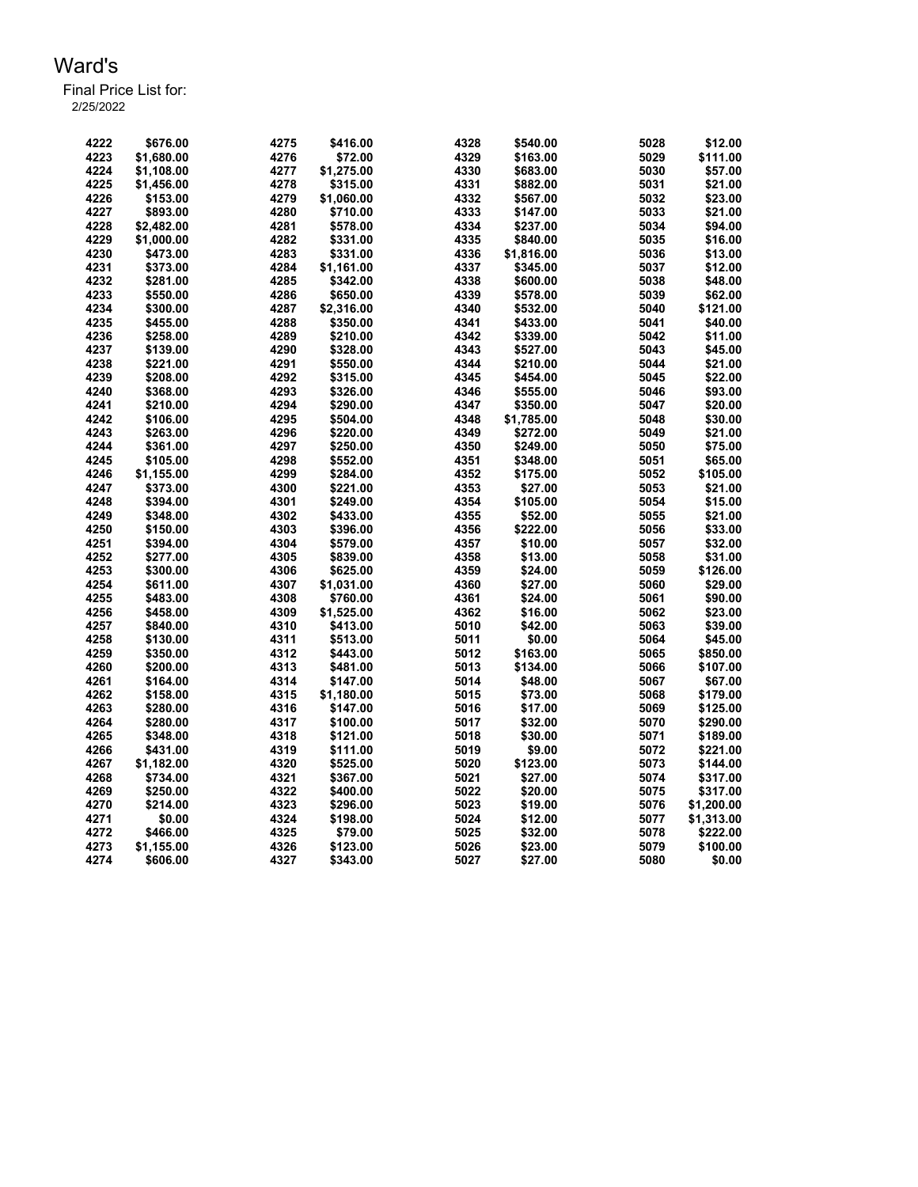# Ward's

Final Price List for:
2/25/2022

| | | | | | | | |
|---|---|---|---|---|---|---|---|
| 4222 | $676.00 | 4275 | $416.00 | 4328 | $540.00 | 5028 | $12.00 |
| 4223 | $1,680.00 | 4276 | $72.00 | 4329 | $163.00 | 5029 | $111.00 |
| 4224 | $1,108.00 | 4277 | $1,275.00 | 4330 | $683.00 | 5030 | $57.00 |
| 4225 | $1,456.00 | 4278 | $315.00 | 4331 | $882.00 | 5031 | $21.00 |
| 4226 | $153.00 | 4279 | $1,060.00 | 4332 | $567.00 | 5032 | $23.00 |
| 4227 | $893.00 | 4280 | $710.00 | 4333 | $147.00 | 5033 | $21.00 |
| 4228 | $2,482.00 | 4281 | $578.00 | 4334 | $237.00 | 5034 | $94.00 |
| 4229 | $1,000.00 | 4282 | $331.00 | 4335 | $840.00 | 5035 | $16.00 |
| 4230 | $473.00 | 4283 | $331.00 | 4336 | $1,816.00 | 5036 | $13.00 |
| 4231 | $373.00 | 4284 | $1,161.00 | 4337 | $345.00 | 5037 | $12.00 |
| 4232 | $281.00 | 4285 | $342.00 | 4338 | $600.00 | 5038 | $48.00 |
| 4233 | $550.00 | 4286 | $650.00 | 4339 | $578.00 | 5039 | $62.00 |
| 4234 | $300.00 | 4287 | $2,316.00 | 4340 | $532.00 | 5040 | $121.00 |
| 4235 | $455.00 | 4288 | $350.00 | 4341 | $433.00 | 5041 | $40.00 |
| 4236 | $258.00 | 4289 | $210.00 | 4342 | $339.00 | 5042 | $11.00 |
| 4237 | $139.00 | 4290 | $328.00 | 4343 | $527.00 | 5043 | $45.00 |
| 4238 | $221.00 | 4291 | $550.00 | 4344 | $210.00 | 5044 | $21.00 |
| 4239 | $208.00 | 4292 | $315.00 | 4345 | $454.00 | 5045 | $22.00 |
| 4240 | $368.00 | 4293 | $326.00 | 4346 | $555.00 | 5046 | $93.00 |
| 4241 | $210.00 | 4294 | $290.00 | 4347 | $350.00 | 5047 | $20.00 |
| 4242 | $106.00 | 4295 | $504.00 | 4348 | $1,785.00 | 5048 | $30.00 |
| 4243 | $263.00 | 4296 | $220.00 | 4349 | $272.00 | 5049 | $21.00 |
| 4244 | $361.00 | 4297 | $250.00 | 4350 | $249.00 | 5050 | $75.00 |
| 4245 | $105.00 | 4298 | $552.00 | 4351 | $348.00 | 5051 | $65.00 |
| 4246 | $1,155.00 | 4299 | $284.00 | 4352 | $175.00 | 5052 | $105.00 |
| 4247 | $373.00 | 4300 | $221.00 | 4353 | $27.00 | 5053 | $21.00 |
| 4248 | $394.00 | 4301 | $249.00 | 4354 | $105.00 | 5054 | $15.00 |
| 4249 | $348.00 | 4302 | $433.00 | 4355 | $52.00 | 5055 | $21.00 |
| 4250 | $150.00 | 4303 | $396.00 | 4356 | $222.00 | 5056 | $33.00 |
| 4251 | $394.00 | 4304 | $579.00 | 4357 | $10.00 | 5057 | $32.00 |
| 4252 | $277.00 | 4305 | $839.00 | 4358 | $13.00 | 5058 | $31.00 |
| 4253 | $300.00 | 4306 | $625.00 | 4359 | $24.00 | 5059 | $126.00 |
| 4254 | $611.00 | 4307 | $1,031.00 | 4360 | $27.00 | 5060 | $29.00 |
| 4255 | $483.00 | 4308 | $760.00 | 4361 | $24.00 | 5061 | $90.00 |
| 4256 | $458.00 | 4309 | $1,525.00 | 4362 | $16.00 | 5062 | $23.00 |
| 4257 | $840.00 | 4310 | $413.00 | 5010 | $42.00 | 5063 | $39.00 |
| 4258 | $130.00 | 4311 | $513.00 | 5011 | $0.00 | 5064 | $45.00 |
| 4259 | $350.00 | 4312 | $443.00 | 5012 | $163.00 | 5065 | $850.00 |
| 4260 | $200.00 | 4313 | $481.00 | 5013 | $134.00 | 5066 | $107.00 |
| 4261 | $164.00 | 4314 | $147.00 | 5014 | $48.00 | 5067 | $67.00 |
| 4262 | $158.00 | 4315 | $1,180.00 | 5015 | $73.00 | 5068 | $179.00 |
| 4263 | $280.00 | 4316 | $147.00 | 5016 | $17.00 | 5069 | $125.00 |
| 4264 | $280.00 | 4317 | $100.00 | 5017 | $32.00 | 5070 | $290.00 |
| 4265 | $348.00 | 4318 | $121.00 | 5018 | $30.00 | 5071 | $189.00 |
| 4266 | $431.00 | 4319 | $111.00 | 5019 | $9.00 | 5072 | $221.00 |
| 4267 | $1,182.00 | 4320 | $525.00 | 5020 | $123.00 | 5073 | $144.00 |
| 4268 | $734.00 | 4321 | $367.00 | 5021 | $27.00 | 5074 | $317.00 |
| 4269 | $250.00 | 4322 | $400.00 | 5022 | $20.00 | 5075 | $317.00 |
| 4270 | $214.00 | 4323 | $296.00 | 5023 | $19.00 | 5076 | $1,200.00 |
| 4271 | $0.00 | 4324 | $198.00 | 5024 | $12.00 | 5077 | $1,313.00 |
| 4272 | $466.00 | 4325 | $79.00 | 5025 | $32.00 | 5078 | $222.00 |
| 4273 | $1,155.00 | 4326 | $123.00 | 5026 | $23.00 | 5079 | $100.00 |
| 4274 | $606.00 | 4327 | $343.00 | 5027 | $27.00 | 5080 | $0.00 |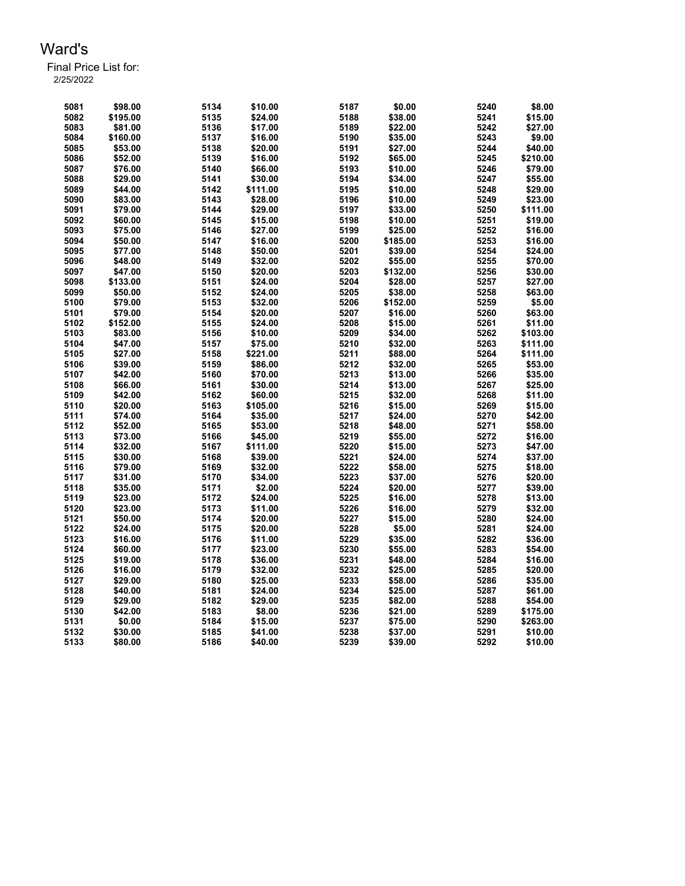# Ward's

Final Price List for:
2/25/2022

| | | | | | | | |
|---|---|---|---|---|---|---|---|
| 5081 | $98.00 | 5134 | $10.00 | 5187 | $0.00 | 5240 | $8.00 |
| 5082 | $195.00 | 5135 | $24.00 | 5188 | $38.00 | 5241 | $15.00 |
| 5083 | $81.00 | 5136 | $17.00 | 5189 | $22.00 | 5242 | $27.00 |
| 5084 | $160.00 | 5137 | $16.00 | 5190 | $35.00 | 5243 | $9.00 |
| 5085 | $53.00 | 5138 | $20.00 | 5191 | $27.00 | 5244 | $40.00 |
| 5086 | $52.00 | 5139 | $16.00 | 5192 | $65.00 | 5245 | $210.00 |
| 5087 | $76.00 | 5140 | $66.00 | 5193 | $10.00 | 5246 | $79.00 |
| 5088 | $29.00 | 5141 | $30.00 | 5194 | $34.00 | 5247 | $55.00 |
| 5089 | $44.00 | 5142 | $111.00 | 5195 | $10.00 | 5248 | $29.00 |
| 5090 | $83.00 | 5143 | $28.00 | 5196 | $10.00 | 5249 | $23.00 |
| 5091 | $79.00 | 5144 | $29.00 | 5197 | $33.00 | 5250 | $111.00 |
| 5092 | $60.00 | 5145 | $15.00 | 5198 | $10.00 | 5251 | $19.00 |
| 5093 | $75.00 | 5146 | $27.00 | 5199 | $25.00 | 5252 | $16.00 |
| 5094 | $50.00 | 5147 | $16.00 | 5200 | $185.00 | 5253 | $16.00 |
| 5095 | $77.00 | 5148 | $50.00 | 5201 | $39.00 | 5254 | $24.00 |
| 5096 | $48.00 | 5149 | $32.00 | 5202 | $55.00 | 5255 | $70.00 |
| 5097 | $47.00 | 5150 | $20.00 | 5203 | $132.00 | 5256 | $30.00 |
| 5098 | $133.00 | 5151 | $24.00 | 5204 | $28.00 | 5257 | $27.00 |
| 5099 | $50.00 | 5152 | $24.00 | 5205 | $38.00 | 5258 | $63.00 |
| 5100 | $79.00 | 5153 | $32.00 | 5206 | $152.00 | 5259 | $5.00 |
| 5101 | $79.00 | 5154 | $20.00 | 5207 | $16.00 | 5260 | $63.00 |
| 5102 | $152.00 | 5155 | $24.00 | 5208 | $15.00 | 5261 | $11.00 |
| 5103 | $83.00 | 5156 | $10.00 | 5209 | $34.00 | 5262 | $103.00 |
| 5104 | $47.00 | 5157 | $75.00 | 5210 | $32.00 | 5263 | $111.00 |
| 5105 | $27.00 | 5158 | $221.00 | 5211 | $88.00 | 5264 | $111.00 |
| 5106 | $39.00 | 5159 | $86.00 | 5212 | $32.00 | 5265 | $53.00 |
| 5107 | $42.00 | 5160 | $70.00 | 5213 | $13.00 | 5266 | $35.00 |
| 5108 | $66.00 | 5161 | $30.00 | 5214 | $13.00 | 5267 | $25.00 |
| 5109 | $42.00 | 5162 | $60.00 | 5215 | $32.00 | 5268 | $11.00 |
| 5110 | $20.00 | 5163 | $105.00 | 5216 | $15.00 | 5269 | $15.00 |
| 5111 | $74.00 | 5164 | $35.00 | 5217 | $24.00 | 5270 | $42.00 |
| 5112 | $52.00 | 5165 | $53.00 | 5218 | $48.00 | 5271 | $58.00 |
| 5113 | $73.00 | 5166 | $45.00 | 5219 | $55.00 | 5272 | $16.00 |
| 5114 | $32.00 | 5167 | $111.00 | 5220 | $15.00 | 5273 | $47.00 |
| 5115 | $30.00 | 5168 | $39.00 | 5221 | $24.00 | 5274 | $37.00 |
| 5116 | $79.00 | 5169 | $32.00 | 5222 | $58.00 | 5275 | $18.00 |
| 5117 | $31.00 | 5170 | $34.00 | 5223 | $37.00 | 5276 | $20.00 |
| 5118 | $35.00 | 5171 | $2.00 | 5224 | $20.00 | 5277 | $39.00 |
| 5119 | $23.00 | 5172 | $24.00 | 5225 | $16.00 | 5278 | $13.00 |
| 5120 | $23.00 | 5173 | $11.00 | 5226 | $16.00 | 5279 | $32.00 |
| 5121 | $50.00 | 5174 | $20.00 | 5227 | $15.00 | 5280 | $24.00 |
| 5122 | $24.00 | 5175 | $20.00 | 5228 | $5.00 | 5281 | $24.00 |
| 5123 | $16.00 | 5176 | $11.00 | 5229 | $35.00 | 5282 | $36.00 |
| 5124 | $60.00 | 5177 | $23.00 | 5230 | $55.00 | 5283 | $54.00 |
| 5125 | $19.00 | 5178 | $36.00 | 5231 | $48.00 | 5284 | $16.00 |
| 5126 | $16.00 | 5179 | $32.00 | 5232 | $25.00 | 5285 | $20.00 |
| 5127 | $29.00 | 5180 | $25.00 | 5233 | $58.00 | 5286 | $35.00 |
| 5128 | $40.00 | 5181 | $24.00 | 5234 | $25.00 | 5287 | $61.00 |
| 5129 | $29.00 | 5182 | $29.00 | 5235 | $82.00 | 5288 | $54.00 |
| 5130 | $42.00 | 5183 | $8.00 | 5236 | $21.00 | 5289 | $175.00 |
| 5131 | $0.00 | 5184 | $15.00 | 5237 | $75.00 | 5290 | $263.00 |
| 5132 | $30.00 | 5185 | $41.00 | 5238 | $37.00 | 5291 | $10.00 |
| 5133 | $80.00 | 5186 | $40.00 | 5239 | $39.00 | 5292 | $10.00 |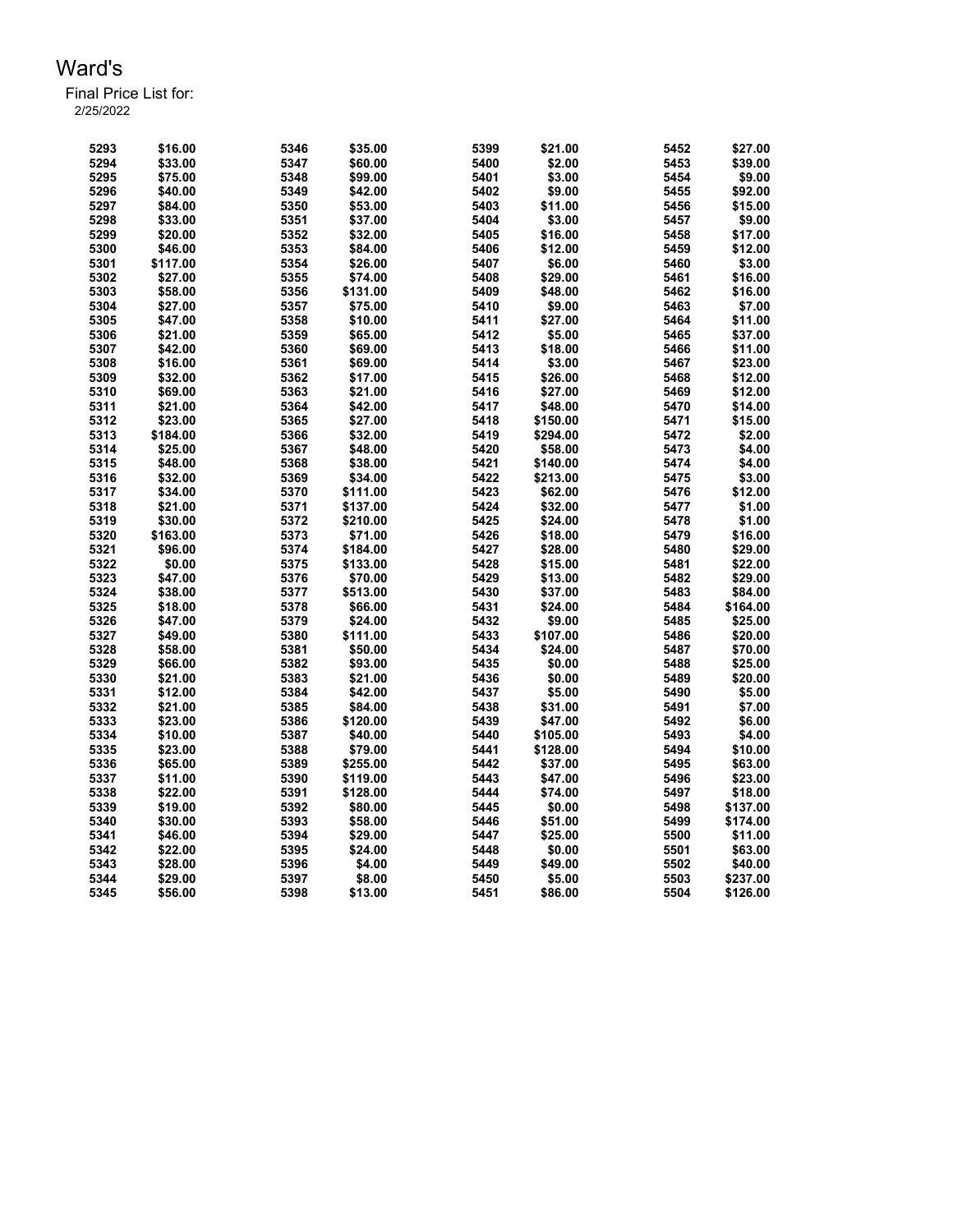# Ward's

Final Price List for:
2/25/2022

| | | | | | | | |
|---|---|---|---|---|---|---|---|
| 5293 | $16.00 | 5346 | $35.00 | 5399 | $21.00 | 5452 | $27.00 |
| 5294 | $33.00 | 5347 | $60.00 | 5400 | $2.00 | 5453 | $39.00 |
| 5295 | $75.00 | 5348 | $99.00 | 5401 | $3.00 | 5454 | $9.00 |
| 5296 | $40.00 | 5349 | $42.00 | 5402 | $9.00 | 5455 | $92.00 |
| 5297 | $84.00 | 5350 | $53.00 | 5403 | $11.00 | 5456 | $15.00 |
| 5298 | $33.00 | 5351 | $37.00 | 5404 | $3.00 | 5457 | $9.00 |
| 5299 | $20.00 | 5352 | $32.00 | 5405 | $16.00 | 5458 | $17.00 |
| 5300 | $46.00 | 5353 | $84.00 | 5406 | $12.00 | 5459 | $12.00 |
| 5301 | $117.00 | 5354 | $26.00 | 5407 | $6.00 | 5460 | $3.00 |
| 5302 | $27.00 | 5355 | $74.00 | 5408 | $29.00 | 5461 | $16.00 |
| 5303 | $58.00 | 5356 | $131.00 | 5409 | $48.00 | 5462 | $16.00 |
| 5304 | $27.00 | 5357 | $75.00 | 5410 | $9.00 | 5463 | $7.00 |
| 5305 | $47.00 | 5358 | $10.00 | 5411 | $27.00 | 5464 | $11.00 |
| 5306 | $21.00 | 5359 | $65.00 | 5412 | $5.00 | 5465 | $37.00 |
| 5307 | $42.00 | 5360 | $69.00 | 5413 | $18.00 | 5466 | $11.00 |
| 5308 | $16.00 | 5361 | $69.00 | 5414 | $3.00 | 5467 | $23.00 |
| 5309 | $32.00 | 5362 | $17.00 | 5415 | $26.00 | 5468 | $12.00 |
| 5310 | $69.00 | 5363 | $21.00 | 5416 | $27.00 | 5469 | $12.00 |
| 5311 | $21.00 | 5364 | $42.00 | 5417 | $48.00 | 5470 | $14.00 |
| 5312 | $23.00 | 5365 | $27.00 | 5418 | $150.00 | 5471 | $15.00 |
| 5313 | $184.00 | 5366 | $32.00 | 5419 | $294.00 | 5472 | $2.00 |
| 5314 | $25.00 | 5367 | $48.00 | 5420 | $58.00 | 5473 | $4.00 |
| 5315 | $48.00 | 5368 | $38.00 | 5421 | $140.00 | 5474 | $4.00 |
| 5316 | $32.00 | 5369 | $34.00 | 5422 | $213.00 | 5475 | $3.00 |
| 5317 | $34.00 | 5370 | $111.00 | 5423 | $62.00 | 5476 | $12.00 |
| 5318 | $21.00 | 5371 | $137.00 | 5424 | $32.00 | 5477 | $1.00 |
| 5319 | $30.00 | 5372 | $210.00 | 5425 | $24.00 | 5478 | $1.00 |
| 5320 | $163.00 | 5373 | $71.00 | 5426 | $18.00 | 5479 | $16.00 |
| 5321 | $96.00 | 5374 | $184.00 | 5427 | $28.00 | 5480 | $29.00 |
| 5322 | $0.00 | 5375 | $133.00 | 5428 | $15.00 | 5481 | $22.00 |
| 5323 | $47.00 | 5376 | $70.00 | 5429 | $13.00 | 5482 | $29.00 |
| 5324 | $38.00 | 5377 | $513.00 | 5430 | $37.00 | 5483 | $84.00 |
| 5325 | $18.00 | 5378 | $66.00 | 5431 | $24.00 | 5484 | $164.00 |
| 5326 | $47.00 | 5379 | $24.00 | 5432 | $9.00 | 5485 | $25.00 |
| 5327 | $49.00 | 5380 | $111.00 | 5433 | $107.00 | 5486 | $20.00 |
| 5328 | $58.00 | 5381 | $50.00 | 5434 | $24.00 | 5487 | $70.00 |
| 5329 | $66.00 | 5382 | $93.00 | 5435 | $0.00 | 5488 | $25.00 |
| 5330 | $21.00 | 5383 | $21.00 | 5436 | $0.00 | 5489 | $20.00 |
| 5331 | $12.00 | 5384 | $42.00 | 5437 | $5.00 | 5490 | $5.00 |
| 5332 | $21.00 | 5385 | $84.00 | 5438 | $31.00 | 5491 | $7.00 |
| 5333 | $23.00 | 5386 | $120.00 | 5439 | $47.00 | 5492 | $6.00 |
| 5334 | $10.00 | 5387 | $40.00 | 5440 | $105.00 | 5493 | $4.00 |
| 5335 | $23.00 | 5388 | $79.00 | 5441 | $128.00 | 5494 | $10.00 |
| 5336 | $65.00 | 5389 | $255.00 | 5442 | $37.00 | 5495 | $63.00 |
| 5337 | $11.00 | 5390 | $119.00 | 5443 | $47.00 | 5496 | $23.00 |
| 5338 | $22.00 | 5391 | $128.00 | 5444 | $74.00 | 5497 | $18.00 |
| 5339 | $19.00 | 5392 | $80.00 | 5445 | $0.00 | 5498 | $137.00 |
| 5340 | $30.00 | 5393 | $58.00 | 5446 | $51.00 | 5499 | $174.00 |
| 5341 | $46.00 | 5394 | $29.00 | 5447 | $25.00 | 5500 | $11.00 |
| 5342 | $22.00 | 5395 | $24.00 | 5448 | $0.00 | 5501 | $63.00 |
| 5343 | $28.00 | 5396 | $4.00 | 5449 | $49.00 | 5502 | $40.00 |
| 5344 | $29.00 | 5397 | $8.00 | 5450 | $5.00 | 5503 | $237.00 |
| 5345 | $56.00 | 5398 | $13.00 | 5451 | $86.00 | 5504 | $126.00 |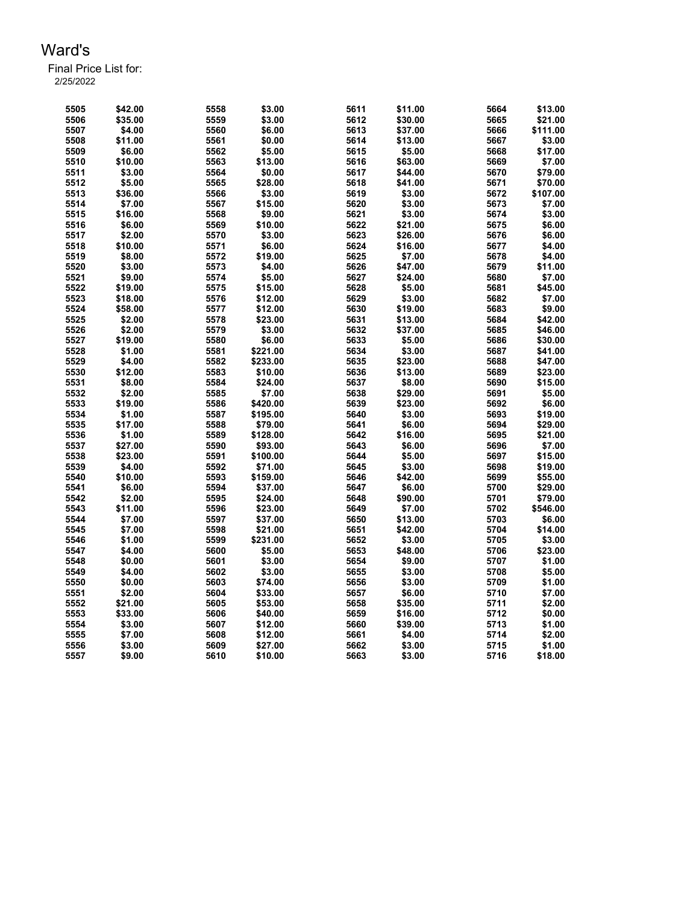# Ward's

Final Price List for:
2/25/2022

| | | | | | | | |
|---|---|---|---|---|---|---|---|
| 5505 | $42.00 | 5558 | $3.00 | 5611 | $11.00 | 5664 | $13.00 |
| 5506 | $35.00 | 5559 | $3.00 | 5612 | $30.00 | 5665 | $21.00 |
| 5507 | $4.00 | 5560 | $6.00 | 5613 | $37.00 | 5666 | $111.00 |
| 5508 | $11.00 | 5561 | $0.00 | 5614 | $13.00 | 5667 | $3.00 |
| 5509 | $6.00 | 5562 | $5.00 | 5615 | $5.00 | 5668 | $17.00 |
| 5510 | $10.00 | 5563 | $13.00 | 5616 | $63.00 | 5669 | $7.00 |
| 5511 | $3.00 | 5564 | $0.00 | 5617 | $44.00 | 5670 | $79.00 |
| 5512 | $5.00 | 5565 | $28.00 | 5618 | $41.00 | 5671 | $70.00 |
| 5513 | $36.00 | 5566 | $3.00 | 5619 | $3.00 | 5672 | $107.00 |
| 5514 | $7.00 | 5567 | $15.00 | 5620 | $3.00 | 5673 | $7.00 |
| 5515 | $16.00 | 5568 | $9.00 | 5621 | $3.00 | 5674 | $3.00 |
| 5516 | $6.00 | 5569 | $10.00 | 5622 | $21.00 | 5675 | $6.00 |
| 5517 | $2.00 | 5570 | $3.00 | 5623 | $26.00 | 5676 | $6.00 |
| 5518 | $10.00 | 5571 | $6.00 | 5624 | $16.00 | 5677 | $4.00 |
| 5519 | $8.00 | 5572 | $19.00 | 5625 | $7.00 | 5678 | $4.00 |
| 5520 | $3.00 | 5573 | $4.00 | 5626 | $47.00 | 5679 | $11.00 |
| 5521 | $9.00 | 5574 | $5.00 | 5627 | $24.00 | 5680 | $7.00 |
| 5522 | $19.00 | 5575 | $15.00 | 5628 | $5.00 | 5681 | $45.00 |
| 5523 | $18.00 | 5576 | $12.00 | 5629 | $3.00 | 5682 | $7.00 |
| 5524 | $58.00 | 5577 | $12.00 | 5630 | $19.00 | 5683 | $9.00 |
| 5525 | $2.00 | 5578 | $23.00 | 5631 | $13.00 | 5684 | $42.00 |
| 5526 | $2.00 | 5579 | $3.00 | 5632 | $37.00 | 5685 | $46.00 |
| 5527 | $19.00 | 5580 | $6.00 | 5633 | $5.00 | 5686 | $30.00 |
| 5528 | $1.00 | 5581 | $221.00 | 5634 | $3.00 | 5687 | $41.00 |
| 5529 | $4.00 | 5582 | $233.00 | 5635 | $23.00 | 5688 | $47.00 |
| 5530 | $12.00 | 5583 | $10.00 | 5636 | $13.00 | 5689 | $23.00 |
| 5531 | $8.00 | 5584 | $24.00 | 5637 | $8.00 | 5690 | $15.00 |
| 5532 | $2.00 | 5585 | $7.00 | 5638 | $29.00 | 5691 | $5.00 |
| 5533 | $19.00 | 5586 | $420.00 | 5639 | $23.00 | 5692 | $6.00 |
| 5534 | $1.00 | 5587 | $195.00 | 5640 | $3.00 | 5693 | $19.00 |
| 5535 | $17.00 | 5588 | $79.00 | 5641 | $6.00 | 5694 | $29.00 |
| 5536 | $1.00 | 5589 | $128.00 | 5642 | $16.00 | 5695 | $21.00 |
| 5537 | $27.00 | 5590 | $93.00 | 5643 | $6.00 | 5696 | $7.00 |
| 5538 | $23.00 | 5591 | $100.00 | 5644 | $5.00 | 5697 | $15.00 |
| 5539 | $4.00 | 5592 | $71.00 | 5645 | $3.00 | 5698 | $19.00 |
| 5540 | $10.00 | 5593 | $159.00 | 5646 | $42.00 | 5699 | $55.00 |
| 5541 | $6.00 | 5594 | $37.00 | 5647 | $6.00 | 5700 | $29.00 |
| 5542 | $2.00 | 5595 | $24.00 | 5648 | $90.00 | 5701 | $79.00 |
| 5543 | $11.00 | 5596 | $23.00 | 5649 | $7.00 | 5702 | $546.00 |
| 5544 | $7.00 | 5597 | $37.00 | 5650 | $13.00 | 5703 | $6.00 |
| 5545 | $7.00 | 5598 | $21.00 | 5651 | $42.00 | 5704 | $14.00 |
| 5546 | $1.00 | 5599 | $231.00 | 5652 | $3.00 | 5705 | $3.00 |
| 5547 | $4.00 | 5600 | $5.00 | 5653 | $48.00 | 5706 | $23.00 |
| 5548 | $0.00 | 5601 | $3.00 | 5654 | $9.00 | 5707 | $1.00 |
| 5549 | $4.00 | 5602 | $3.00 | 5655 | $3.00 | 5708 | $5.00 |
| 5550 | $0.00 | 5603 | $74.00 | 5656 | $3.00 | 5709 | $1.00 |
| 5551 | $2.00 | 5604 | $33.00 | 5657 | $6.00 | 5710 | $7.00 |
| 5552 | $21.00 | 5605 | $53.00 | 5658 | $35.00 | 5711 | $2.00 |
| 5553 | $33.00 | 5606 | $40.00 | 5659 | $16.00 | 5712 | $0.00 |
| 5554 | $3.00 | 5607 | $12.00 | 5660 | $39.00 | 5713 | $1.00 |
| 5555 | $7.00 | 5608 | $12.00 | 5661 | $4.00 | 5714 | $2.00 |
| 5556 | $3.00 | 5609 | $27.00 | 5662 | $3.00 | 5715 | $1.00 |
| 5557 | $9.00 | 5610 | $10.00 | 5663 | $3.00 | 5716 | $18.00 |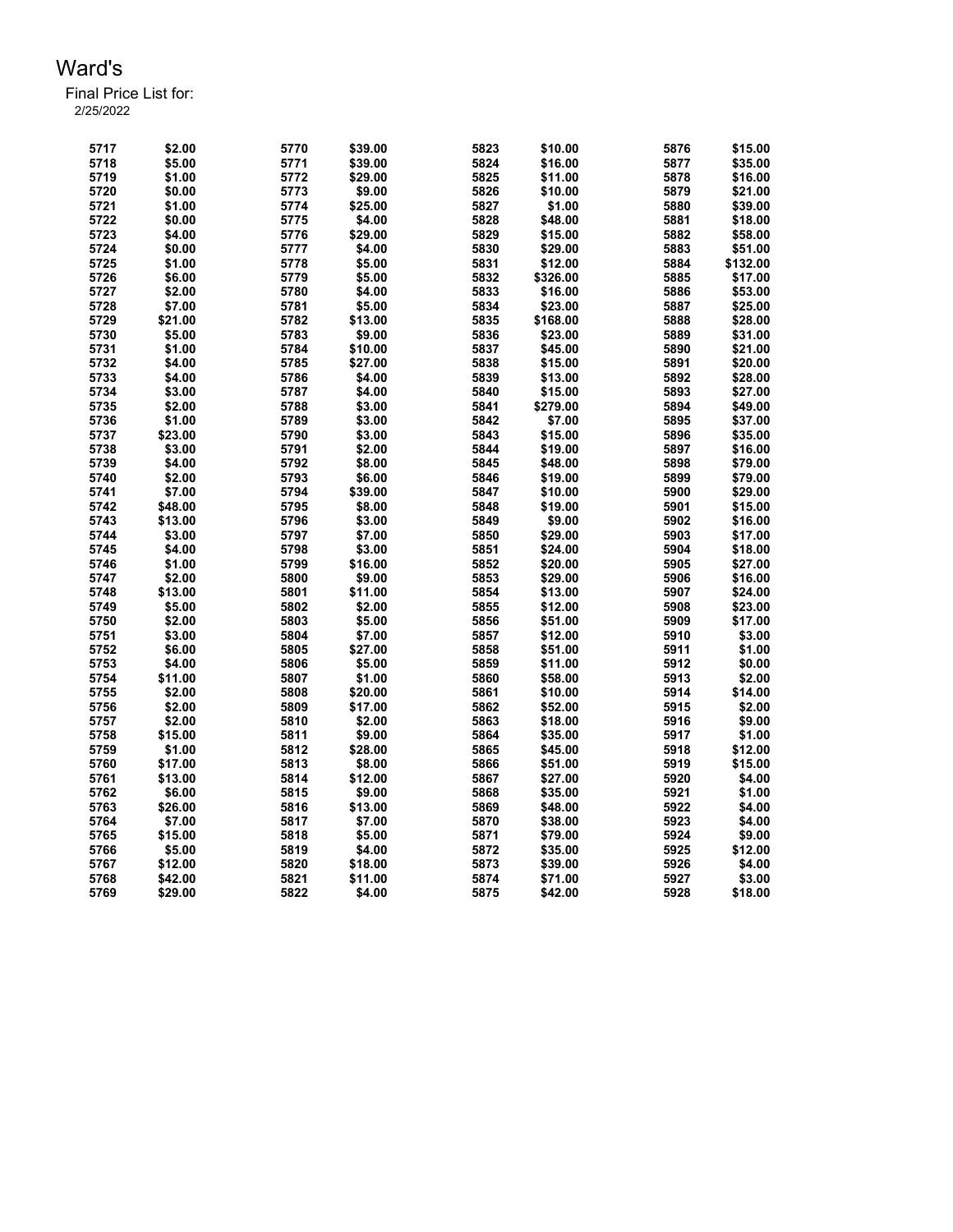# Ward's

Final Price List for:
2/25/2022

| Item | Price | Item | Price | Item | Price | Item | Price |
|---|---|---|---|---|---|---|---|
| 5717 | $2.00 | 5770 | $39.00 | 5823 | $10.00 | 5876 | $15.00 |
| 5718 | $5.00 | 5771 | $39.00 | 5824 | $16.00 | 5877 | $35.00 |
| 5719 | $1.00 | 5772 | $29.00 | 5825 | $11.00 | 5878 | $16.00 |
| 5720 | $0.00 | 5773 | $9.00 | 5826 | $10.00 | 5879 | $21.00 |
| 5721 | $1.00 | 5774 | $25.00 | 5827 | $1.00 | 5880 | $39.00 |
| 5722 | $0.00 | 5775 | $4.00 | 5828 | $48.00 | 5881 | $18.00 |
| 5723 | $4.00 | 5776 | $29.00 | 5829 | $15.00 | 5882 | $58.00 |
| 5724 | $0.00 | 5777 | $4.00 | 5830 | $29.00 | 5883 | $51.00 |
| 5725 | $1.00 | 5778 | $5.00 | 5831 | $12.00 | 5884 | $132.00 |
| 5726 | $6.00 | 5779 | $5.00 | 5832 | $326.00 | 5885 | $17.00 |
| 5727 | $2.00 | 5780 | $4.00 | 5833 | $16.00 | 5886 | $53.00 |
| 5728 | $7.00 | 5781 | $5.00 | 5834 | $23.00 | 5887 | $25.00 |
| 5729 | $21.00 | 5782 | $13.00 | 5835 | $168.00 | 5888 | $28.00 |
| 5730 | $5.00 | 5783 | $9.00 | 5836 | $23.00 | 5889 | $31.00 |
| 5731 | $1.00 | 5784 | $10.00 | 5837 | $45.00 | 5890 | $21.00 |
| 5732 | $4.00 | 5785 | $27.00 | 5838 | $15.00 | 5891 | $20.00 |
| 5733 | $4.00 | 5786 | $4.00 | 5839 | $13.00 | 5892 | $28.00 |
| 5734 | $3.00 | 5787 | $4.00 | 5840 | $15.00 | 5893 | $27.00 |
| 5735 | $2.00 | 5788 | $3.00 | 5841 | $279.00 | 5894 | $49.00 |
| 5736 | $1.00 | 5789 | $3.00 | 5842 | $7.00 | 5895 | $37.00 |
| 5737 | $23.00 | 5790 | $3.00 | 5843 | $15.00 | 5896 | $35.00 |
| 5738 | $3.00 | 5791 | $2.00 | 5844 | $19.00 | 5897 | $16.00 |
| 5739 | $4.00 | 5792 | $8.00 | 5845 | $48.00 | 5898 | $79.00 |
| 5740 | $2.00 | 5793 | $6.00 | 5846 | $19.00 | 5899 | $79.00 |
| 5741 | $7.00 | 5794 | $39.00 | 5847 | $10.00 | 5900 | $29.00 |
| 5742 | $48.00 | 5795 | $8.00 | 5848 | $19.00 | 5901 | $15.00 |
| 5743 | $13.00 | 5796 | $3.00 | 5849 | $9.00 | 5902 | $16.00 |
| 5744 | $3.00 | 5797 | $7.00 | 5850 | $29.00 | 5903 | $17.00 |
| 5745 | $4.00 | 5798 | $3.00 | 5851 | $24.00 | 5904 | $18.00 |
| 5746 | $1.00 | 5799 | $16.00 | 5852 | $20.00 | 5905 | $27.00 |
| 5747 | $2.00 | 5800 | $9.00 | 5853 | $29.00 | 5906 | $16.00 |
| 5748 | $13.00 | 5801 | $11.00 | 5854 | $13.00 | 5907 | $24.00 |
| 5749 | $5.00 | 5802 | $2.00 | 5855 | $12.00 | 5908 | $23.00 |
| 5750 | $2.00 | 5803 | $5.00 | 5856 | $51.00 | 5909 | $17.00 |
| 5751 | $3.00 | 5804 | $7.00 | 5857 | $12.00 | 5910 | $3.00 |
| 5752 | $6.00 | 5805 | $27.00 | 5858 | $51.00 | 5911 | $1.00 |
| 5753 | $4.00 | 5806 | $5.00 | 5859 | $11.00 | 5912 | $0.00 |
| 5754 | $11.00 | 5807 | $1.00 | 5860 | $58.00 | 5913 | $2.00 |
| 5755 | $2.00 | 5808 | $20.00 | 5861 | $10.00 | 5914 | $14.00 |
| 5756 | $2.00 | 5809 | $17.00 | 5862 | $52.00 | 5915 | $2.00 |
| 5757 | $2.00 | 5810 | $2.00 | 5863 | $18.00 | 5916 | $9.00 |
| 5758 | $15.00 | 5811 | $9.00 | 5864 | $35.00 | 5917 | $1.00 |
| 5759 | $1.00 | 5812 | $28.00 | 5865 | $45.00 | 5918 | $12.00 |
| 5760 | $17.00 | 5813 | $8.00 | 5866 | $51.00 | 5919 | $15.00 |
| 5761 | $13.00 | 5814 | $12.00 | 5867 | $27.00 | 5920 | $4.00 |
| 5762 | $6.00 | 5815 | $9.00 | 5868 | $35.00 | 5921 | $1.00 |
| 5763 | $26.00 | 5816 | $13.00 | 5869 | $48.00 | 5922 | $4.00 |
| 5764 | $7.00 | 5817 | $7.00 | 5870 | $38.00 | 5923 | $4.00 |
| 5765 | $15.00 | 5818 | $5.00 | 5871 | $79.00 | 5924 | $9.00 |
| 5766 | $5.00 | 5819 | $4.00 | 5872 | $35.00 | 5925 | $12.00 |
| 5767 | $12.00 | 5820 | $18.00 | 5873 | $39.00 | 5926 | $4.00 |
| 5768 | $42.00 | 5821 | $11.00 | 5874 | $71.00 | 5927 | $3.00 |
| 5769 | $29.00 | 5822 | $4.00 | 5875 | $42.00 | 5928 | $18.00 |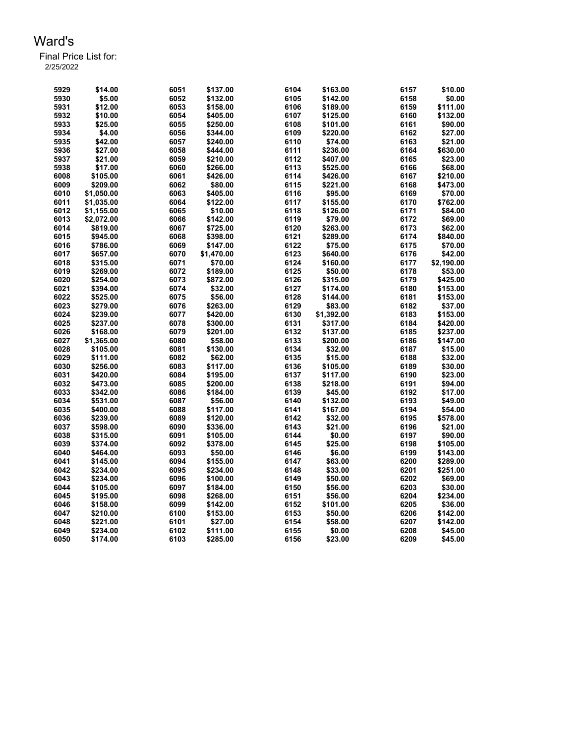# Ward's

Final Price List for:
2/25/2022

| | | | | | | | |
|---|---|---|---|---|---|---|---|
| 5929 | $14.00 | 6051 | $137.00 | 6104 | $163.00 | 6157 | $10.00 |
| 5930 | $5.00 | 6052 | $132.00 | 6105 | $142.00 | 6158 | $0.00 |
| 5931 | $12.00 | 6053 | $158.00 | 6106 | $189.00 | 6159 | $111.00 |
| 5932 | $10.00 | 6054 | $405.00 | 6107 | $125.00 | 6160 | $132.00 |
| 5933 | $25.00 | 6055 | $250.00 | 6108 | $101.00 | 6161 | $90.00 |
| 5934 | $4.00 | 6056 | $344.00 | 6109 | $220.00 | 6162 | $27.00 |
| 5935 | $42.00 | 6057 | $240.00 | 6110 | $74.00 | 6163 | $21.00 |
| 5936 | $27.00 | 6058 | $444.00 | 6111 | $236.00 | 6164 | $630.00 |
| 5937 | $21.00 | 6059 | $210.00 | 6112 | $407.00 | 6165 | $23.00 |
| 5938 | $17.00 | 6060 | $266.00 | 6113 | $525.00 | 6166 | $68.00 |
| 6008 | $105.00 | 6061 | $426.00 | 6114 | $426.00 | 6167 | $210.00 |
| 6009 | $209.00 | 6062 | $80.00 | 6115 | $221.00 | 6168 | $473.00 |
| 6010 | $1,050.00 | 6063 | $405.00 | 6116 | $95.00 | 6169 | $70.00 |
| 6011 | $1,035.00 | 6064 | $122.00 | 6117 | $155.00 | 6170 | $762.00 |
| 6012 | $1,155.00 | 6065 | $10.00 | 6118 | $126.00 | 6171 | $84.00 |
| 6013 | $2,072.00 | 6066 | $142.00 | 6119 | $79.00 | 6172 | $69.00 |
| 6014 | $819.00 | 6067 | $725.00 | 6120 | $263.00 | 6173 | $62.00 |
| 6015 | $945.00 | 6068 | $398.00 | 6121 | $289.00 | 6174 | $840.00 |
| 6016 | $786.00 | 6069 | $147.00 | 6122 | $75.00 | 6175 | $70.00 |
| 6017 | $657.00 | 6070 | $1,470.00 | 6123 | $640.00 | 6176 | $42.00 |
| 6018 | $315.00 | 6071 | $70.00 | 6124 | $160.00 | 6177 | $2,190.00 |
| 6019 | $269.00 | 6072 | $189.00 | 6125 | $50.00 | 6178 | $53.00 |
| 6020 | $254.00 | 6073 | $872.00 | 6126 | $315.00 | 6179 | $425.00 |
| 6021 | $394.00 | 6074 | $32.00 | 6127 | $174.00 | 6180 | $153.00 |
| 6022 | $525.00 | 6075 | $56.00 | 6128 | $144.00 | 6181 | $153.00 |
| 6023 | $279.00 | 6076 | $263.00 | 6129 | $83.00 | 6182 | $37.00 |
| 6024 | $239.00 | 6077 | $420.00 | 6130 | $1,392.00 | 6183 | $153.00 |
| 6025 | $237.00 | 6078 | $300.00 | 6131 | $317.00 | 6184 | $420.00 |
| 6026 | $168.00 | 6079 | $201.00 | 6132 | $137.00 | 6185 | $237.00 |
| 6027 | $1,365.00 | 6080 | $58.00 | 6133 | $200.00 | 6186 | $147.00 |
| 6028 | $105.00 | 6081 | $130.00 | 6134 | $32.00 | 6187 | $15.00 |
| 6029 | $111.00 | 6082 | $62.00 | 6135 | $15.00 | 6188 | $32.00 |
| 6030 | $256.00 | 6083 | $117.00 | 6136 | $105.00 | 6189 | $30.00 |
| 6031 | $420.00 | 6084 | $195.00 | 6137 | $117.00 | 6190 | $23.00 |
| 6032 | $473.00 | 6085 | $200.00 | 6138 | $218.00 | 6191 | $94.00 |
| 6033 | $342.00 | 6086 | $184.00 | 6139 | $45.00 | 6192 | $17.00 |
| 6034 | $531.00 | 6087 | $56.00 | 6140 | $132.00 | 6193 | $49.00 |
| 6035 | $400.00 | 6088 | $117.00 | 6141 | $167.00 | 6194 | $54.00 |
| 6036 | $239.00 | 6089 | $120.00 | 6142 | $32.00 | 6195 | $578.00 |
| 6037 | $598.00 | 6090 | $336.00 | 6143 | $21.00 | 6196 | $21.00 |
| 6038 | $315.00 | 6091 | $105.00 | 6144 | $0.00 | 6197 | $90.00 |
| 6039 | $374.00 | 6092 | $378.00 | 6145 | $25.00 | 6198 | $105.00 |
| 6040 | $464.00 | 6093 | $50.00 | 6146 | $6.00 | 6199 | $143.00 |
| 6041 | $145.00 | 6094 | $155.00 | 6147 | $63.00 | 6200 | $289.00 |
| 6042 | $234.00 | 6095 | $234.00 | 6148 | $33.00 | 6201 | $251.00 |
| 6043 | $234.00 | 6096 | $100.00 | 6149 | $50.00 | 6202 | $69.00 |
| 6044 | $105.00 | 6097 | $184.00 | 6150 | $56.00 | 6203 | $30.00 |
| 6045 | $195.00 | 6098 | $268.00 | 6151 | $56.00 | 6204 | $234.00 |
| 6046 | $158.00 | 6099 | $142.00 | 6152 | $101.00 | 6205 | $36.00 |
| 6047 | $210.00 | 6100 | $153.00 | 6153 | $50.00 | 6206 | $142.00 |
| 6048 | $221.00 | 6101 | $27.00 | 6154 | $58.00 | 6207 | $142.00 |
| 6049 | $234.00 | 6102 | $111.00 | 6155 | $0.00 | 6208 | $45.00 |
| 6050 | $174.00 | 6103 | $285.00 | 6156 | $23.00 | 6209 | $45.00 |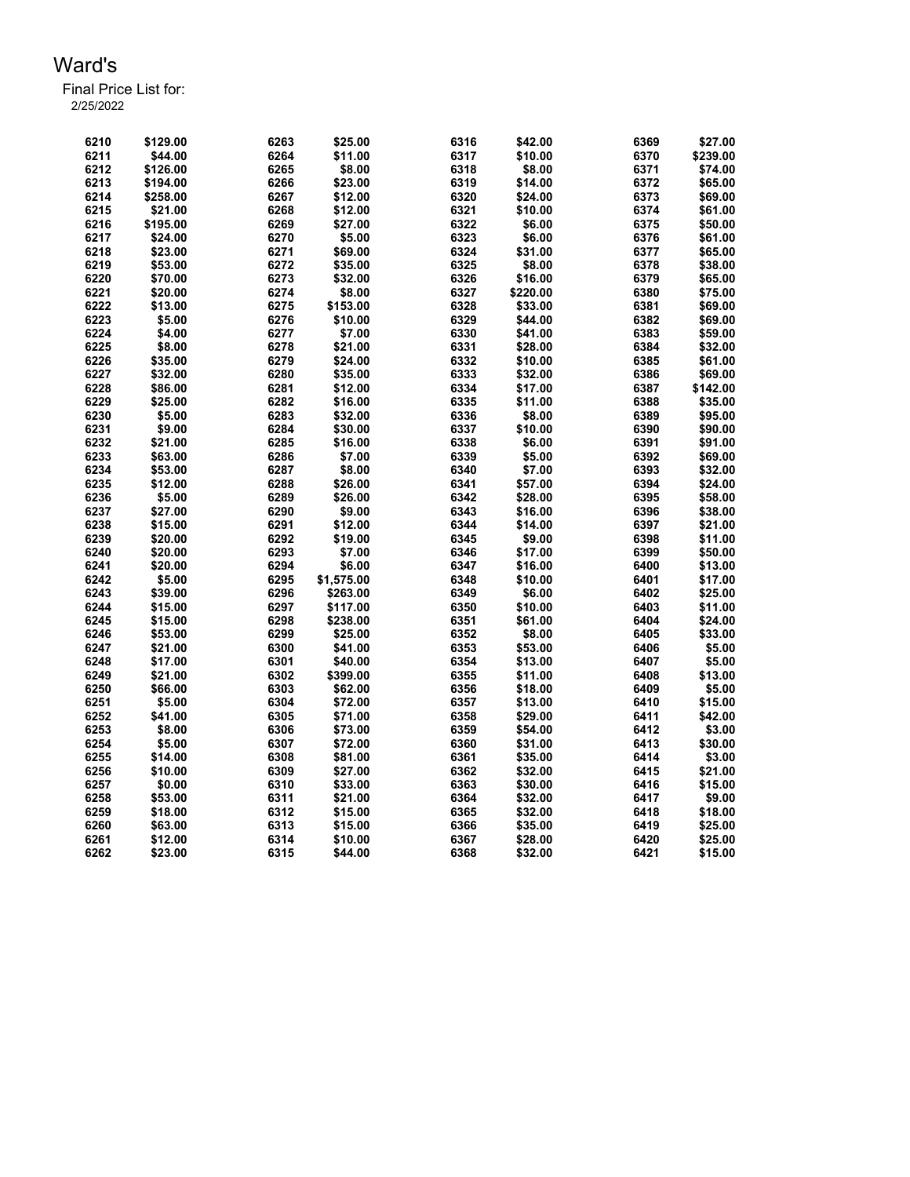# Ward's

Final Price List for:
2/25/2022

| | | | | | | | |
|---|---|---|---|---|---|---|---|
| 6210 | $129.00 | 6263 | $25.00 | 6316 | $42.00 | 6369 | $27.00 |
| 6211 | $44.00 | 6264 | $11.00 | 6317 | $10.00 | 6370 | $239.00 |
| 6212 | $126.00 | 6265 | $8.00 | 6318 | $8.00 | 6371 | $74.00 |
| 6213 | $194.00 | 6266 | $23.00 | 6319 | $14.00 | 6372 | $65.00 |
| 6214 | $258.00 | 6267 | $12.00 | 6320 | $24.00 | 6373 | $69.00 |
| 6215 | $21.00 | 6268 | $12.00 | 6321 | $10.00 | 6374 | $61.00 |
| 6216 | $195.00 | 6269 | $27.00 | 6322 | $6.00 | 6375 | $50.00 |
| 6217 | $24.00 | 6270 | $5.00 | 6323 | $6.00 | 6376 | $61.00 |
| 6218 | $23.00 | 6271 | $69.00 | 6324 | $31.00 | 6377 | $65.00 |
| 6219 | $53.00 | 6272 | $35.00 | 6325 | $8.00 | 6378 | $38.00 |
| 6220 | $70.00 | 6273 | $32.00 | 6326 | $16.00 | 6379 | $65.00 |
| 6221 | $20.00 | 6274 | $8.00 | 6327 | $220.00 | 6380 | $75.00 |
| 6222 | $13.00 | 6275 | $153.00 | 6328 | $33.00 | 6381 | $69.00 |
| 6223 | $5.00 | 6276 | $10.00 | 6329 | $44.00 | 6382 | $69.00 |
| 6224 | $4.00 | 6277 | $7.00 | 6330 | $41.00 | 6383 | $59.00 |
| 6225 | $8.00 | 6278 | $21.00 | 6331 | $28.00 | 6384 | $32.00 |
| 6226 | $35.00 | 6279 | $24.00 | 6332 | $10.00 | 6385 | $61.00 |
| 6227 | $32.00 | 6280 | $35.00 | 6333 | $32.00 | 6386 | $69.00 |
| 6228 | $86.00 | 6281 | $12.00 | 6334 | $17.00 | 6387 | $142.00 |
| 6229 | $25.00 | 6282 | $16.00 | 6335 | $11.00 | 6388 | $35.00 |
| 6230 | $5.00 | 6283 | $32.00 | 6336 | $8.00 | 6389 | $95.00 |
| 6231 | $9.00 | 6284 | $30.00 | 6337 | $10.00 | 6390 | $90.00 |
| 6232 | $21.00 | 6285 | $16.00 | 6338 | $6.00 | 6391 | $91.00 |
| 6233 | $63.00 | 6286 | $7.00 | 6339 | $5.00 | 6392 | $69.00 |
| 6234 | $53.00 | 6287 | $8.00 | 6340 | $7.00 | 6393 | $32.00 |
| 6235 | $12.00 | 6288 | $26.00 | 6341 | $57.00 | 6394 | $24.00 |
| 6236 | $5.00 | 6289 | $26.00 | 6342 | $28.00 | 6395 | $58.00 |
| 6237 | $27.00 | 6290 | $9.00 | 6343 | $16.00 | 6396 | $38.00 |
| 6238 | $15.00 | 6291 | $12.00 | 6344 | $14.00 | 6397 | $21.00 |
| 6239 | $20.00 | 6292 | $19.00 | 6345 | $9.00 | 6398 | $11.00 |
| 6240 | $20.00 | 6293 | $7.00 | 6346 | $17.00 | 6399 | $50.00 |
| 6241 | $20.00 | 6294 | $6.00 | 6347 | $16.00 | 6400 | $13.00 |
| 6242 | $5.00 | 6295 | $1,575.00 | 6348 | $10.00 | 6401 | $17.00 |
| 6243 | $39.00 | 6296 | $263.00 | 6349 | $6.00 | 6402 | $25.00 |
| 6244 | $15.00 | 6297 | $117.00 | 6350 | $10.00 | 6403 | $11.00 |
| 6245 | $15.00 | 6298 | $238.00 | 6351 | $61.00 | 6404 | $24.00 |
| 6246 | $53.00 | 6299 | $25.00 | 6352 | $8.00 | 6405 | $33.00 |
| 6247 | $21.00 | 6300 | $41.00 | 6353 | $53.00 | 6406 | $5.00 |
| 6248 | $17.00 | 6301 | $40.00 | 6354 | $13.00 | 6407 | $5.00 |
| 6249 | $21.00 | 6302 | $399.00 | 6355 | $11.00 | 6408 | $13.00 |
| 6250 | $66.00 | 6303 | $62.00 | 6356 | $18.00 | 6409 | $5.00 |
| 6251 | $5.00 | 6304 | $72.00 | 6357 | $13.00 | 6410 | $15.00 |
| 6252 | $41.00 | 6305 | $71.00 | 6358 | $29.00 | 6411 | $42.00 |
| 6253 | $8.00 | 6306 | $73.00 | 6359 | $54.00 | 6412 | $3.00 |
| 6254 | $5.00 | 6307 | $72.00 | 6360 | $31.00 | 6413 | $30.00 |
| 6255 | $14.00 | 6308 | $81.00 | 6361 | $35.00 | 6414 | $3.00 |
| 6256 | $10.00 | 6309 | $27.00 | 6362 | $32.00 | 6415 | $21.00 |
| 6257 | $0.00 | 6310 | $33.00 | 6363 | $30.00 | 6416 | $15.00 |
| 6258 | $53.00 | 6311 | $21.00 | 6364 | $32.00 | 6417 | $9.00 |
| 6259 | $18.00 | 6312 | $15.00 | 6365 | $32.00 | 6418 | $18.00 |
| 6260 | $63.00 | 6313 | $15.00 | 6366 | $35.00 | 6419 | $25.00 |
| 6261 | $12.00 | 6314 | $10.00 | 6367 | $28.00 | 6420 | $25.00 |
| 6262 | $23.00 | 6315 | $44.00 | 6368 | $32.00 | 6421 | $15.00 |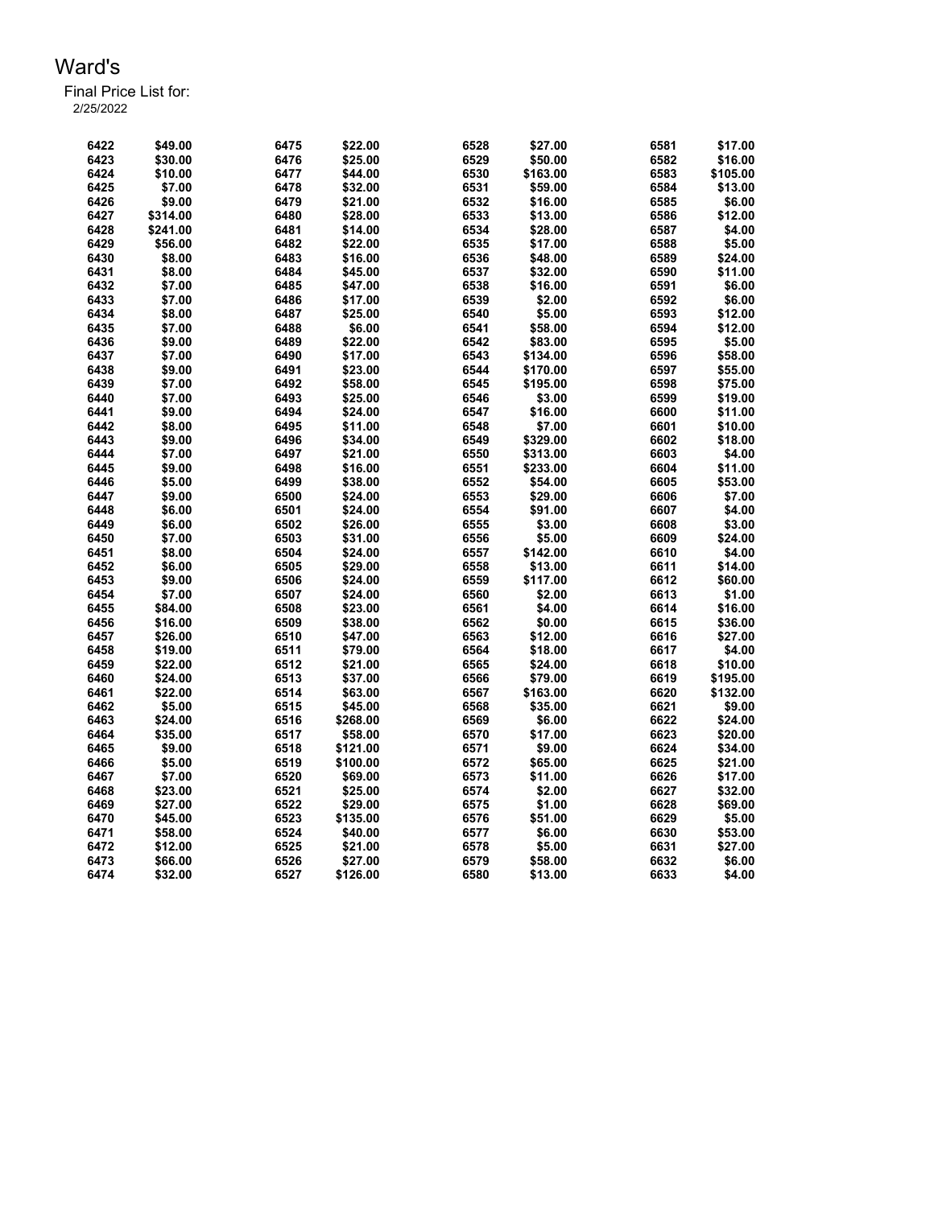# Ward's

Final Price List for:
2/25/2022

| | | | | | | | |
|---|---|---|---|---|---|---|---|
| 6422 | $49.00 | 6475 | $22.00 | 6528 | $27.00 | 6581 | $17.00 |
| 6423 | $30.00 | 6476 | $25.00 | 6529 | $50.00 | 6582 | $16.00 |
| 6424 | $10.00 | 6477 | $44.00 | 6530 | $163.00 | 6583 | $105.00 |
| 6425 | $7.00 | 6478 | $32.00 | 6531 | $59.00 | 6584 | $13.00 |
| 6426 | $9.00 | 6479 | $21.00 | 6532 | $16.00 | 6585 | $6.00 |
| 6427 | $314.00 | 6480 | $28.00 | 6533 | $13.00 | 6586 | $12.00 |
| 6428 | $241.00 | 6481 | $14.00 | 6534 | $28.00 | 6587 | $4.00 |
| 6429 | $56.00 | 6482 | $22.00 | 6535 | $17.00 | 6588 | $5.00 |
| 6430 | $8.00 | 6483 | $16.00 | 6536 | $48.00 | 6589 | $24.00 |
| 6431 | $8.00 | 6484 | $45.00 | 6537 | $32.00 | 6590 | $11.00 |
| 6432 | $7.00 | 6485 | $47.00 | 6538 | $16.00 | 6591 | $6.00 |
| 6433 | $7.00 | 6486 | $17.00 | 6539 | $2.00 | 6592 | $6.00 |
| 6434 | $8.00 | 6487 | $25.00 | 6540 | $5.00 | 6593 | $12.00 |
| 6435 | $7.00 | 6488 | $6.00 | 6541 | $58.00 | 6594 | $12.00 |
| 6436 | $9.00 | 6489 | $22.00 | 6542 | $83.00 | 6595 | $5.00 |
| 6437 | $7.00 | 6490 | $17.00 | 6543 | $134.00 | 6596 | $58.00 |
| 6438 | $9.00 | 6491 | $23.00 | 6544 | $170.00 | 6597 | $55.00 |
| 6439 | $7.00 | 6492 | $58.00 | 6545 | $195.00 | 6598 | $75.00 |
| 6440 | $7.00 | 6493 | $25.00 | 6546 | $3.00 | 6599 | $19.00 |
| 6441 | $9.00 | 6494 | $24.00 | 6547 | $16.00 | 6600 | $11.00 |
| 6442 | $8.00 | 6495 | $11.00 | 6548 | $7.00 | 6601 | $10.00 |
| 6443 | $9.00 | 6496 | $34.00 | 6549 | $329.00 | 6602 | $18.00 |
| 6444 | $7.00 | 6497 | $21.00 | 6550 | $313.00 | 6603 | $4.00 |
| 6445 | $9.00 | 6498 | $16.00 | 6551 | $233.00 | 6604 | $11.00 |
| 6446 | $5.00 | 6499 | $38.00 | 6552 | $54.00 | 6605 | $53.00 |
| 6447 | $9.00 | 6500 | $24.00 | 6553 | $29.00 | 6606 | $7.00 |
| 6448 | $6.00 | 6501 | $24.00 | 6554 | $91.00 | 6607 | $4.00 |
| 6449 | $6.00 | 6502 | $26.00 | 6555 | $3.00 | 6608 | $3.00 |
| 6450 | $7.00 | 6503 | $31.00 | 6556 | $5.00 | 6609 | $24.00 |
| 6451 | $8.00 | 6504 | $24.00 | 6557 | $142.00 | 6610 | $4.00 |
| 6452 | $6.00 | 6505 | $29.00 | 6558 | $13.00 | 6611 | $14.00 |
| 6453 | $9.00 | 6506 | $24.00 | 6559 | $117.00 | 6612 | $60.00 |
| 6454 | $7.00 | 6507 | $24.00 | 6560 | $2.00 | 6613 | $1.00 |
| 6455 | $84.00 | 6508 | $23.00 | 6561 | $4.00 | 6614 | $16.00 |
| 6456 | $16.00 | 6509 | $38.00 | 6562 | $0.00 | 6615 | $36.00 |
| 6457 | $26.00 | 6510 | $47.00 | 6563 | $12.00 | 6616 | $27.00 |
| 6458 | $19.00 | 6511 | $79.00 | 6564 | $18.00 | 6617 | $4.00 |
| 6459 | $22.00 | 6512 | $21.00 | 6565 | $24.00 | 6618 | $10.00 |
| 6460 | $24.00 | 6513 | $37.00 | 6566 | $79.00 | 6619 | $195.00 |
| 6461 | $22.00 | 6514 | $63.00 | 6567 | $163.00 | 6620 | $132.00 |
| 6462 | $5.00 | 6515 | $45.00 | 6568 | $35.00 | 6621 | $9.00 |
| 6463 | $24.00 | 6516 | $268.00 | 6569 | $6.00 | 6622 | $24.00 |
| 6464 | $35.00 | 6517 | $58.00 | 6570 | $17.00 | 6623 | $20.00 |
| 6465 | $9.00 | 6518 | $121.00 | 6571 | $9.00 | 6624 | $34.00 |
| 6466 | $5.00 | 6519 | $100.00 | 6572 | $65.00 | 6625 | $21.00 |
| 6467 | $7.00 | 6520 | $69.00 | 6573 | $11.00 | 6626 | $17.00 |
| 6468 | $23.00 | 6521 | $25.00 | 6574 | $2.00 | 6627 | $32.00 |
| 6469 | $27.00 | 6522 | $29.00 | 6575 | $1.00 | 6628 | $69.00 |
| 6470 | $45.00 | 6523 | $135.00 | 6576 | $51.00 | 6629 | $5.00 |
| 6471 | $58.00 | 6524 | $40.00 | 6577 | $6.00 | 6630 | $53.00 |
| 6472 | $12.00 | 6525 | $21.00 | 6578 | $5.00 | 6631 | $27.00 |
| 6473 | $66.00 | 6526 | $27.00 | 6579 | $58.00 | 6632 | $6.00 |
| 6474 | $32.00 | 6527 | $126.00 | 6580 | $13.00 | 6633 | $4.00 |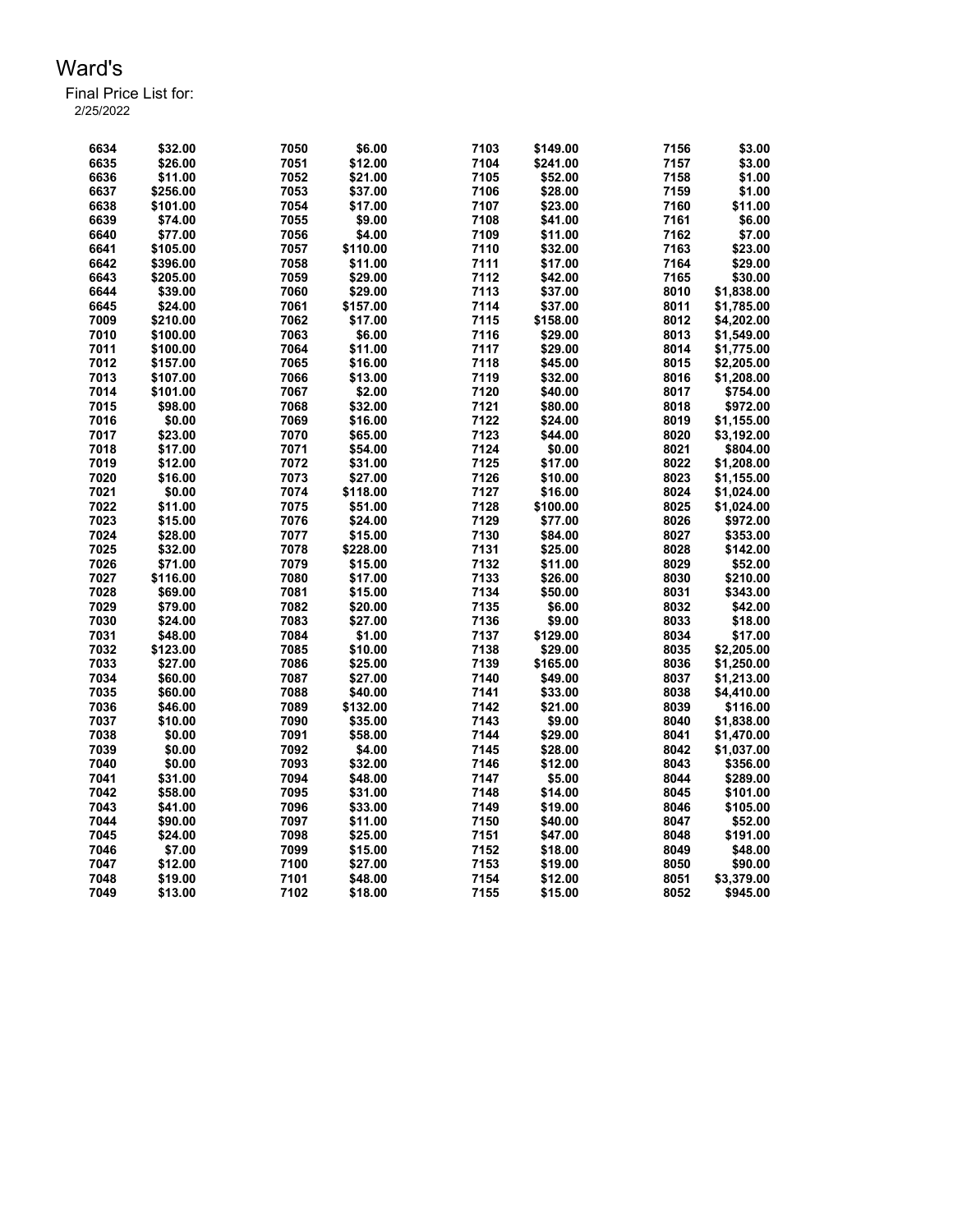# Ward's

Final Price List for:

2/25/2022

| | | | | | | | |
|---|---|---|---|---|---|---|---|
| 6634 | $32.00 | 7050 | $6.00 | 7103 | $149.00 | 7156 | $3.00 |
| 6635 | $26.00 | 7051 | $12.00 | 7104 | $241.00 | 7157 | $3.00 |
| 6636 | $11.00 | 7052 | $21.00 | 7105 | $52.00 | 7158 | $1.00 |
| 6637 | $256.00 | 7053 | $37.00 | 7106 | $28.00 | 7159 | $1.00 |
| 6638 | $101.00 | 7054 | $17.00 | 7107 | $23.00 | 7160 | $11.00 |
| 6639 | $74.00 | 7055 | $9.00 | 7108 | $41.00 | 7161 | $6.00 |
| 6640 | $77.00 | 7056 | $4.00 | 7109 | $11.00 | 7162 | $7.00 |
| 6641 | $105.00 | 7057 | $110.00 | 7110 | $32.00 | 7163 | $23.00 |
| 6642 | $396.00 | 7058 | $11.00 | 7111 | $17.00 | 7164 | $29.00 |
| 6643 | $205.00 | 7059 | $29.00 | 7112 | $42.00 | 7165 | $30.00 |
| 6644 | $39.00 | 7060 | $29.00 | 7113 | $37.00 | 8010 | $1,838.00 |
| 6645 | $24.00 | 7061 | $157.00 | 7114 | $37.00 | 8011 | $1,785.00 |
| 7009 | $210.00 | 7062 | $17.00 | 7115 | $158.00 | 8012 | $4,202.00 |
| 7010 | $100.00 | 7063 | $6.00 | 7116 | $29.00 | 8013 | $1,549.00 |
| 7011 | $100.00 | 7064 | $11.00 | 7117 | $29.00 | 8014 | $1,775.00 |
| 7012 | $157.00 | 7065 | $16.00 | 7118 | $45.00 | 8015 | $2,205.00 |
| 7013 | $107.00 | 7066 | $13.00 | 7119 | $32.00 | 8016 | $1,208.00 |
| 7014 | $101.00 | 7067 | $2.00 | 7120 | $40.00 | 8017 | $754.00 |
| 7015 | $98.00 | 7068 | $32.00 | 7121 | $80.00 | 8018 | $972.00 |
| 7016 | $0.00 | 7069 | $16.00 | 7122 | $24.00 | 8019 | $1,155.00 |
| 7017 | $23.00 | 7070 | $65.00 | 7123 | $44.00 | 8020 | $3,192.00 |
| 7018 | $17.00 | 7071 | $54.00 | 7124 | $0.00 | 8021 | $804.00 |
| 7019 | $12.00 | 7072 | $31.00 | 7125 | $17.00 | 8022 | $1,208.00 |
| 7020 | $16.00 | 7073 | $27.00 | 7126 | $10.00 | 8023 | $1,155.00 |
| 7021 | $0.00 | 7074 | $118.00 | 7127 | $16.00 | 8024 | $1,024.00 |
| 7022 | $11.00 | 7075 | $51.00 | 7128 | $100.00 | 8025 | $1,024.00 |
| 7023 | $15.00 | 7076 | $24.00 | 7129 | $77.00 | 8026 | $972.00 |
| 7024 | $28.00 | 7077 | $15.00 | 7130 | $84.00 | 8027 | $353.00 |
| 7025 | $32.00 | 7078 | $228.00 | 7131 | $25.00 | 8028 | $142.00 |
| 7026 | $71.00 | 7079 | $15.00 | 7132 | $11.00 | 8029 | $52.00 |
| 7027 | $116.00 | 7080 | $17.00 | 7133 | $26.00 | 8030 | $210.00 |
| 7028 | $69.00 | 7081 | $15.00 | 7134 | $50.00 | 8031 | $343.00 |
| 7029 | $79.00 | 7082 | $20.00 | 7135 | $6.00 | 8032 | $42.00 |
| 7030 | $24.00 | 7083 | $27.00 | 7136 | $9.00 | 8033 | $18.00 |
| 7031 | $48.00 | 7084 | $1.00 | 7137 | $129.00 | 8034 | $17.00 |
| 7032 | $123.00 | 7085 | $10.00 | 7138 | $29.00 | 8035 | $2,205.00 |
| 7033 | $27.00 | 7086 | $25.00 | 7139 | $165.00 | 8036 | $1,250.00 |
| 7034 | $60.00 | 7087 | $27.00 | 7140 | $49.00 | 8037 | $1,213.00 |
| 7035 | $60.00 | 7088 | $40.00 | 7141 | $33.00 | 8038 | $4,410.00 |
| 7036 | $46.00 | 7089 | $132.00 | 7142 | $21.00 | 8039 | $116.00 |
| 7037 | $10.00 | 7090 | $35.00 | 7143 | $9.00 | 8040 | $1,838.00 |
| 7038 | $0.00 | 7091 | $58.00 | 7144 | $29.00 | 8041 | $1,470.00 |
| 7039 | $0.00 | 7092 | $4.00 | 7145 | $28.00 | 8042 | $1,037.00 |
| 7040 | $0.00 | 7093 | $32.00 | 7146 | $12.00 | 8043 | $356.00 |
| 7041 | $31.00 | 7094 | $48.00 | 7147 | $5.00 | 8044 | $289.00 |
| 7042 | $58.00 | 7095 | $31.00 | 7148 | $14.00 | 8045 | $101.00 |
| 7043 | $41.00 | 7096 | $33.00 | 7149 | $19.00 | 8046 | $105.00 |
| 7044 | $90.00 | 7097 | $11.00 | 7150 | $40.00 | 8047 | $52.00 |
| 7045 | $24.00 | 7098 | $25.00 | 7151 | $47.00 | 8048 | $191.00 |
| 7046 | $7.00 | 7099 | $15.00 | 7152 | $18.00 | 8049 | $48.00 |
| 7047 | $12.00 | 7100 | $27.00 | 7153 | $19.00 | 8050 | $90.00 |
| 7048 | $19.00 | 7101 | $48.00 | 7154 | $12.00 | 8051 | $3,379.00 |
| 7049 | $13.00 | 7102 | $18.00 | 7155 | $15.00 | 8052 | $945.00 |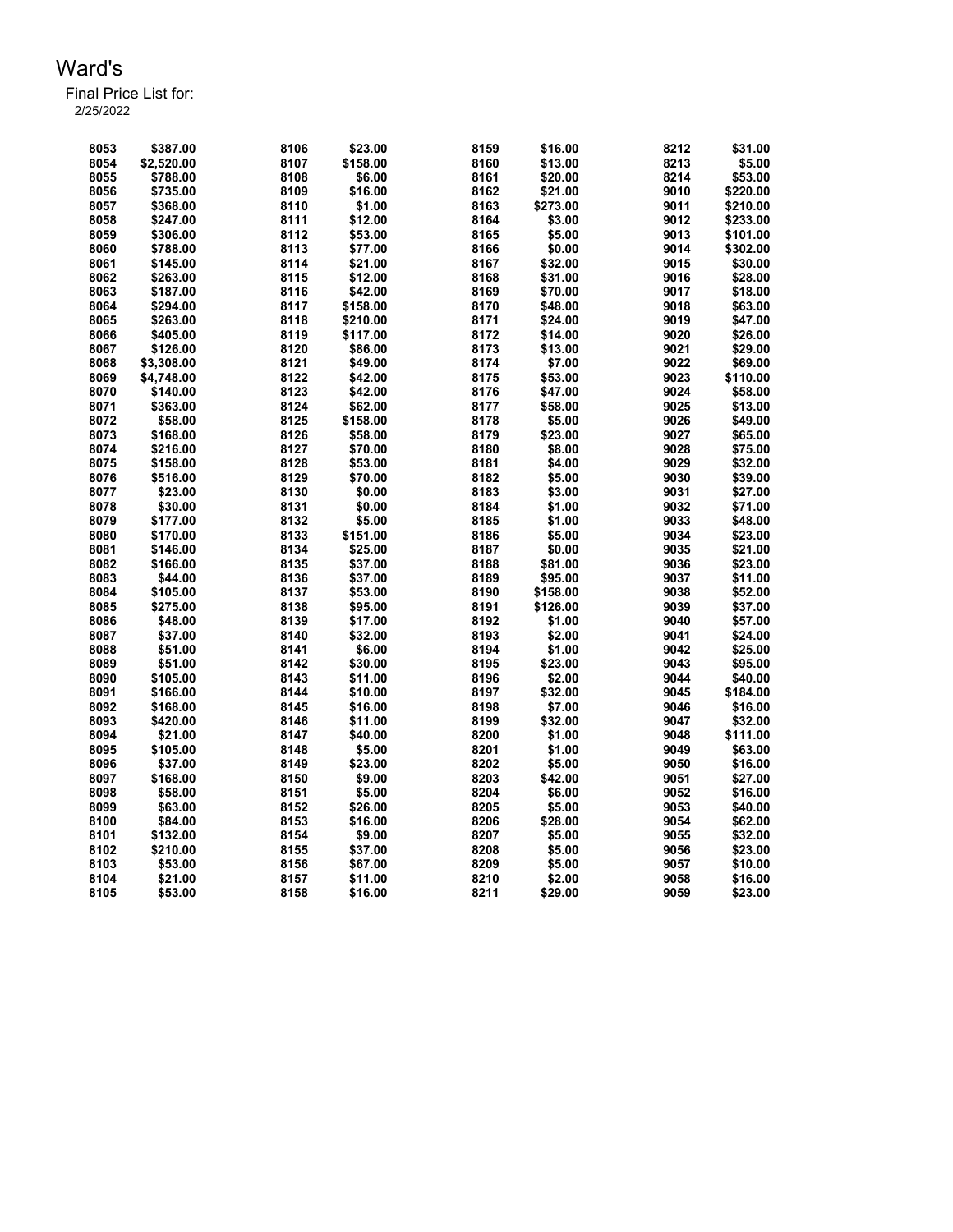# Ward's

Final Price List for:
2/25/2022

| | | | | | | | |
|---|---|---|---|---|---|---|---|
| 8053 | $387.00 | 8106 | $23.00 | 8159 | $16.00 | 8212 | $31.00 |
| 8054 | $2,520.00 | 8107 | $158.00 | 8160 | $13.00 | 8213 | $5.00 |
| 8055 | $788.00 | 8108 | $6.00 | 8161 | $20.00 | 8214 | $53.00 |
| 8056 | $735.00 | 8109 | $16.00 | 8162 | $21.00 | 9010 | $220.00 |
| 8057 | $368.00 | 8110 | $1.00 | 8163 | $273.00 | 9011 | $210.00 |
| 8058 | $247.00 | 8111 | $12.00 | 8164 | $3.00 | 9012 | $233.00 |
| 8059 | $306.00 | 8112 | $53.00 | 8165 | $5.00 | 9013 | $101.00 |
| 8060 | $788.00 | 8113 | $77.00 | 8166 | $0.00 | 9014 | $302.00 |
| 8061 | $145.00 | 8114 | $21.00 | 8167 | $32.00 | 9015 | $30.00 |
| 8062 | $263.00 | 8115 | $12.00 | 8168 | $31.00 | 9016 | $28.00 |
| 8063 | $187.00 | 8116 | $42.00 | 8169 | $70.00 | 9017 | $18.00 |
| 8064 | $294.00 | 8117 | $158.00 | 8170 | $48.00 | 9018 | $63.00 |
| 8065 | $263.00 | 8118 | $210.00 | 8171 | $24.00 | 9019 | $47.00 |
| 8066 | $405.00 | 8119 | $117.00 | 8172 | $14.00 | 9020 | $26.00 |
| 8067 | $126.00 | 8120 | $86.00 | 8173 | $13.00 | 9021 | $29.00 |
| 8068 | $3,308.00 | 8121 | $49.00 | 8174 | $7.00 | 9022 | $69.00 |
| 8069 | $4,748.00 | 8122 | $42.00 | 8175 | $53.00 | 9023 | $110.00 |
| 8070 | $140.00 | 8123 | $42.00 | 8176 | $47.00 | 9024 | $58.00 |
| 8071 | $363.00 | 8124 | $62.00 | 8177 | $58.00 | 9025 | $13.00 |
| 8072 | $58.00 | 8125 | $158.00 | 8178 | $5.00 | 9026 | $49.00 |
| 8073 | $168.00 | 8126 | $58.00 | 8179 | $23.00 | 9027 | $65.00 |
| 8074 | $216.00 | 8127 | $70.00 | 8180 | $8.00 | 9028 | $75.00 |
| 8075 | $158.00 | 8128 | $53.00 | 8181 | $4.00 | 9029 | $32.00 |
| 8076 | $516.00 | 8129 | $70.00 | 8182 | $5.00 | 9030 | $39.00 |
| 8077 | $23.00 | 8130 | $0.00 | 8183 | $3.00 | 9031 | $27.00 |
| 8078 | $30.00 | 8131 | $0.00 | 8184 | $1.00 | 9032 | $71.00 |
| 8079 | $177.00 | 8132 | $5.00 | 8185 | $1.00 | 9033 | $48.00 |
| 8080 | $170.00 | 8133 | $151.00 | 8186 | $5.00 | 9034 | $23.00 |
| 8081 | $146.00 | 8134 | $25.00 | 8187 | $0.00 | 9035 | $21.00 |
| 8082 | $166.00 | 8135 | $37.00 | 8188 | $81.00 | 9036 | $23.00 |
| 8083 | $44.00 | 8136 | $37.00 | 8189 | $95.00 | 9037 | $11.00 |
| 8084 | $105.00 | 8137 | $53.00 | 8190 | $158.00 | 9038 | $52.00 |
| 8085 | $275.00 | 8138 | $95.00 | 8191 | $126.00 | 9039 | $37.00 |
| 8086 | $48.00 | 8139 | $17.00 | 8192 | $1.00 | 9040 | $57.00 |
| 8087 | $37.00 | 8140 | $32.00 | 8193 | $2.00 | 9041 | $24.00 |
| 8088 | $51.00 | 8141 | $6.00 | 8194 | $1.00 | 9042 | $25.00 |
| 8089 | $51.00 | 8142 | $30.00 | 8195 | $23.00 | 9043 | $95.00 |
| 8090 | $105.00 | 8143 | $11.00 | 8196 | $2.00 | 9044 | $40.00 |
| 8091 | $166.00 | 8144 | $10.00 | 8197 | $32.00 | 9045 | $184.00 |
| 8092 | $168.00 | 8145 | $16.00 | 8198 | $7.00 | 9046 | $16.00 |
| 8093 | $420.00 | 8146 | $11.00 | 8199 | $32.00 | 9047 | $32.00 |
| 8094 | $21.00 | 8147 | $40.00 | 8200 | $1.00 | 9048 | $111.00 |
| 8095 | $105.00 | 8148 | $5.00 | 8201 | $1.00 | 9049 | $63.00 |
| 8096 | $37.00 | 8149 | $23.00 | 8202 | $5.00 | 9050 | $16.00 |
| 8097 | $168.00 | 8150 | $9.00 | 8203 | $42.00 | 9051 | $27.00 |
| 8098 | $58.00 | 8151 | $5.00 | 8204 | $6.00 | 9052 | $16.00 |
| 8099 | $63.00 | 8152 | $26.00 | 8205 | $5.00 | 9053 | $40.00 |
| 8100 | $84.00 | 8153 | $16.00 | 8206 | $28.00 | 9054 | $62.00 |
| 8101 | $132.00 | 8154 | $9.00 | 8207 | $5.00 | 9055 | $32.00 |
| 8102 | $210.00 | 8155 | $37.00 | 8208 | $5.00 | 9056 | $23.00 |
| 8103 | $53.00 | 8156 | $67.00 | 8209 | $5.00 | 9057 | $10.00 |
| 8104 | $21.00 | 8157 | $11.00 | 8210 | $2.00 | 9058 | $16.00 |
| 8105 | $53.00 | 8158 | $16.00 | 8211 | $29.00 | 9059 | $23.00 |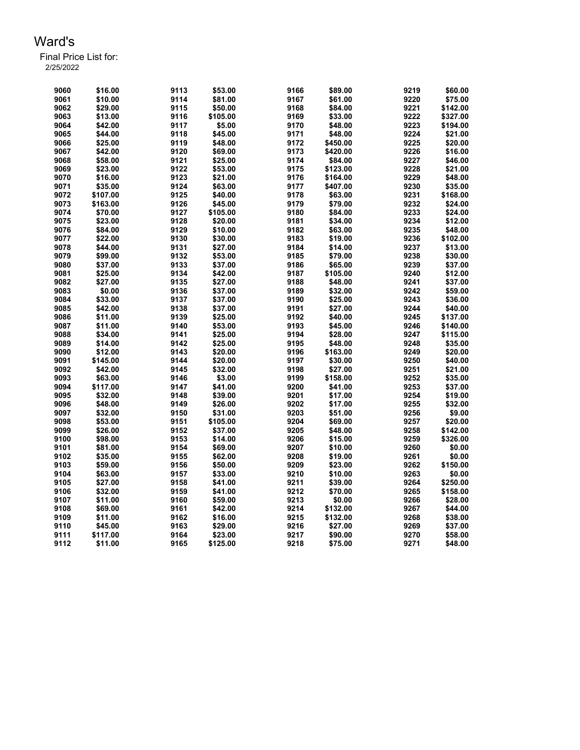# Ward's

Final Price List for:
2/25/2022

| | | | | | | | |
|---|---|---|---|---|---|---|---|
| 9060 | $16.00 | 9113 | $53.00 | 9166 | $89.00 | 9219 | $60.00 |
| 9061 | $10.00 | 9114 | $81.00 | 9167 | $61.00 | 9220 | $75.00 |
| 9062 | $29.00 | 9115 | $50.00 | 9168 | $84.00 | 9221 | $142.00 |
| 9063 | $13.00 | 9116 | $105.00 | 9169 | $33.00 | 9222 | $327.00 |
| 9064 | $42.00 | 9117 | $5.00 | 9170 | $48.00 | 9223 | $194.00 |
| 9065 | $44.00 | 9118 | $45.00 | 9171 | $48.00 | 9224 | $21.00 |
| 9066 | $25.00 | 9119 | $48.00 | 9172 | $450.00 | 9225 | $20.00 |
| 9067 | $42.00 | 9120 | $69.00 | 9173 | $420.00 | 9226 | $16.00 |
| 9068 | $58.00 | 9121 | $25.00 | 9174 | $84.00 | 9227 | $46.00 |
| 9069 | $23.00 | 9122 | $53.00 | 9175 | $123.00 | 9228 | $21.00 |
| 9070 | $16.00 | 9123 | $21.00 | 9176 | $164.00 | 9229 | $48.00 |
| 9071 | $35.00 | 9124 | $63.00 | 9177 | $407.00 | 9230 | $35.00 |
| 9072 | $107.00 | 9125 | $40.00 | 9178 | $63.00 | 9231 | $168.00 |
| 9073 | $163.00 | 9126 | $45.00 | 9179 | $79.00 | 9232 | $24.00 |
| 9074 | $70.00 | 9127 | $105.00 | 9180 | $84.00 | 9233 | $24.00 |
| 9075 | $23.00 | 9128 | $20.00 | 9181 | $34.00 | 9234 | $12.00 |
| 9076 | $84.00 | 9129 | $10.00 | 9182 | $63.00 | 9235 | $48.00 |
| 9077 | $22.00 | 9130 | $30.00 | 9183 | $19.00 | 9236 | $102.00 |
| 9078 | $44.00 | 9131 | $27.00 | 9184 | $14.00 | 9237 | $13.00 |
| 9079 | $99.00 | 9132 | $53.00 | 9185 | $79.00 | 9238 | $30.00 |
| 9080 | $37.00 | 9133 | $37.00 | 9186 | $65.00 | 9239 | $37.00 |
| 9081 | $25.00 | 9134 | $42.00 | 9187 | $105.00 | 9240 | $12.00 |
| 9082 | $27.00 | 9135 | $27.00 | 9188 | $48.00 | 9241 | $37.00 |
| 9083 | $0.00 | 9136 | $37.00 | 9189 | $32.00 | 9242 | $59.00 |
| 9084 | $33.00 | 9137 | $37.00 | 9190 | $25.00 | 9243 | $36.00 |
| 9085 | $42.00 | 9138 | $37.00 | 9191 | $27.00 | 9244 | $40.00 |
| 9086 | $11.00 | 9139 | $25.00 | 9192 | $40.00 | 9245 | $137.00 |
| 9087 | $11.00 | 9140 | $53.00 | 9193 | $45.00 | 9246 | $140.00 |
| 9088 | $34.00 | 9141 | $25.00 | 9194 | $28.00 | 9247 | $115.00 |
| 9089 | $14.00 | 9142 | $25.00 | 9195 | $48.00 | 9248 | $35.00 |
| 9090 | $12.00 | 9143 | $20.00 | 9196 | $163.00 | 9249 | $20.00 |
| 9091 | $145.00 | 9144 | $20.00 | 9197 | $30.00 | 9250 | $40.00 |
| 9092 | $42.00 | 9145 | $32.00 | 9198 | $27.00 | 9251 | $21.00 |
| 9093 | $63.00 | 9146 | $3.00 | 9199 | $158.00 | 9252 | $35.00 |
| 9094 | $117.00 | 9147 | $41.00 | 9200 | $41.00 | 9253 | $37.00 |
| 9095 | $32.00 | 9148 | $39.00 | 9201 | $17.00 | 9254 | $19.00 |
| 9096 | $48.00 | 9149 | $26.00 | 9202 | $17.00 | 9255 | $32.00 |
| 9097 | $32.00 | 9150 | $31.00 | 9203 | $51.00 | 9256 | $9.00 |
| 9098 | $53.00 | 9151 | $105.00 | 9204 | $69.00 | 9257 | $20.00 |
| 9099 | $26.00 | 9152 | $37.00 | 9205 | $48.00 | 9258 | $142.00 |
| 9100 | $98.00 | 9153 | $14.00 | 9206 | $15.00 | 9259 | $326.00 |
| 9101 | $81.00 | 9154 | $69.00 | 9207 | $10.00 | 9260 | $0.00 |
| 9102 | $35.00 | 9155 | $62.00 | 9208 | $19.00 | 9261 | $0.00 |
| 9103 | $59.00 | 9156 | $50.00 | 9209 | $23.00 | 9262 | $150.00 |
| 9104 | $63.00 | 9157 | $33.00 | 9210 | $10.00 | 9263 | $0.00 |
| 9105 | $27.00 | 9158 | $41.00 | 9211 | $39.00 | 9264 | $250.00 |
| 9106 | $32.00 | 9159 | $41.00 | 9212 | $70.00 | 9265 | $158.00 |
| 9107 | $11.00 | 9160 | $59.00 | 9213 | $0.00 | 9266 | $28.00 |
| 9108 | $69.00 | 9161 | $42.00 | 9214 | $132.00 | 9267 | $44.00 |
| 9109 | $11.00 | 9162 | $16.00 | 9215 | $132.00 | 9268 | $38.00 |
| 9110 | $45.00 | 9163 | $29.00 | 9216 | $27.00 | 9269 | $37.00 |
| 9111 | $117.00 | 9164 | $23.00 | 9217 | $90.00 | 9270 | $58.00 |
| 9112 | $11.00 | 9165 | $125.00 | 9218 | $75.00 | 9271 | $48.00 |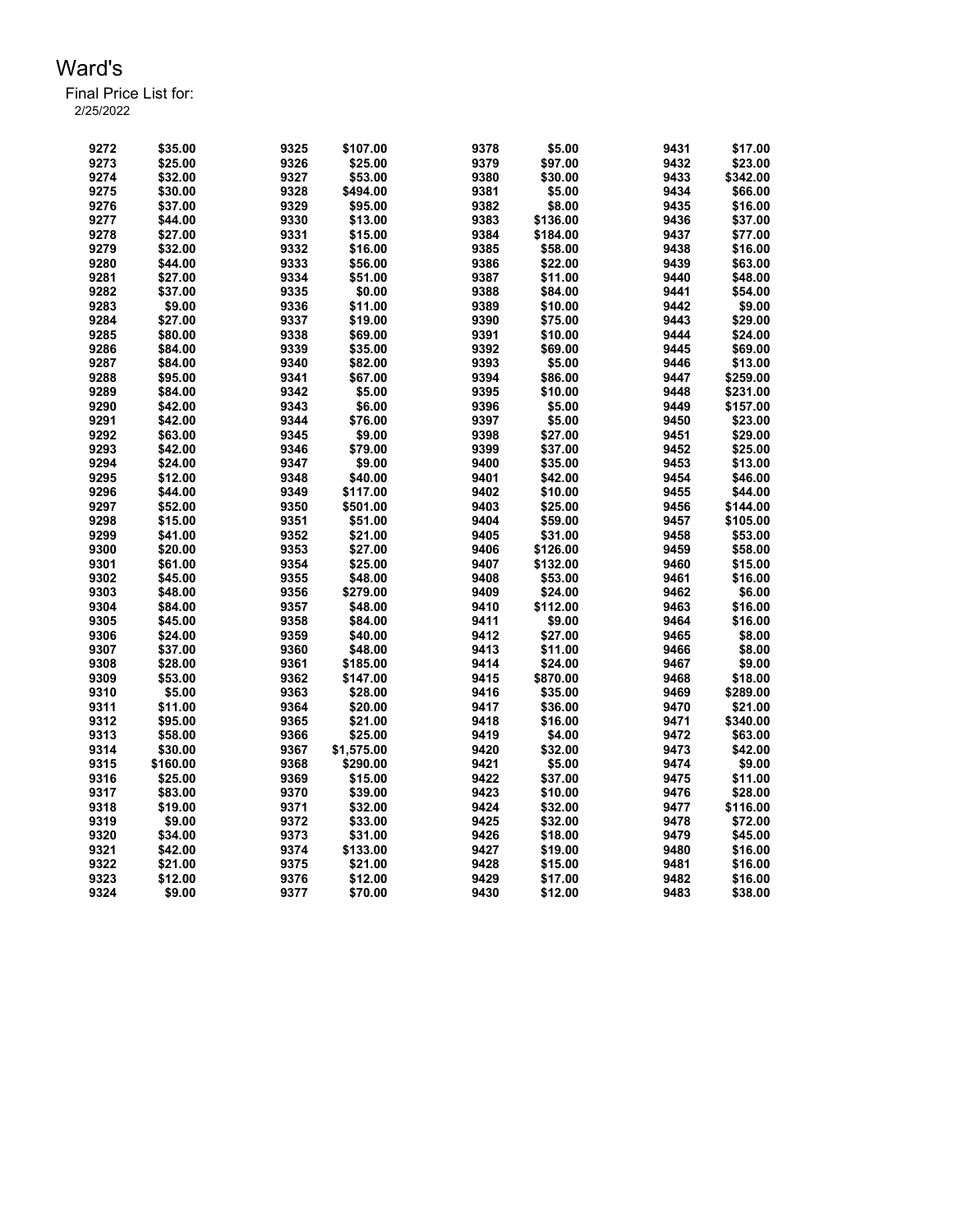# Ward's

Final Price List for:
2/25/2022

| | | | | | | | |
|---|---|---|---|---|---|---|---|
| 9272 | $35.00 | 9325 | $107.00 | 9378 | $5.00 | 9431 | $17.00 |
| 9273 | $25.00 | 9326 | $25.00 | 9379 | $97.00 | 9432 | $23.00 |
| 9274 | $32.00 | 9327 | $53.00 | 9380 | $30.00 | 9433 | $342.00 |
| 9275 | $30.00 | 9328 | $494.00 | 9381 | $5.00 | 9434 | $66.00 |
| 9276 | $37.00 | 9329 | $95.00 | 9382 | $8.00 | 9435 | $16.00 |
| 9277 | $44.00 | 9330 | $13.00 | 9383 | $136.00 | 9436 | $37.00 |
| 9278 | $27.00 | 9331 | $15.00 | 9384 | $184.00 | 9437 | $77.00 |
| 9279 | $32.00 | 9332 | $16.00 | 9385 | $58.00 | 9438 | $16.00 |
| 9280 | $44.00 | 9333 | $56.00 | 9386 | $22.00 | 9439 | $63.00 |
| 9281 | $27.00 | 9334 | $51.00 | 9387 | $11.00 | 9440 | $48.00 |
| 9282 | $37.00 | 9335 | $0.00 | 9388 | $84.00 | 9441 | $54.00 |
| 9283 | $9.00 | 9336 | $11.00 | 9389 | $10.00 | 9442 | $9.00 |
| 9284 | $27.00 | 9337 | $19.00 | 9390 | $75.00 | 9443 | $29.00 |
| 9285 | $80.00 | 9338 | $69.00 | 9391 | $10.00 | 9444 | $24.00 |
| 9286 | $84.00 | 9339 | $35.00 | 9392 | $69.00 | 9445 | $69.00 |
| 9287 | $84.00 | 9340 | $82.00 | 9393 | $5.00 | 9446 | $13.00 |
| 9288 | $95.00 | 9341 | $67.00 | 9394 | $86.00 | 9447 | $259.00 |
| 9289 | $84.00 | 9342 | $5.00 | 9395 | $10.00 | 9448 | $231.00 |
| 9290 | $42.00 | 9343 | $6.00 | 9396 | $5.00 | 9449 | $157.00 |
| 9291 | $42.00 | 9344 | $76.00 | 9397 | $5.00 | 9450 | $23.00 |
| 9292 | $63.00 | 9345 | $9.00 | 9398 | $27.00 | 9451 | $29.00 |
| 9293 | $42.00 | 9346 | $79.00 | 9399 | $37.00 | 9452 | $25.00 |
| 9294 | $24.00 | 9347 | $9.00 | 9400 | $35.00 | 9453 | $13.00 |
| 9295 | $12.00 | 9348 | $40.00 | 9401 | $42.00 | 9454 | $46.00 |
| 9296 | $44.00 | 9349 | $117.00 | 9402 | $10.00 | 9455 | $44.00 |
| 9297 | $52.00 | 9350 | $501.00 | 9403 | $25.00 | 9456 | $144.00 |
| 9298 | $15.00 | 9351 | $51.00 | 9404 | $59.00 | 9457 | $105.00 |
| 9299 | $41.00 | 9352 | $21.00 | 9405 | $31.00 | 9458 | $53.00 |
| 9300 | $20.00 | 9353 | $27.00 | 9406 | $126.00 | 9459 | $58.00 |
| 9301 | $61.00 | 9354 | $25.00 | 9407 | $132.00 | 9460 | $15.00 |
| 9302 | $45.00 | 9355 | $48.00 | 9408 | $53.00 | 9461 | $16.00 |
| 9303 | $48.00 | 9356 | $279.00 | 9409 | $24.00 | 9462 | $6.00 |
| 9304 | $84.00 | 9357 | $48.00 | 9410 | $112.00 | 9463 | $16.00 |
| 9305 | $45.00 | 9358 | $84.00 | 9411 | $9.00 | 9464 | $16.00 |
| 9306 | $24.00 | 9359 | $40.00 | 9412 | $27.00 | 9465 | $8.00 |
| 9307 | $37.00 | 9360 | $48.00 | 9413 | $11.00 | 9466 | $8.00 |
| 9308 | $28.00 | 9361 | $185.00 | 9414 | $24.00 | 9467 | $9.00 |
| 9309 | $53.00 | 9362 | $147.00 | 9415 | $870.00 | 9468 | $18.00 |
| 9310 | $5.00 | 9363 | $28.00 | 9416 | $35.00 | 9469 | $289.00 |
| 9311 | $11.00 | 9364 | $20.00 | 9417 | $36.00 | 9470 | $21.00 |
| 9312 | $95.00 | 9365 | $21.00 | 9418 | $16.00 | 9471 | $340.00 |
| 9313 | $58.00 | 9366 | $25.00 | 9419 | $4.00 | 9472 | $63.00 |
| 9314 | $30.00 | 9367 | $1,575.00 | 9420 | $32.00 | 9473 | $42.00 |
| 9315 | $160.00 | 9368 | $290.00 | 9421 | $5.00 | 9474 | $9.00 |
| 9316 | $25.00 | 9369 | $15.00 | 9422 | $37.00 | 9475 | $11.00 |
| 9317 | $83.00 | 9370 | $39.00 | 9423 | $10.00 | 9476 | $28.00 |
| 9318 | $19.00 | 9371 | $32.00 | 9424 | $32.00 | 9477 | $116.00 |
| 9319 | $9.00 | 9372 | $33.00 | 9425 | $32.00 | 9478 | $72.00 |
| 9320 | $34.00 | 9373 | $31.00 | 9426 | $18.00 | 9479 | $45.00 |
| 9321 | $42.00 | 9374 | $133.00 | 9427 | $19.00 | 9480 | $16.00 |
| 9322 | $21.00 | 9375 | $21.00 | 9428 | $15.00 | 9481 | $16.00 |
| 9323 | $12.00 | 9376 | $12.00 | 9429 | $17.00 | 9482 | $16.00 |
| 9324 | $9.00 | 9377 | $70.00 | 9430 | $12.00 | 9483 | $38.00 |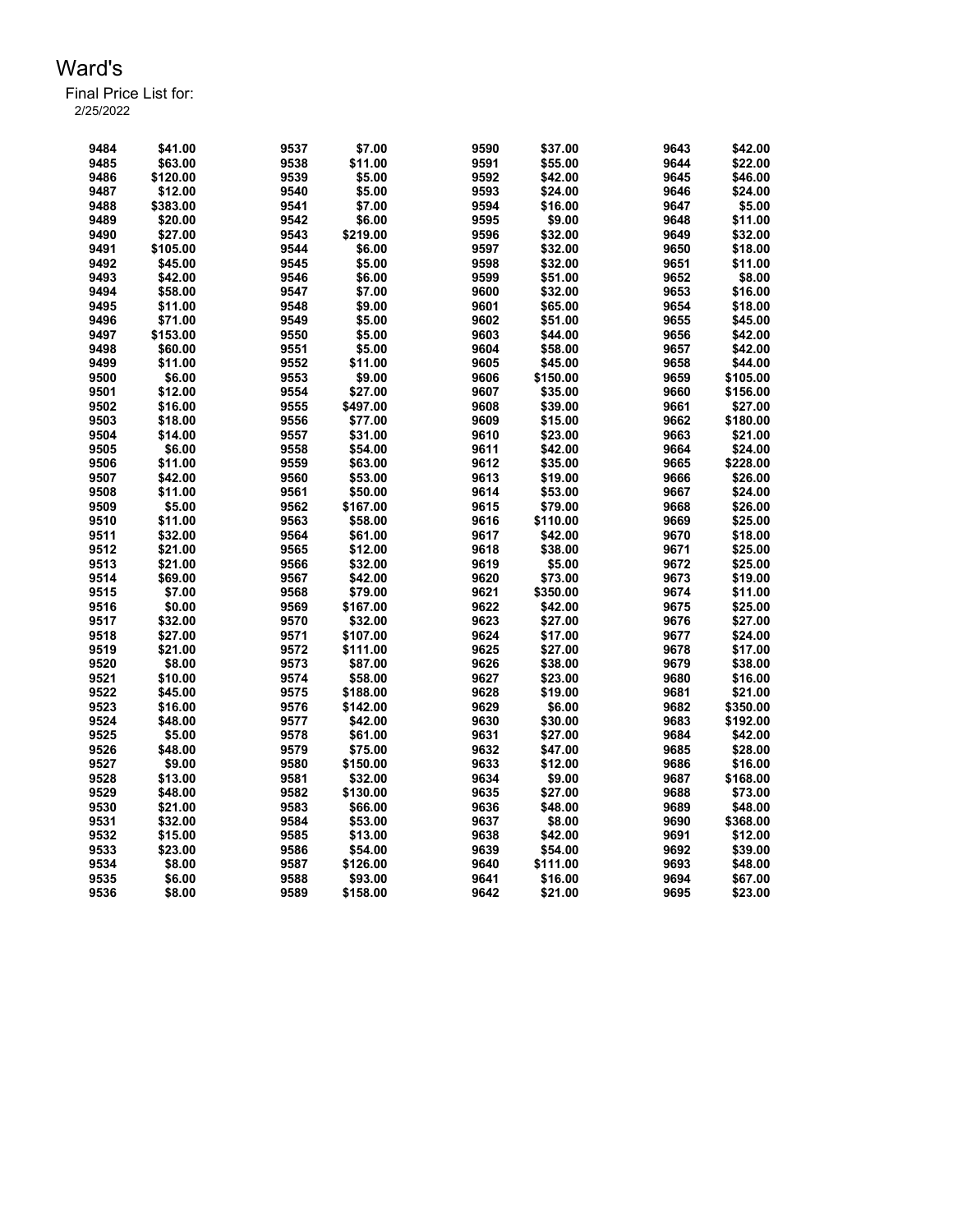Ward's

Final Price List for:

2/25/2022

| | | | | | | | |
|---|---|---|---|---|---|---|---|
| 9484 | $41.00 | 9537 | $7.00 | 9590 | $37.00 | 9643 | $42.00 |
| 9485 | $63.00 | 9538 | $11.00 | 9591 | $55.00 | 9644 | $22.00 |
| 9486 | $120.00 | 9539 | $5.00 | 9592 | $42.00 | 9645 | $46.00 |
| 9487 | $12.00 | 9540 | $5.00 | 9593 | $24.00 | 9646 | $24.00 |
| 9488 | $383.00 | 9541 | $7.00 | 9594 | $16.00 | 9647 | $5.00 |
| 9489 | $20.00 | 9542 | $6.00 | 9595 | $9.00 | 9648 | $11.00 |
| 9490 | $27.00 | 9543 | $219.00 | 9596 | $32.00 | 9649 | $32.00 |
| 9491 | $105.00 | 9544 | $6.00 | 9597 | $32.00 | 9650 | $18.00 |
| 9492 | $45.00 | 9545 | $5.00 | 9598 | $32.00 | 9651 | $11.00 |
| 9493 | $42.00 | 9546 | $6.00 | 9599 | $51.00 | 9652 | $8.00 |
| 9494 | $58.00 | 9547 | $7.00 | 9600 | $32.00 | 9653 | $16.00 |
| 9495 | $11.00 | 9548 | $9.00 | 9601 | $65.00 | 9654 | $18.00 |
| 9496 | $71.00 | 9549 | $5.00 | 9602 | $51.00 | 9655 | $45.00 |
| 9497 | $153.00 | 9550 | $5.00 | 9603 | $44.00 | 9656 | $42.00 |
| 9498 | $60.00 | 9551 | $5.00 | 9604 | $58.00 | 9657 | $42.00 |
| 9499 | $11.00 | 9552 | $11.00 | 9605 | $45.00 | 9658 | $44.00 |
| 9500 | $6.00 | 9553 | $9.00 | 9606 | $150.00 | 9659 | $105.00 |
| 9501 | $12.00 | 9554 | $27.00 | 9607 | $35.00 | 9660 | $156.00 |
| 9502 | $16.00 | 9555 | $497.00 | 9608 | $39.00 | 9661 | $27.00 |
| 9503 | $18.00 | 9556 | $77.00 | 9609 | $15.00 | 9662 | $180.00 |
| 9504 | $14.00 | 9557 | $31.00 | 9610 | $23.00 | 9663 | $21.00 |
| 9505 | $6.00 | 9558 | $54.00 | 9611 | $42.00 | 9664 | $24.00 |
| 9506 | $11.00 | 9559 | $63.00 | 9612 | $35.00 | 9665 | $228.00 |
| 9507 | $42.00 | 9560 | $53.00 | 9613 | $19.00 | 9666 | $26.00 |
| 9508 | $11.00 | 9561 | $50.00 | 9614 | $53.00 | 9667 | $24.00 |
| 9509 | $5.00 | 9562 | $167.00 | 9615 | $79.00 | 9668 | $26.00 |
| 9510 | $11.00 | 9563 | $58.00 | 9616 | $110.00 | 9669 | $25.00 |
| 9511 | $32.00 | 9564 | $61.00 | 9617 | $42.00 | 9670 | $18.00 |
| 9512 | $21.00 | 9565 | $12.00 | 9618 | $38.00 | 9671 | $25.00 |
| 9513 | $21.00 | 9566 | $32.00 | 9619 | $5.00 | 9672 | $25.00 |
| 9514 | $69.00 | 9567 | $42.00 | 9620 | $73.00 | 9673 | $19.00 |
| 9515 | $7.00 | 9568 | $79.00 | 9621 | $350.00 | 9674 | $11.00 |
| 9516 | $0.00 | 9569 | $167.00 | 9622 | $42.00 | 9675 | $25.00 |
| 9517 | $32.00 | 9570 | $32.00 | 9623 | $27.00 | 9676 | $27.00 |
| 9518 | $27.00 | 9571 | $107.00 | 9624 | $17.00 | 9677 | $24.00 |
| 9519 | $21.00 | 9572 | $111.00 | 9625 | $27.00 | 9678 | $17.00 |
| 9520 | $8.00 | 9573 | $87.00 | 9626 | $38.00 | 9679 | $38.00 |
| 9521 | $10.00 | 9574 | $58.00 | 9627 | $23.00 | 9680 | $16.00 |
| 9522 | $45.00 | 9575 | $188.00 | 9628 | $19.00 | 9681 | $21.00 |
| 9523 | $16.00 | 9576 | $142.00 | 9629 | $6.00 | 9682 | $350.00 |
| 9524 | $48.00 | 9577 | $42.00 | 9630 | $30.00 | 9683 | $192.00 |
| 9525 | $5.00 | 9578 | $61.00 | 9631 | $27.00 | 9684 | $42.00 |
| 9526 | $48.00 | 9579 | $75.00 | 9632 | $47.00 | 9685 | $28.00 |
| 9527 | $9.00 | 9580 | $150.00 | 9633 | $12.00 | 9686 | $16.00 |
| 9528 | $13.00 | 9581 | $32.00 | 9634 | $9.00 | 9687 | $168.00 |
| 9529 | $48.00 | 9582 | $130.00 | 9635 | $27.00 | 9688 | $73.00 |
| 9530 | $21.00 | 9583 | $66.00 | 9636 | $48.00 | 9689 | $48.00 |
| 9531 | $32.00 | 9584 | $53.00 | 9637 | $8.00 | 9690 | $368.00 |
| 9532 | $15.00 | 9585 | $13.00 | 9638 | $42.00 | 9691 | $12.00 |
| 9533 | $23.00 | 9586 | $54.00 | 9639 | $54.00 | 9692 | $39.00 |
| 9534 | $8.00 | 9587 | $126.00 | 9640 | $111.00 | 9693 | $48.00 |
| 9535 | $6.00 | 9588 | $93.00 | 9641 | $16.00 | 9694 | $67.00 |
| 9536 | $8.00 | 9589 | $158.00 | 9642 | $21.00 | 9695 | $23.00 |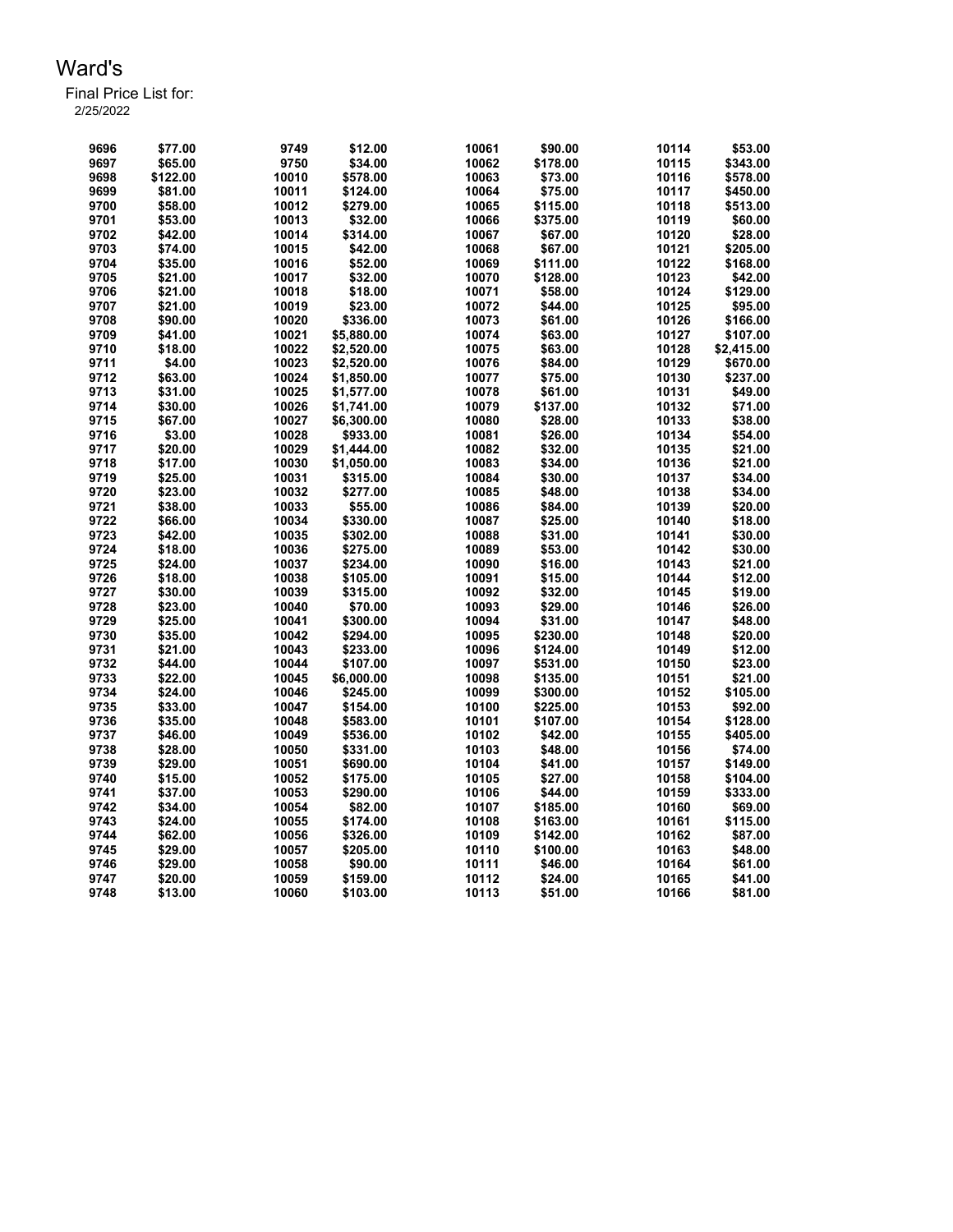# Ward's

Final Price List for:
2/25/2022

| | | | | | | | |
|---|---|---|---|---|---|---|---|
| 9696 | $77.00 | 9749 | $12.00 | 10061 | $90.00 | 10114 | $53.00 |
| 9697 | $65.00 | 9750 | $34.00 | 10062 | $178.00 | 10115 | $343.00 |
| 9698 | $122.00 | 10010 | $578.00 | 10063 | $73.00 | 10116 | $578.00 |
| 9699 | $81.00 | 10011 | $124.00 | 10064 | $75.00 | 10117 | $450.00 |
| 9700 | $58.00 | 10012 | $279.00 | 10065 | $115.00 | 10118 | $513.00 |
| 9701 | $53.00 | 10013 | $32.00 | 10066 | $375.00 | 10119 | $60.00 |
| 9702 | $42.00 | 10014 | $314.00 | 10067 | $67.00 | 10120 | $28.00 |
| 9703 | $74.00 | 10015 | $42.00 | 10068 | $67.00 | 10121 | $205.00 |
| 9704 | $35.00 | 10016 | $52.00 | 10069 | $111.00 | 10122 | $168.00 |
| 9705 | $21.00 | 10017 | $32.00 | 10070 | $128.00 | 10123 | $42.00 |
| 9706 | $21.00 | 10018 | $18.00 | 10071 | $58.00 | 10124 | $129.00 |
| 9707 | $21.00 | 10019 | $23.00 | 10072 | $44.00 | 10125 | $95.00 |
| 9708 | $90.00 | 10020 | $336.00 | 10073 | $61.00 | 10126 | $166.00 |
| 9709 | $41.00 | 10021 | $5,880.00 | 10074 | $63.00 | 10127 | $107.00 |
| 9710 | $18.00 | 10022 | $2,520.00 | 10075 | $63.00 | 10128 | $2,415.00 |
| 9711 | $4.00 | 10023 | $2,520.00 | 10076 | $84.00 | 10129 | $670.00 |
| 9712 | $63.00 | 10024 | $1,850.00 | 10077 | $75.00 | 10130 | $237.00 |
| 9713 | $31.00 | 10025 | $1,577.00 | 10078 | $61.00 | 10131 | $49.00 |
| 9714 | $30.00 | 10026 | $1,741.00 | 10079 | $137.00 | 10132 | $71.00 |
| 9715 | $67.00 | 10027 | $6,300.00 | 10080 | $28.00 | 10133 | $38.00 |
| 9716 | $3.00 | 10028 | $933.00 | 10081 | $26.00 | 10134 | $54.00 |
| 9717 | $20.00 | 10029 | $1,444.00 | 10082 | $32.00 | 10135 | $21.00 |
| 9718 | $17.00 | 10030 | $1,050.00 | 10083 | $34.00 | 10136 | $21.00 |
| 9719 | $25.00 | 10031 | $315.00 | 10084 | $30.00 | 10137 | $34.00 |
| 9720 | $23.00 | 10032 | $277.00 | 10085 | $48.00 | 10138 | $34.00 |
| 9721 | $38.00 | 10033 | $55.00 | 10086 | $84.00 | 10139 | $20.00 |
| 9722 | $66.00 | 10034 | $330.00 | 10087 | $25.00 | 10140 | $18.00 |
| 9723 | $42.00 | 10035 | $302.00 | 10088 | $31.00 | 10141 | $30.00 |
| 9724 | $18.00 | 10036 | $275.00 | 10089 | $53.00 | 10142 | $30.00 |
| 9725 | $24.00 | 10037 | $234.00 | 10090 | $16.00 | 10143 | $21.00 |
| 9726 | $18.00 | 10038 | $105.00 | 10091 | $15.00 | 10144 | $12.00 |
| 9727 | $30.00 | 10039 | $315.00 | 10092 | $32.00 | 10145 | $19.00 |
| 9728 | $23.00 | 10040 | $70.00 | 10093 | $29.00 | 10146 | $26.00 |
| 9729 | $25.00 | 10041 | $300.00 | 10094 | $31.00 | 10147 | $48.00 |
| 9730 | $35.00 | 10042 | $294.00 | 10095 | $230.00 | 10148 | $20.00 |
| 9731 | $21.00 | 10043 | $233.00 | 10096 | $124.00 | 10149 | $12.00 |
| 9732 | $44.00 | 10044 | $107.00 | 10097 | $531.00 | 10150 | $23.00 |
| 9733 | $22.00 | 10045 | $6,000.00 | 10098 | $135.00 | 10151 | $21.00 |
| 9734 | $24.00 | 10046 | $245.00 | 10099 | $300.00 | 10152 | $105.00 |
| 9735 | $33.00 | 10047 | $154.00 | 10100 | $225.00 | 10153 | $92.00 |
| 9736 | $35.00 | 10048 | $583.00 | 10101 | $107.00 | 10154 | $128.00 |
| 9737 | $46.00 | 10049 | $536.00 | 10102 | $42.00 | 10155 | $405.00 |
| 9738 | $28.00 | 10050 | $331.00 | 10103 | $48.00 | 10156 | $74.00 |
| 9739 | $29.00 | 10051 | $690.00 | 10104 | $41.00 | 10157 | $149.00 |
| 9740 | $15.00 | 10052 | $175.00 | 10105 | $27.00 | 10158 | $104.00 |
| 9741 | $37.00 | 10053 | $290.00 | 10106 | $44.00 | 10159 | $333.00 |
| 9742 | $34.00 | 10054 | $82.00 | 10107 | $185.00 | 10160 | $69.00 |
| 9743 | $24.00 | 10055 | $174.00 | 10108 | $163.00 | 10161 | $115.00 |
| 9744 | $62.00 | 10056 | $326.00 | 10109 | $142.00 | 10162 | $87.00 |
| 9745 | $29.00 | 10057 | $205.00 | 10110 | $100.00 | 10163 | $48.00 |
| 9746 | $29.00 | 10058 | $90.00 | 10111 | $46.00 | 10164 | $61.00 |
| 9747 | $20.00 | 10059 | $159.00 | 10112 | $24.00 | 10165 | $41.00 |
| 9748 | $13.00 | 10060 | $103.00 | 10113 | $51.00 | 10166 | $81.00 |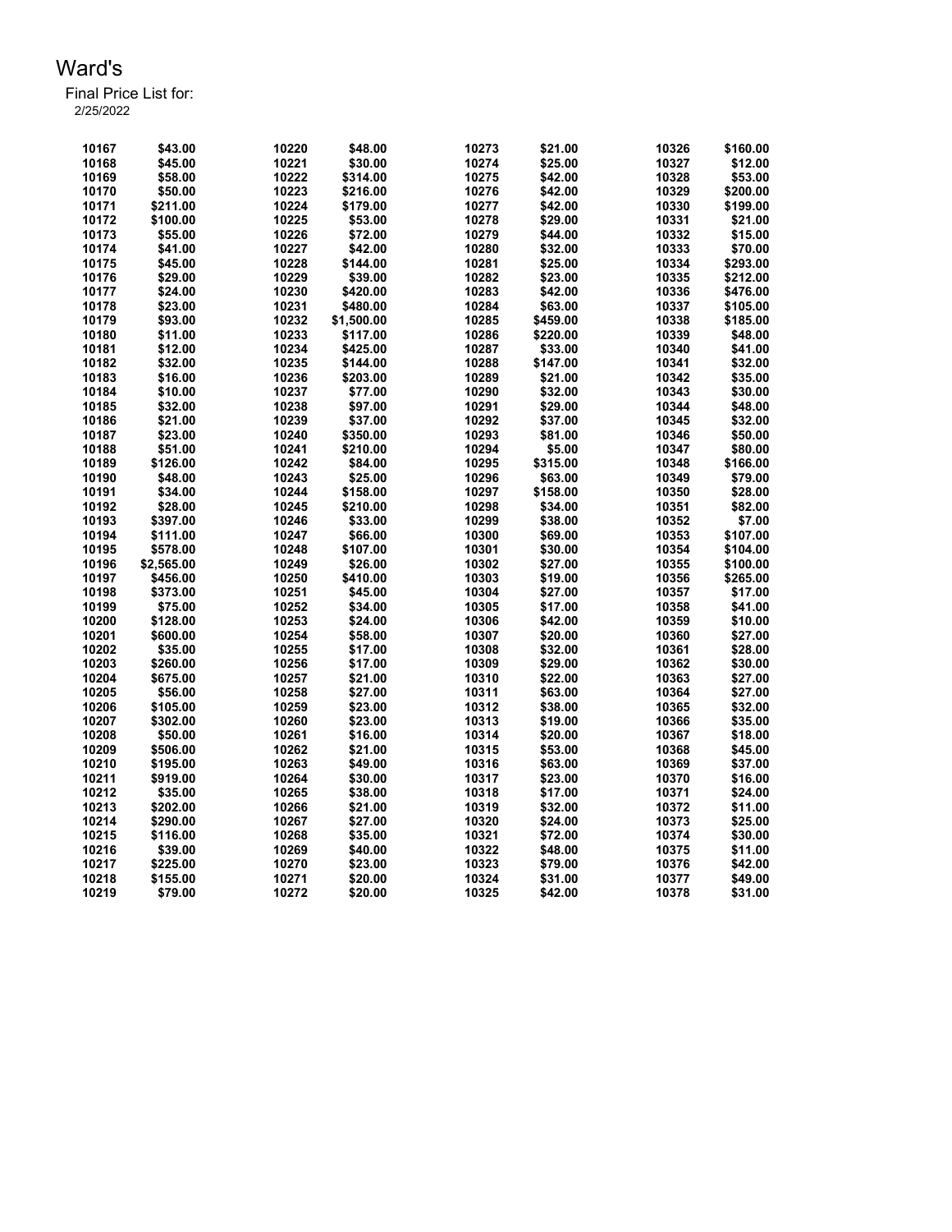# Ward's

Final Price List for:
2/25/2022

| | | | | | | | |
|---|---|---|---|---|---|---|---|
| 10167 | $43.00 | 10220 | $48.00 | 10273 | $21.00 | 10326 | $160.00 |
| 10168 | $45.00 | 10221 | $30.00 | 10274 | $25.00 | 10327 | $12.00 |
| 10169 | $58.00 | 10222 | $314.00 | 10275 | $42.00 | 10328 | $53.00 |
| 10170 | $50.00 | 10223 | $216.00 | 10276 | $42.00 | 10329 | $200.00 |
| 10171 | $211.00 | 10224 | $179.00 | 10277 | $42.00 | 10330 | $199.00 |
| 10172 | $100.00 | 10225 | $53.00 | 10278 | $29.00 | 10331 | $21.00 |
| 10173 | $55.00 | 10226 | $72.00 | 10279 | $44.00 | 10332 | $15.00 |
| 10174 | $41.00 | 10227 | $42.00 | 10280 | $32.00 | 10333 | $70.00 |
| 10175 | $45.00 | 10228 | $144.00 | 10281 | $25.00 | 10334 | $293.00 |
| 10176 | $29.00 | 10229 | $39.00 | 10282 | $23.00 | 10335 | $212.00 |
| 10177 | $24.00 | 10230 | $420.00 | 10283 | $42.00 | 10336 | $476.00 |
| 10178 | $23.00 | 10231 | $480.00 | 10284 | $63.00 | 10337 | $105.00 |
| 10179 | $93.00 | 10232 | $1,500.00 | 10285 | $459.00 | 10338 | $185.00 |
| 10180 | $11.00 | 10233 | $117.00 | 10286 | $220.00 | 10339 | $48.00 |
| 10181 | $12.00 | 10234 | $425.00 | 10287 | $33.00 | 10340 | $41.00 |
| 10182 | $32.00 | 10235 | $144.00 | 10288 | $147.00 | 10341 | $32.00 |
| 10183 | $16.00 | 10236 | $203.00 | 10289 | $21.00 | 10342 | $35.00 |
| 10184 | $10.00 | 10237 | $77.00 | 10290 | $32.00 | 10343 | $30.00 |
| 10185 | $32.00 | 10238 | $97.00 | 10291 | $29.00 | 10344 | $48.00 |
| 10186 | $21.00 | 10239 | $37.00 | 10292 | $37.00 | 10345 | $32.00 |
| 10187 | $23.00 | 10240 | $350.00 | 10293 | $81.00 | 10346 | $50.00 |
| 10188 | $51.00 | 10241 | $210.00 | 10294 | $5.00 | 10347 | $80.00 |
| 10189 | $126.00 | 10242 | $84.00 | 10295 | $315.00 | 10348 | $166.00 |
| 10190 | $48.00 | 10243 | $25.00 | 10296 | $63.00 | 10349 | $79.00 |
| 10191 | $34.00 | 10244 | $158.00 | 10297 | $158.00 | 10350 | $28.00 |
| 10192 | $28.00 | 10245 | $210.00 | 10298 | $34.00 | 10351 | $82.00 |
| 10193 | $397.00 | 10246 | $33.00 | 10299 | $38.00 | 10352 | $7.00 |
| 10194 | $111.00 | 10247 | $66.00 | 10300 | $69.00 | 10353 | $107.00 |
| 10195 | $578.00 | 10248 | $107.00 | 10301 | $30.00 | 10354 | $104.00 |
| 10196 | $2,565.00 | 10249 | $26.00 | 10302 | $27.00 | 10355 | $100.00 |
| 10197 | $456.00 | 10250 | $410.00 | 10303 | $19.00 | 10356 | $265.00 |
| 10198 | $373.00 | 10251 | $45.00 | 10304 | $27.00 | 10357 | $17.00 |
| 10199 | $75.00 | 10252 | $34.00 | 10305 | $17.00 | 10358 | $41.00 |
| 10200 | $128.00 | 10253 | $24.00 | 10306 | $42.00 | 10359 | $10.00 |
| 10201 | $600.00 | 10254 | $58.00 | 10307 | $20.00 | 10360 | $27.00 |
| 10202 | $35.00 | 10255 | $17.00 | 10308 | $32.00 | 10361 | $28.00 |
| 10203 | $260.00 | 10256 | $17.00 | 10309 | $29.00 | 10362 | $30.00 |
| 10204 | $675.00 | 10257 | $21.00 | 10310 | $22.00 | 10363 | $27.00 |
| 10205 | $56.00 | 10258 | $27.00 | 10311 | $63.00 | 10364 | $27.00 |
| 10206 | $105.00 | 10259 | $23.00 | 10312 | $38.00 | 10365 | $32.00 |
| 10207 | $302.00 | 10260 | $23.00 | 10313 | $19.00 | 10366 | $35.00 |
| 10208 | $50.00 | 10261 | $16.00 | 10314 | $20.00 | 10367 | $18.00 |
| 10209 | $506.00 | 10262 | $21.00 | 10315 | $53.00 | 10368 | $45.00 |
| 10210 | $195.00 | 10263 | $49.00 | 10316 | $63.00 | 10369 | $37.00 |
| 10211 | $919.00 | 10264 | $30.00 | 10317 | $23.00 | 10370 | $16.00 |
| 10212 | $35.00 | 10265 | $38.00 | 10318 | $17.00 | 10371 | $24.00 |
| 10213 | $202.00 | 10266 | $21.00 | 10319 | $32.00 | 10372 | $11.00 |
| 10214 | $290.00 | 10267 | $27.00 | 10320 | $24.00 | 10373 | $25.00 |
| 10215 | $116.00 | 10268 | $35.00 | 10321 | $72.00 | 10374 | $30.00 |
| 10216 | $39.00 | 10269 | $40.00 | 10322 | $48.00 | 10375 | $11.00 |
| 10217 | $225.00 | 10270 | $23.00 | 10323 | $79.00 | 10376 | $42.00 |
| 10218 | $155.00 | 10271 | $20.00 | 10324 | $31.00 | 10377 | $49.00 |
| 10219 | $79.00 | 10272 | $20.00 | 10325 | $42.00 | 10378 | $31.00 |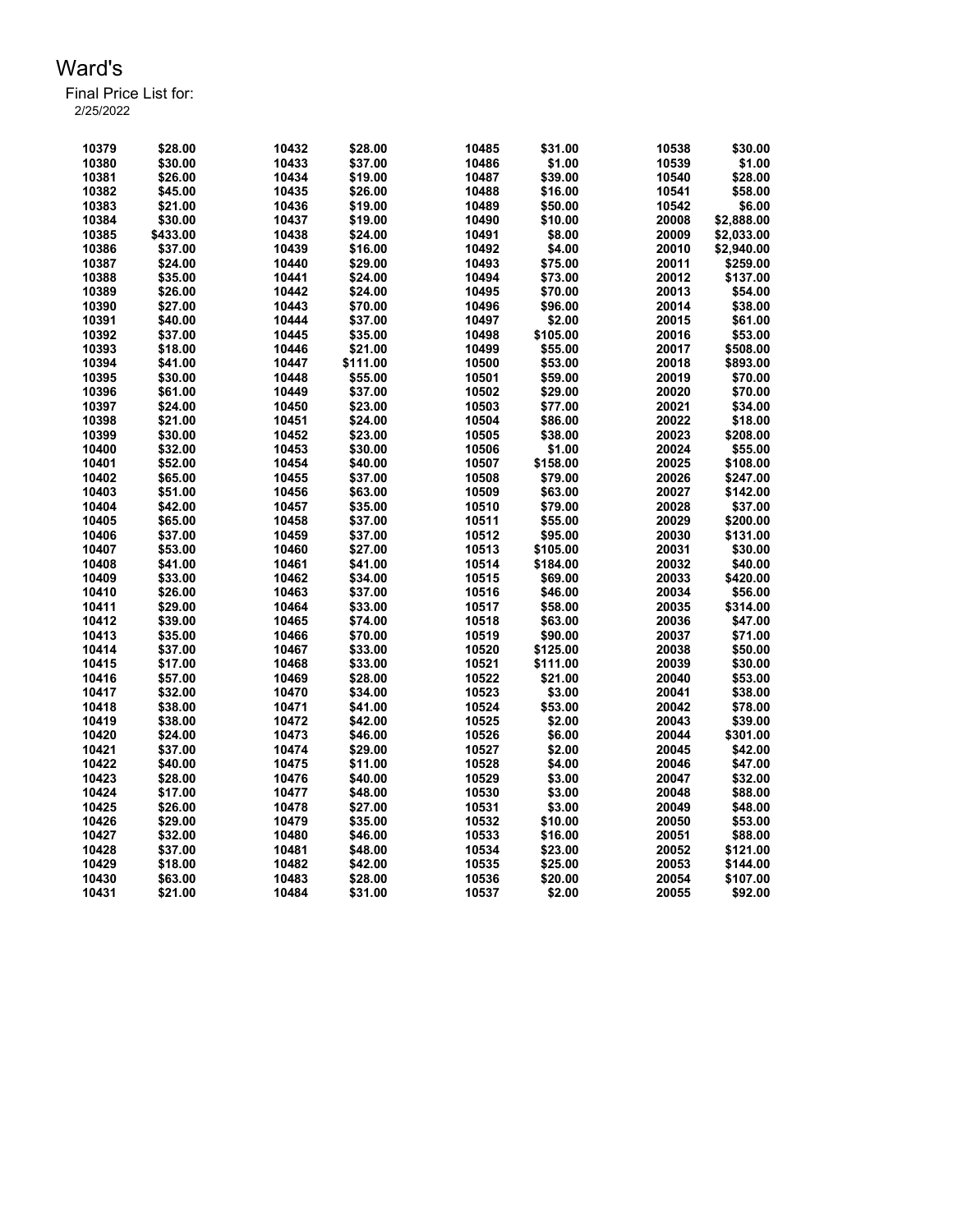# Ward's

Final Price List for:
2/25/2022

| | | | | | | | |
|---|---|---|---|---|---|---|---|
| 10379 | $28.00 | 10432 | $28.00 | 10485 | $31.00 | 10538 | $30.00 |
| 10380 | $30.00 | 10433 | $37.00 | 10486 | $1.00 | 10539 | $1.00 |
| 10381 | $26.00 | 10434 | $19.00 | 10487 | $39.00 | 10540 | $28.00 |
| 10382 | $45.00 | 10435 | $26.00 | 10488 | $16.00 | 10541 | $58.00 |
| 10383 | $21.00 | 10436 | $19.00 | 10489 | $50.00 | 10542 | $6.00 |
| 10384 | $30.00 | 10437 | $19.00 | 10490 | $10.00 | 20008 | $2,888.00 |
| 10385 | $433.00 | 10438 | $24.00 | 10491 | $8.00 | 20009 | $2,033.00 |
| 10386 | $37.00 | 10439 | $16.00 | 10492 | $4.00 | 20010 | $2,940.00 |
| 10387 | $24.00 | 10440 | $29.00 | 10493 | $75.00 | 20011 | $259.00 |
| 10388 | $35.00 | 10441 | $24.00 | 10494 | $73.00 | 20012 | $137.00 |
| 10389 | $26.00 | 10442 | $24.00 | 10495 | $70.00 | 20013 | $54.00 |
| 10390 | $27.00 | 10443 | $70.00 | 10496 | $96.00 | 20014 | $38.00 |
| 10391 | $40.00 | 10444 | $37.00 | 10497 | $2.00 | 20015 | $61.00 |
| 10392 | $37.00 | 10445 | $35.00 | 10498 | $105.00 | 20016 | $53.00 |
| 10393 | $18.00 | 10446 | $21.00 | 10499 | $55.00 | 20017 | $508.00 |
| 10394 | $41.00 | 10447 | $111.00 | 10500 | $53.00 | 20018 | $893.00 |
| 10395 | $30.00 | 10448 | $55.00 | 10501 | $59.00 | 20019 | $70.00 |
| 10396 | $61.00 | 10449 | $37.00 | 10502 | $29.00 | 20020 | $70.00 |
| 10397 | $24.00 | 10450 | $23.00 | 10503 | $77.00 | 20021 | $34.00 |
| 10398 | $21.00 | 10451 | $24.00 | 10504 | $86.00 | 20022 | $18.00 |
| 10399 | $30.00 | 10452 | $23.00 | 10505 | $38.00 | 20023 | $208.00 |
| 10400 | $32.00 | 10453 | $30.00 | 10506 | $1.00 | 20024 | $55.00 |
| 10401 | $52.00 | 10454 | $40.00 | 10507 | $158.00 | 20025 | $108.00 |
| 10402 | $65.00 | 10455 | $37.00 | 10508 | $79.00 | 20026 | $247.00 |
| 10403 | $51.00 | 10456 | $63.00 | 10509 | $63.00 | 20027 | $142.00 |
| 10404 | $42.00 | 10457 | $35.00 | 10510 | $79.00 | 20028 | $37.00 |
| 10405 | $65.00 | 10458 | $37.00 | 10511 | $55.00 | 20029 | $200.00 |
| 10406 | $37.00 | 10459 | $37.00 | 10512 | $95.00 | 20030 | $131.00 |
| 10407 | $53.00 | 10460 | $27.00 | 10513 | $105.00 | 20031 | $30.00 |
| 10408 | $41.00 | 10461 | $41.00 | 10514 | $184.00 | 20032 | $40.00 |
| 10409 | $33.00 | 10462 | $34.00 | 10515 | $69.00 | 20033 | $420.00 |
| 10410 | $26.00 | 10463 | $37.00 | 10516 | $46.00 | 20034 | $56.00 |
| 10411 | $29.00 | 10464 | $33.00 | 10517 | $58.00 | 20035 | $314.00 |
| 10412 | $39.00 | 10465 | $74.00 | 10518 | $63.00 | 20036 | $47.00 |
| 10413 | $35.00 | 10466 | $70.00 | 10519 | $90.00 | 20037 | $71.00 |
| 10414 | $37.00 | 10467 | $33.00 | 10520 | $125.00 | 20038 | $50.00 |
| 10415 | $17.00 | 10468 | $33.00 | 10521 | $111.00 | 20039 | $30.00 |
| 10416 | $57.00 | 10469 | $28.00 | 10522 | $21.00 | 20040 | $53.00 |
| 10417 | $32.00 | 10470 | $34.00 | 10523 | $3.00 | 20041 | $38.00 |
| 10418 | $38.00 | 10471 | $41.00 | 10524 | $53.00 | 20042 | $78.00 |
| 10419 | $38.00 | 10472 | $42.00 | 10525 | $2.00 | 20043 | $39.00 |
| 10420 | $24.00 | 10473 | $46.00 | 10526 | $6.00 | 20044 | $301.00 |
| 10421 | $37.00 | 10474 | $29.00 | 10527 | $2.00 | 20045 | $42.00 |
| 10422 | $40.00 | 10475 | $11.00 | 10528 | $4.00 | 20046 | $47.00 |
| 10423 | $28.00 | 10476 | $40.00 | 10529 | $3.00 | 20047 | $32.00 |
| 10424 | $17.00 | 10477 | $48.00 | 10530 | $3.00 | 20048 | $88.00 |
| 10425 | $26.00 | 10478 | $27.00 | 10531 | $3.00 | 20049 | $48.00 |
| 10426 | $29.00 | 10479 | $35.00 | 10532 | $10.00 | 20050 | $53.00 |
| 10427 | $32.00 | 10480 | $46.00 | 10533 | $16.00 | 20051 | $88.00 |
| 10428 | $37.00 | 10481 | $48.00 | 10534 | $23.00 | 20052 | $121.00 |
| 10429 | $18.00 | 10482 | $42.00 | 10535 | $25.00 | 20053 | $144.00 |
| 10430 | $63.00 | 10483 | $28.00 | 10536 | $20.00 | 20054 | $107.00 |
| 10431 | $21.00 | 10484 | $31.00 | 10537 | $2.00 | 20055 | $92.00 |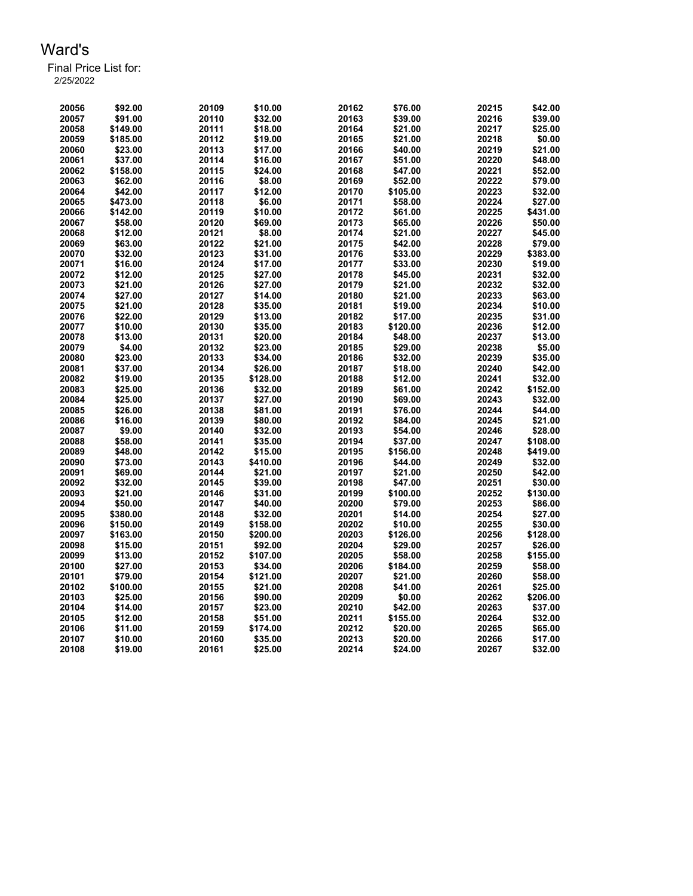# Ward's

Final Price List for:
2/25/2022

| | | | | | | | |
|---|---|---|---|---|---|---|---|
| 20056 | $92.00 | 20109 | $10.00 | 20162 | $76.00 | 20215 | $42.00 |
| 20057 | $91.00 | 20110 | $32.00 | 20163 | $39.00 | 20216 | $39.00 |
| 20058 | $149.00 | 20111 | $18.00 | 20164 | $21.00 | 20217 | $25.00 |
| 20059 | $185.00 | 20112 | $19.00 | 20165 | $21.00 | 20218 | $0.00 |
| 20060 | $23.00 | 20113 | $17.00 | 20166 | $40.00 | 20219 | $21.00 |
| 20061 | $37.00 | 20114 | $16.00 | 20167 | $51.00 | 20220 | $48.00 |
| 20062 | $158.00 | 20115 | $24.00 | 20168 | $47.00 | 20221 | $52.00 |
| 20063 | $62.00 | 20116 | $8.00 | 20169 | $52.00 | 20222 | $79.00 |
| 20064 | $42.00 | 20117 | $12.00 | 20170 | $105.00 | 20223 | $32.00 |
| 20065 | $473.00 | 20118 | $6.00 | 20171 | $58.00 | 20224 | $27.00 |
| 20066 | $142.00 | 20119 | $10.00 | 20172 | $61.00 | 20225 | $431.00 |
| 20067 | $58.00 | 20120 | $69.00 | 20173 | $65.00 | 20226 | $50.00 |
| 20068 | $12.00 | 20121 | $8.00 | 20174 | $21.00 | 20227 | $45.00 |
| 20069 | $63.00 | 20122 | $21.00 | 20175 | $42.00 | 20228 | $79.00 |
| 20070 | $32.00 | 20123 | $31.00 | 20176 | $33.00 | 20229 | $383.00 |
| 20071 | $16.00 | 20124 | $17.00 | 20177 | $33.00 | 20230 | $19.00 |
| 20072 | $12.00 | 20125 | $27.00 | 20178 | $45.00 | 20231 | $32.00 |
| 20073 | $21.00 | 20126 | $27.00 | 20179 | $21.00 | 20232 | $32.00 |
| 20074 | $27.00 | 20127 | $14.00 | 20180 | $21.00 | 20233 | $63.00 |
| 20075 | $21.00 | 20128 | $35.00 | 20181 | $19.00 | 20234 | $10.00 |
| 20076 | $22.00 | 20129 | $13.00 | 20182 | $17.00 | 20235 | $31.00 |
| 20077 | $10.00 | 20130 | $35.00 | 20183 | $120.00 | 20236 | $12.00 |
| 20078 | $13.00 | 20131 | $20.00 | 20184 | $48.00 | 20237 | $13.00 |
| 20079 | $4.00 | 20132 | $23.00 | 20185 | $29.00 | 20238 | $5.00 |
| 20080 | $23.00 | 20133 | $34.00 | 20186 | $32.00 | 20239 | $35.00 |
| 20081 | $37.00 | 20134 | $26.00 | 20187 | $18.00 | 20240 | $42.00 |
| 20082 | $19.00 | 20135 | $128.00 | 20188 | $12.00 | 20241 | $32.00 |
| 20083 | $25.00 | 20136 | $32.00 | 20189 | $61.00 | 20242 | $152.00 |
| 20084 | $25.00 | 20137 | $27.00 | 20190 | $69.00 | 20243 | $32.00 |
| 20085 | $26.00 | 20138 | $81.00 | 20191 | $76.00 | 20244 | $44.00 |
| 20086 | $16.00 | 20139 | $80.00 | 20192 | $84.00 | 20245 | $21.00 |
| 20087 | $9.00 | 20140 | $32.00 | 20193 | $54.00 | 20246 | $28.00 |
| 20088 | $58.00 | 20141 | $35.00 | 20194 | $37.00 | 20247 | $108.00 |
| 20089 | $48.00 | 20142 | $15.00 | 20195 | $156.00 | 20248 | $419.00 |
| 20090 | $73.00 | 20143 | $410.00 | 20196 | $44.00 | 20249 | $32.00 |
| 20091 | $69.00 | 20144 | $21.00 | 20197 | $21.00 | 20250 | $42.00 |
| 20092 | $32.00 | 20145 | $39.00 | 20198 | $47.00 | 20251 | $30.00 |
| 20093 | $21.00 | 20146 | $31.00 | 20199 | $100.00 | 20252 | $130.00 |
| 20094 | $50.00 | 20147 | $40.00 | 20200 | $79.00 | 20253 | $86.00 |
| 20095 | $380.00 | 20148 | $32.00 | 20201 | $14.00 | 20254 | $27.00 |
| 20096 | $150.00 | 20149 | $158.00 | 20202 | $10.00 | 20255 | $30.00 |
| 20097 | $163.00 | 20150 | $200.00 | 20203 | $126.00 | 20256 | $128.00 |
| 20098 | $15.00 | 20151 | $92.00 | 20204 | $29.00 | 20257 | $26.00 |
| 20099 | $13.00 | 20152 | $107.00 | 20205 | $58.00 | 20258 | $155.00 |
| 20100 | $27.00 | 20153 | $34.00 | 20206 | $184.00 | 20259 | $58.00 |
| 20101 | $79.00 | 20154 | $121.00 | 20207 | $21.00 | 20260 | $58.00 |
| 20102 | $100.00 | 20155 | $21.00 | 20208 | $41.00 | 20261 | $25.00 |
| 20103 | $25.00 | 20156 | $90.00 | 20209 | $0.00 | 20262 | $206.00 |
| 20104 | $14.00 | 20157 | $23.00 | 20210 | $42.00 | 20263 | $37.00 |
| 20105 | $12.00 | 20158 | $51.00 | 20211 | $155.00 | 20264 | $32.00 |
| 20106 | $11.00 | 20159 | $174.00 | 20212 | $20.00 | 20265 | $65.00 |
| 20107 | $10.00 | 20160 | $35.00 | 20213 | $20.00 | 20266 | $17.00 |
| 20108 | $19.00 | 20161 | $25.00 | 20214 | $24.00 | 20267 | $32.00 |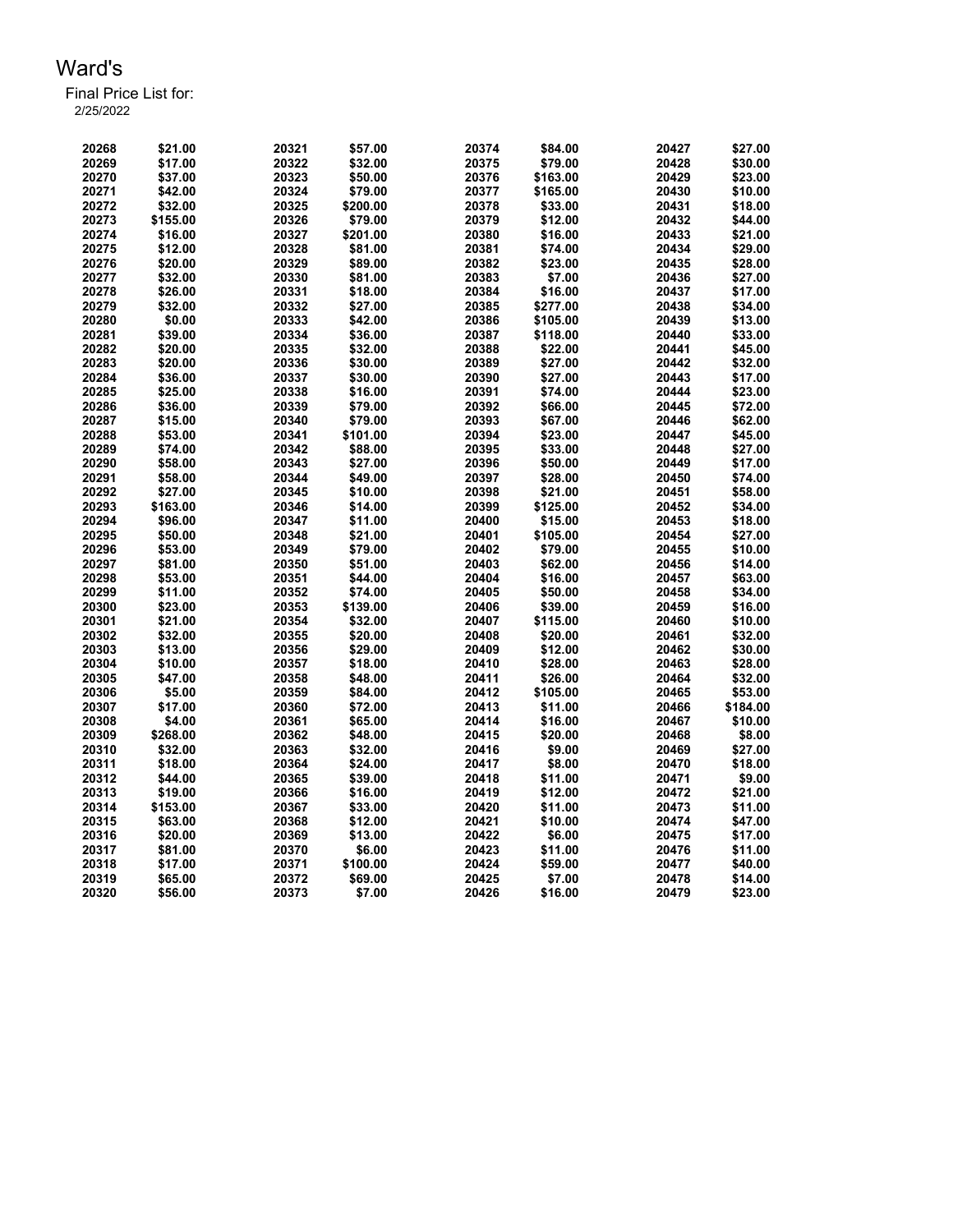# Ward's

Final Price List for:
2/25/2022

| Item | Price | Item | Price | Item | Price | Item | Price |
|---|---|---|---|---|---|---|---|
| 20268 | $21.00 | 20321 | $57.00 | 20374 | $84.00 | 20427 | $27.00 |
| 20269 | $17.00 | 20322 | $32.00 | 20375 | $79.00 | 20428 | $30.00 |
| 20270 | $37.00 | 20323 | $50.00 | 20376 | $163.00 | 20429 | $23.00 |
| 20271 | $42.00 | 20324 | $79.00 | 20377 | $165.00 | 20430 | $10.00 |
| 20272 | $32.00 | 20325 | $200.00 | 20378 | $33.00 | 20431 | $18.00 |
| 20273 | $155.00 | 20326 | $79.00 | 20379 | $12.00 | 20432 | $44.00 |
| 20274 | $16.00 | 20327 | $201.00 | 20380 | $16.00 | 20433 | $21.00 |
| 20275 | $12.00 | 20328 | $81.00 | 20381 | $74.00 | 20434 | $29.00 |
| 20276 | $20.00 | 20329 | $89.00 | 20382 | $23.00 | 20435 | $28.00 |
| 20277 | $32.00 | 20330 | $81.00 | 20383 | $7.00 | 20436 | $27.00 |
| 20278 | $26.00 | 20331 | $18.00 | 20384 | $16.00 | 20437 | $17.00 |
| 20279 | $32.00 | 20332 | $27.00 | 20385 | $277.00 | 20438 | $34.00 |
| 20280 | $0.00 | 20333 | $42.00 | 20386 | $105.00 | 20439 | $13.00 |
| 20281 | $39.00 | 20334 | $36.00 | 20387 | $118.00 | 20440 | $33.00 |
| 20282 | $20.00 | 20335 | $32.00 | 20388 | $22.00 | 20441 | $45.00 |
| 20283 | $20.00 | 20336 | $30.00 | 20389 | $27.00 | 20442 | $32.00 |
| 20284 | $36.00 | 20337 | $30.00 | 20390 | $27.00 | 20443 | $17.00 |
| 20285 | $25.00 | 20338 | $16.00 | 20391 | $74.00 | 20444 | $23.00 |
| 20286 | $36.00 | 20339 | $79.00 | 20392 | $66.00 | 20445 | $72.00 |
| 20287 | $15.00 | 20340 | $79.00 | 20393 | $67.00 | 20446 | $62.00 |
| 20288 | $53.00 | 20341 | $101.00 | 20394 | $23.00 | 20447 | $45.00 |
| 20289 | $74.00 | 20342 | $88.00 | 20395 | $33.00 | 20448 | $27.00 |
| 20290 | $58.00 | 20343 | $27.00 | 20396 | $50.00 | 20449 | $17.00 |
| 20291 | $58.00 | 20344 | $49.00 | 20397 | $28.00 | 20450 | $74.00 |
| 20292 | $27.00 | 20345 | $10.00 | 20398 | $21.00 | 20451 | $58.00 |
| 20293 | $163.00 | 20346 | $14.00 | 20399 | $125.00 | 20452 | $34.00 |
| 20294 | $96.00 | 20347 | $11.00 | 20400 | $15.00 | 20453 | $18.00 |
| 20295 | $50.00 | 20348 | $21.00 | 20401 | $105.00 | 20454 | $27.00 |
| 20296 | $53.00 | 20349 | $79.00 | 20402 | $79.00 | 20455 | $10.00 |
| 20297 | $81.00 | 20350 | $51.00 | 20403 | $62.00 | 20456 | $14.00 |
| 20298 | $53.00 | 20351 | $44.00 | 20404 | $16.00 | 20457 | $63.00 |
| 20299 | $11.00 | 20352 | $74.00 | 20405 | $50.00 | 20458 | $34.00 |
| 20300 | $23.00 | 20353 | $139.00 | 20406 | $39.00 | 20459 | $16.00 |
| 20301 | $21.00 | 20354 | $32.00 | 20407 | $115.00 | 20460 | $10.00 |
| 20302 | $32.00 | 20355 | $20.00 | 20408 | $20.00 | 20461 | $32.00 |
| 20303 | $13.00 | 20356 | $29.00 | 20409 | $12.00 | 20462 | $30.00 |
| 20304 | $10.00 | 20357 | $18.00 | 20410 | $28.00 | 20463 | $28.00 |
| 20305 | $47.00 | 20358 | $48.00 | 20411 | $26.00 | 20464 | $32.00 |
| 20306 | $5.00 | 20359 | $84.00 | 20412 | $105.00 | 20465 | $53.00 |
| 20307 | $17.00 | 20360 | $72.00 | 20413 | $11.00 | 20466 | $184.00 |
| 20308 | $4.00 | 20361 | $65.00 | 20414 | $16.00 | 20467 | $10.00 |
| 20309 | $268.00 | 20362 | $48.00 | 20415 | $20.00 | 20468 | $8.00 |
| 20310 | $32.00 | 20363 | $32.00 | 20416 | $9.00 | 20469 | $27.00 |
| 20311 | $18.00 | 20364 | $24.00 | 20417 | $8.00 | 20470 | $18.00 |
| 20312 | $44.00 | 20365 | $39.00 | 20418 | $11.00 | 20471 | $9.00 |
| 20313 | $19.00 | 20366 | $16.00 | 20419 | $12.00 | 20472 | $21.00 |
| 20314 | $153.00 | 20367 | $33.00 | 20420 | $11.00 | 20473 | $11.00 |
| 20315 | $63.00 | 20368 | $12.00 | 20421 | $10.00 | 20474 | $47.00 |
| 20316 | $20.00 | 20369 | $13.00 | 20422 | $6.00 | 20475 | $17.00 |
| 20317 | $81.00 | 20370 | $6.00 | 20423 | $11.00 | 20476 | $11.00 |
| 20318 | $17.00 | 20371 | $100.00 | 20424 | $59.00 | 20477 | $40.00 |
| 20319 | $65.00 | 20372 | $69.00 | 20425 | $7.00 | 20478 | $14.00 |
| 20320 | $56.00 | 20373 | $7.00 | 20426 | $16.00 | 20479 | $23.00 |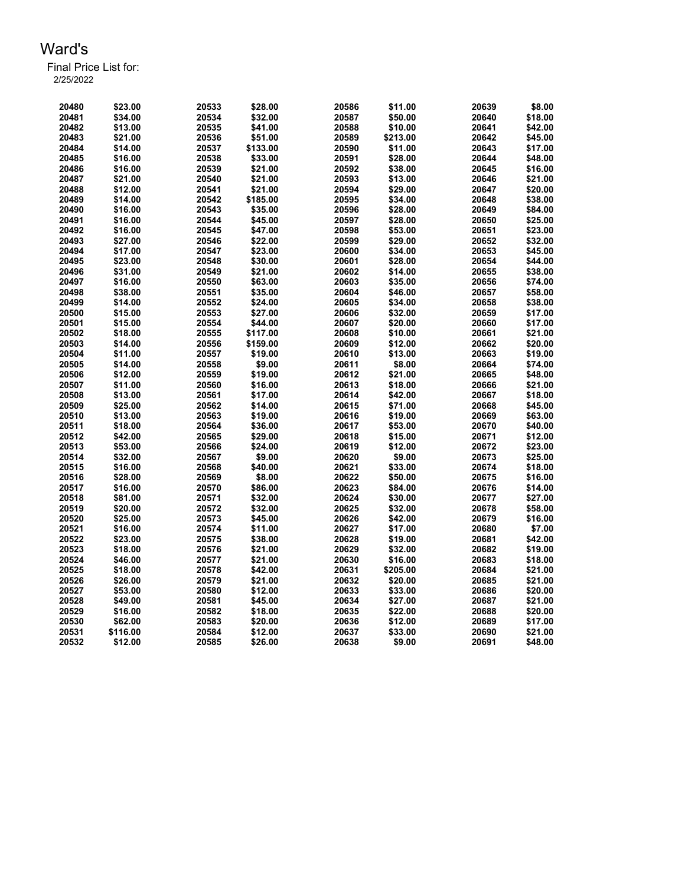# Ward's

Final Price List for:
2/25/2022

| | | | | | | | |
|---|---|---|---|---|---|---|---|
| 20480 | $23.00 | 20533 | $28.00 | 20586 | $11.00 | 20639 | $8.00 |
| 20481 | $34.00 | 20534 | $32.00 | 20587 | $50.00 | 20640 | $18.00 |
| 20482 | $13.00 | 20535 | $41.00 | 20588 | $10.00 | 20641 | $42.00 |
| 20483 | $21.00 | 20536 | $51.00 | 20589 | $213.00 | 20642 | $45.00 |
| 20484 | $14.00 | 20537 | $133.00 | 20590 | $11.00 | 20643 | $17.00 |
| 20485 | $16.00 | 20538 | $33.00 | 20591 | $28.00 | 20644 | $48.00 |
| 20486 | $16.00 | 20539 | $21.00 | 20592 | $38.00 | 20645 | $16.00 |
| 20487 | $21.00 | 20540 | $21.00 | 20593 | $13.00 | 20646 | $21.00 |
| 20488 | $12.00 | 20541 | $21.00 | 20594 | $29.00 | 20647 | $20.00 |
| 20489 | $14.00 | 20542 | $185.00 | 20595 | $34.00 | 20648 | $38.00 |
| 20490 | $16.00 | 20543 | $35.00 | 20596 | $28.00 | 20649 | $84.00 |
| 20491 | $16.00 | 20544 | $45.00 | 20597 | $28.00 | 20650 | $25.00 |
| 20492 | $16.00 | 20545 | $47.00 | 20598 | $53.00 | 20651 | $23.00 |
| 20493 | $27.00 | 20546 | $22.00 | 20599 | $29.00 | 20652 | $32.00 |
| 20494 | $17.00 | 20547 | $23.00 | 20600 | $34.00 | 20653 | $45.00 |
| 20495 | $23.00 | 20548 | $30.00 | 20601 | $28.00 | 20654 | $44.00 |
| 20496 | $31.00 | 20549 | $21.00 | 20602 | $14.00 | 20655 | $38.00 |
| 20497 | $16.00 | 20550 | $63.00 | 20603 | $35.00 | 20656 | $74.00 |
| 20498 | $38.00 | 20551 | $35.00 | 20604 | $46.00 | 20657 | $58.00 |
| 20499 | $14.00 | 20552 | $24.00 | 20605 | $34.00 | 20658 | $38.00 |
| 20500 | $15.00 | 20553 | $27.00 | 20606 | $32.00 | 20659 | $17.00 |
| 20501 | $15.00 | 20554 | $44.00 | 20607 | $20.00 | 20660 | $17.00 |
| 20502 | $18.00 | 20555 | $117.00 | 20608 | $10.00 | 20661 | $21.00 |
| 20503 | $14.00 | 20556 | $159.00 | 20609 | $12.00 | 20662 | $20.00 |
| 20504 | $11.00 | 20557 | $19.00 | 20610 | $13.00 | 20663 | $19.00 |
| 20505 | $14.00 | 20558 | $9.00 | 20611 | $8.00 | 20664 | $74.00 |
| 20506 | $12.00 | 20559 | $19.00 | 20612 | $21.00 | 20665 | $48.00 |
| 20507 | $11.00 | 20560 | $16.00 | 20613 | $18.00 | 20666 | $21.00 |
| 20508 | $13.00 | 20561 | $17.00 | 20614 | $42.00 | 20667 | $18.00 |
| 20509 | $25.00 | 20562 | $14.00 | 20615 | $71.00 | 20668 | $45.00 |
| 20510 | $13.00 | 20563 | $19.00 | 20616 | $19.00 | 20669 | $63.00 |
| 20511 | $18.00 | 20564 | $36.00 | 20617 | $53.00 | 20670 | $40.00 |
| 20512 | $42.00 | 20565 | $29.00 | 20618 | $15.00 | 20671 | $12.00 |
| 20513 | $53.00 | 20566 | $24.00 | 20619 | $12.00 | 20672 | $23.00 |
| 20514 | $32.00 | 20567 | $9.00 | 20620 | $9.00 | 20673 | $25.00 |
| 20515 | $16.00 | 20568 | $40.00 | 20621 | $33.00 | 20674 | $18.00 |
| 20516 | $28.00 | 20569 | $8.00 | 20622 | $50.00 | 20675 | $16.00 |
| 20517 | $16.00 | 20570 | $86.00 | 20623 | $84.00 | 20676 | $14.00 |
| 20518 | $81.00 | 20571 | $32.00 | 20624 | $30.00 | 20677 | $27.00 |
| 20519 | $20.00 | 20572 | $32.00 | 20625 | $32.00 | 20678 | $58.00 |
| 20520 | $25.00 | 20573 | $45.00 | 20626 | $42.00 | 20679 | $16.00 |
| 20521 | $16.00 | 20574 | $11.00 | 20627 | $17.00 | 20680 | $7.00 |
| 20522 | $23.00 | 20575 | $38.00 | 20628 | $19.00 | 20681 | $42.00 |
| 20523 | $18.00 | 20576 | $21.00 | 20629 | $32.00 | 20682 | $19.00 |
| 20524 | $46.00 | 20577 | $21.00 | 20630 | $16.00 | 20683 | $18.00 |
| 20525 | $18.00 | 20578 | $42.00 | 20631 | $205.00 | 20684 | $21.00 |
| 20526 | $26.00 | 20579 | $21.00 | 20632 | $20.00 | 20685 | $21.00 |
| 20527 | $53.00 | 20580 | $12.00 | 20633 | $33.00 | 20686 | $20.00 |
| 20528 | $49.00 | 20581 | $45.00 | 20634 | $27.00 | 20687 | $21.00 |
| 20529 | $16.00 | 20582 | $18.00 | 20635 | $22.00 | 20688 | $20.00 |
| 20530 | $62.00 | 20583 | $20.00 | 20636 | $12.00 | 20689 | $17.00 |
| 20531 | $116.00 | 20584 | $12.00 | 20637 | $33.00 | 20690 | $21.00 |
| 20532 | $12.00 | 20585 | $26.00 | 20638 | $9.00 | 20691 | $48.00 |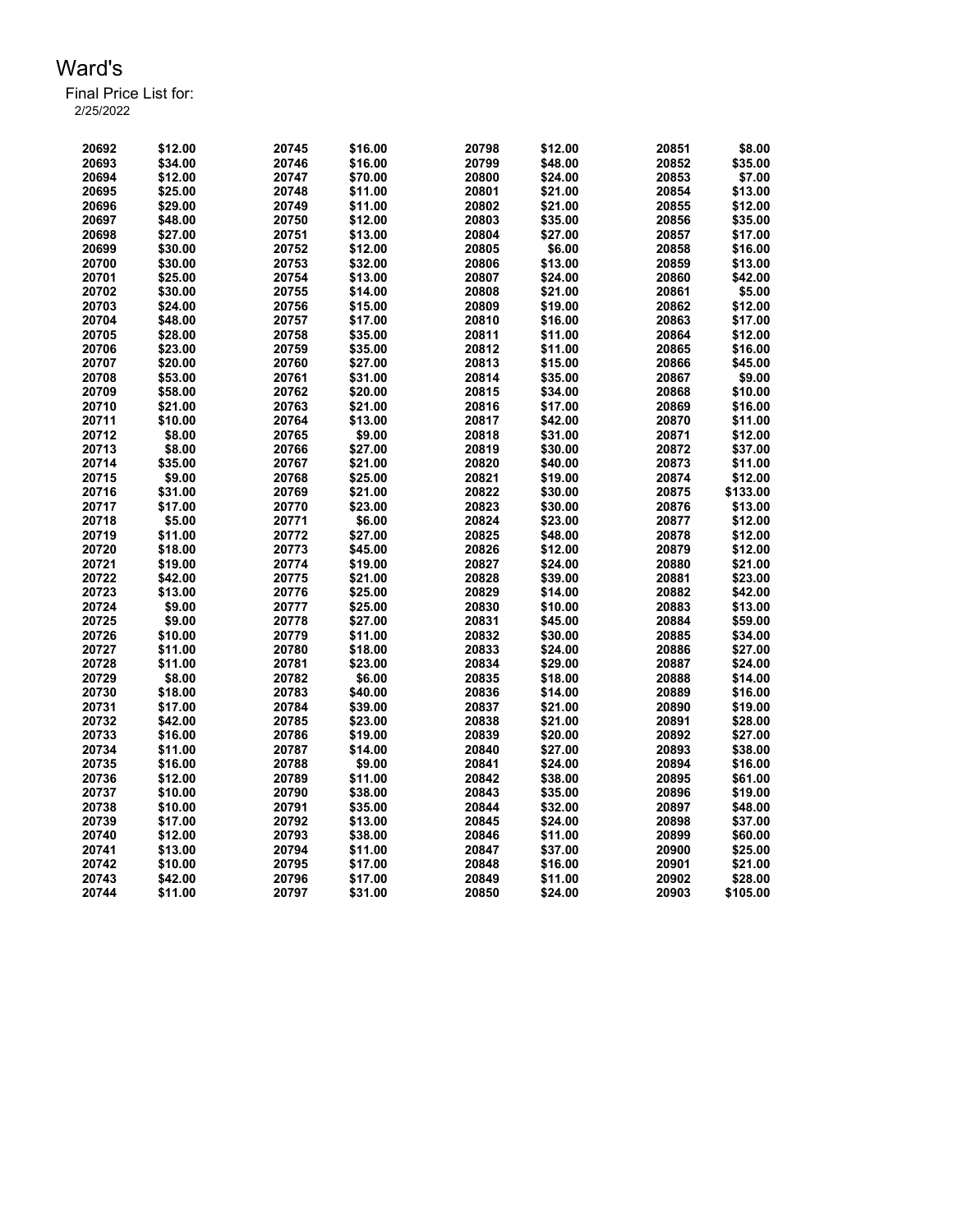Ward's

Final Price List for:
2/25/2022

| | | | | | | | |
|---|---|---|---|---|---|---|---|
| 20692 | $12.00 | 20745 | $16.00 | 20798 | $12.00 | 20851 | $8.00 |
| 20693 | $34.00 | 20746 | $16.00 | 20799 | $48.00 | 20852 | $35.00 |
| 20694 | $12.00 | 20747 | $70.00 | 20800 | $24.00 | 20853 | $7.00 |
| 20695 | $25.00 | 20748 | $11.00 | 20801 | $21.00 | 20854 | $13.00 |
| 20696 | $29.00 | 20749 | $11.00 | 20802 | $21.00 | 20855 | $12.00 |
| 20697 | $48.00 | 20750 | $12.00 | 20803 | $35.00 | 20856 | $35.00 |
| 20698 | $27.00 | 20751 | $13.00 | 20804 | $27.00 | 20857 | $17.00 |
| 20699 | $30.00 | 20752 | $12.00 | 20805 | $6.00 | 20858 | $16.00 |
| 20700 | $30.00 | 20753 | $32.00 | 20806 | $13.00 | 20859 | $13.00 |
| 20701 | $25.00 | 20754 | $13.00 | 20807 | $24.00 | 20860 | $42.00 |
| 20702 | $30.00 | 20755 | $14.00 | 20808 | $21.00 | 20861 | $5.00 |
| 20703 | $24.00 | 20756 | $15.00 | 20809 | $19.00 | 20862 | $12.00 |
| 20704 | $48.00 | 20757 | $17.00 | 20810 | $16.00 | 20863 | $17.00 |
| 20705 | $28.00 | 20758 | $35.00 | 20811 | $11.00 | 20864 | $12.00 |
| 20706 | $23.00 | 20759 | $35.00 | 20812 | $11.00 | 20865 | $16.00 |
| 20707 | $20.00 | 20760 | $27.00 | 20813 | $15.00 | 20866 | $45.00 |
| 20708 | $53.00 | 20761 | $31.00 | 20814 | $35.00 | 20867 | $9.00 |
| 20709 | $58.00 | 20762 | $20.00 | 20815 | $34.00 | 20868 | $10.00 |
| 20710 | $21.00 | 20763 | $21.00 | 20816 | $17.00 | 20869 | $16.00 |
| 20711 | $10.00 | 20764 | $13.00 | 20817 | $42.00 | 20870 | $11.00 |
| 20712 | $8.00 | 20765 | $9.00 | 20818 | $31.00 | 20871 | $12.00 |
| 20713 | $8.00 | 20766 | $27.00 | 20819 | $30.00 | 20872 | $37.00 |
| 20714 | $35.00 | 20767 | $21.00 | 20820 | $40.00 | 20873 | $11.00 |
| 20715 | $9.00 | 20768 | $25.00 | 20821 | $19.00 | 20874 | $12.00 |
| 20716 | $31.00 | 20769 | $21.00 | 20822 | $30.00 | 20875 | $133.00 |
| 20717 | $17.00 | 20770 | $23.00 | 20823 | $30.00 | 20876 | $13.00 |
| 20718 | $5.00 | 20771 | $6.00 | 20824 | $23.00 | 20877 | $12.00 |
| 20719 | $11.00 | 20772 | $27.00 | 20825 | $48.00 | 20878 | $12.00 |
| 20720 | $18.00 | 20773 | $45.00 | 20826 | $12.00 | 20879 | $12.00 |
| 20721 | $19.00 | 20774 | $19.00 | 20827 | $24.00 | 20880 | $21.00 |
| 20722 | $42.00 | 20775 | $21.00 | 20828 | $39.00 | 20881 | $23.00 |
| 20723 | $13.00 | 20776 | $25.00 | 20829 | $14.00 | 20882 | $42.00 |
| 20724 | $9.00 | 20777 | $25.00 | 20830 | $10.00 | 20883 | $13.00 |
| 20725 | $9.00 | 20778 | $27.00 | 20831 | $45.00 | 20884 | $59.00 |
| 20726 | $10.00 | 20779 | $11.00 | 20832 | $30.00 | 20885 | $34.00 |
| 20727 | $11.00 | 20780 | $18.00 | 20833 | $24.00 | 20886 | $27.00 |
| 20728 | $11.00 | 20781 | $23.00 | 20834 | $29.00 | 20887 | $24.00 |
| 20729 | $8.00 | 20782 | $6.00 | 20835 | $18.00 | 20888 | $14.00 |
| 20730 | $18.00 | 20783 | $40.00 | 20836 | $14.00 | 20889 | $16.00 |
| 20731 | $17.00 | 20784 | $39.00 | 20837 | $21.00 | 20890 | $19.00 |
| 20732 | $42.00 | 20785 | $23.00 | 20838 | $21.00 | 20891 | $28.00 |
| 20733 | $16.00 | 20786 | $19.00 | 20839 | $20.00 | 20892 | $27.00 |
| 20734 | $11.00 | 20787 | $14.00 | 20840 | $27.00 | 20893 | $38.00 |
| 20735 | $16.00 | 20788 | $9.00 | 20841 | $24.00 | 20894 | $16.00 |
| 20736 | $12.00 | 20789 | $11.00 | 20842 | $38.00 | 20895 | $61.00 |
| 20737 | $10.00 | 20790 | $38.00 | 20843 | $35.00 | 20896 | $19.00 |
| 20738 | $10.00 | 20791 | $35.00 | 20844 | $32.00 | 20897 | $48.00 |
| 20739 | $17.00 | 20792 | $13.00 | 20845 | $24.00 | 20898 | $37.00 |
| 20740 | $12.00 | 20793 | $38.00 | 20846 | $11.00 | 20899 | $60.00 |
| 20741 | $13.00 | 20794 | $11.00 | 20847 | $37.00 | 20900 | $25.00 |
| 20742 | $10.00 | 20795 | $17.00 | 20848 | $16.00 | 20901 | $21.00 |
| 20743 | $42.00 | 20796 | $17.00 | 20849 | $11.00 | 20902 | $28.00 |
| 20744 | $11.00 | 20797 | $31.00 | 20850 | $24.00 | 20903 | $105.00 |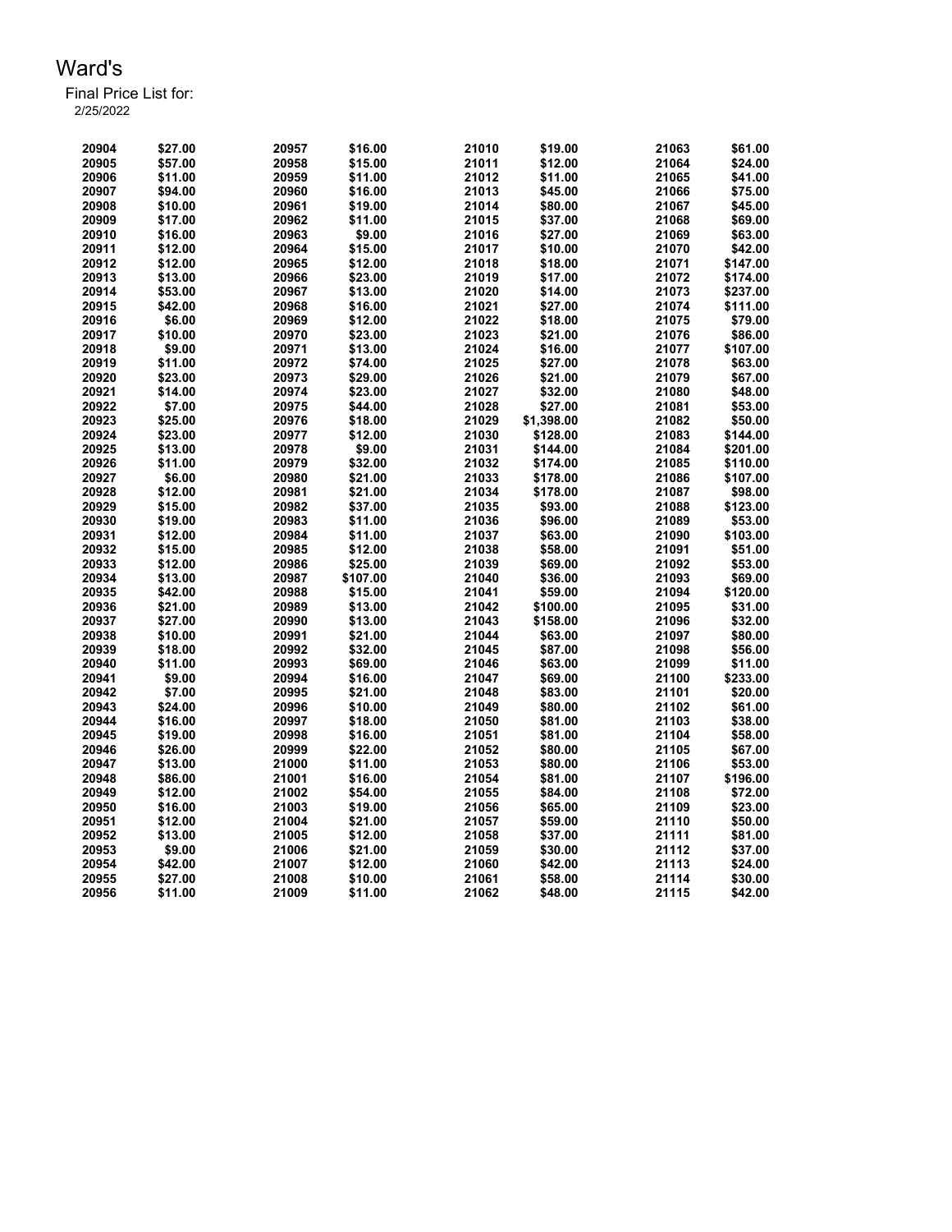# Ward's

Final Price List for:
2/25/2022

| | | | | | | | |
|---|---|---|---|---|---|---|---|
| 20904 | $27.00 | 20957 | $16.00 | 21010 | $19.00 | 21063 | $61.00 |
| 20905 | $57.00 | 20958 | $15.00 | 21011 | $12.00 | 21064 | $24.00 |
| 20906 | $11.00 | 20959 | $11.00 | 21012 | $11.00 | 21065 | $41.00 |
| 20907 | $94.00 | 20960 | $16.00 | 21013 | $45.00 | 21066 | $75.00 |
| 20908 | $10.00 | 20961 | $19.00 | 21014 | $80.00 | 21067 | $45.00 |
| 20909 | $17.00 | 20962 | $11.00 | 21015 | $37.00 | 21068 | $69.00 |
| 20910 | $16.00 | 20963 | $9.00 | 21016 | $27.00 | 21069 | $63.00 |
| 20911 | $12.00 | 20964 | $15.00 | 21017 | $10.00 | 21070 | $42.00 |
| 20912 | $12.00 | 20965 | $12.00 | 21018 | $18.00 | 21071 | $147.00 |
| 20913 | $13.00 | 20966 | $23.00 | 21019 | $17.00 | 21072 | $174.00 |
| 20914 | $53.00 | 20967 | $13.00 | 21020 | $14.00 | 21073 | $237.00 |
| 20915 | $42.00 | 20968 | $16.00 | 21021 | $27.00 | 21074 | $111.00 |
| 20916 | $6.00 | 20969 | $12.00 | 21022 | $18.00 | 21075 | $79.00 |
| 20917 | $10.00 | 20970 | $23.00 | 21023 | $21.00 | 21076 | $86.00 |
| 20918 | $9.00 | 20971 | $13.00 | 21024 | $16.00 | 21077 | $107.00 |
| 20919 | $11.00 | 20972 | $74.00 | 21025 | $27.00 | 21078 | $63.00 |
| 20920 | $23.00 | 20973 | $29.00 | 21026 | $21.00 | 21079 | $67.00 |
| 20921 | $14.00 | 20974 | $23.00 | 21027 | $32.00 | 21080 | $48.00 |
| 20922 | $7.00 | 20975 | $44.00 | 21028 | $27.00 | 21081 | $53.00 |
| 20923 | $25.00 | 20976 | $18.00 | 21029 | $1,398.00 | 21082 | $50.00 |
| 20924 | $23.00 | 20977 | $12.00 | 21030 | $128.00 | 21083 | $144.00 |
| 20925 | $13.00 | 20978 | $9.00 | 21031 | $144.00 | 21084 | $201.00 |
| 20926 | $11.00 | 20979 | $32.00 | 21032 | $174.00 | 21085 | $110.00 |
| 20927 | $6.00 | 20980 | $21.00 | 21033 | $178.00 | 21086 | $107.00 |
| 20928 | $12.00 | 20981 | $21.00 | 21034 | $178.00 | 21087 | $98.00 |
| 20929 | $15.00 | 20982 | $37.00 | 21035 | $93.00 | 21088 | $123.00 |
| 20930 | $19.00 | 20983 | $11.00 | 21036 | $96.00 | 21089 | $53.00 |
| 20931 | $12.00 | 20984 | $11.00 | 21037 | $63.00 | 21090 | $103.00 |
| 20932 | $15.00 | 20985 | $12.00 | 21038 | $58.00 | 21091 | $51.00 |
| 20933 | $12.00 | 20986 | $25.00 | 21039 | $69.00 | 21092 | $53.00 |
| 20934 | $13.00 | 20987 | $107.00 | 21040 | $36.00 | 21093 | $69.00 |
| 20935 | $42.00 | 20988 | $15.00 | 21041 | $59.00 | 21094 | $120.00 |
| 20936 | $21.00 | 20989 | $13.00 | 21042 | $100.00 | 21095 | $31.00 |
| 20937 | $27.00 | 20990 | $13.00 | 21043 | $158.00 | 21096 | $32.00 |
| 20938 | $10.00 | 20991 | $21.00 | 21044 | $63.00 | 21097 | $80.00 |
| 20939 | $18.00 | 20992 | $32.00 | 21045 | $87.00 | 21098 | $56.00 |
| 20940 | $11.00 | 20993 | $69.00 | 21046 | $63.00 | 21099 | $11.00 |
| 20941 | $9.00 | 20994 | $16.00 | 21047 | $69.00 | 21100 | $233.00 |
| 20942 | $7.00 | 20995 | $21.00 | 21048 | $83.00 | 21101 | $20.00 |
| 20943 | $24.00 | 20996 | $10.00 | 21049 | $80.00 | 21102 | $61.00 |
| 20944 | $16.00 | 20997 | $18.00 | 21050 | $81.00 | 21103 | $38.00 |
| 20945 | $19.00 | 20998 | $16.00 | 21051 | $81.00 | 21104 | $58.00 |
| 20946 | $26.00 | 20999 | $22.00 | 21052 | $80.00 | 21105 | $67.00 |
| 20947 | $13.00 | 21000 | $11.00 | 21053 | $80.00 | 21106 | $53.00 |
| 20948 | $86.00 | 21001 | $16.00 | 21054 | $81.00 | 21107 | $196.00 |
| 20949 | $12.00 | 21002 | $54.00 | 21055 | $84.00 | 21108 | $72.00 |
| 20950 | $16.00 | 21003 | $19.00 | 21056 | $65.00 | 21109 | $23.00 |
| 20951 | $12.00 | 21004 | $21.00 | 21057 | $59.00 | 21110 | $50.00 |
| 20952 | $13.00 | 21005 | $12.00 | 21058 | $37.00 | 21111 | $81.00 |
| 20953 | $9.00 | 21006 | $21.00 | 21059 | $30.00 | 21112 | $37.00 |
| 20954 | $42.00 | 21007 | $12.00 | 21060 | $42.00 | 21113 | $24.00 |
| 20955 | $27.00 | 21008 | $10.00 | 21061 | $58.00 | 21114 | $30.00 |
| 20956 | $11.00 | 21009 | $11.00 | 21062 | $48.00 | 21115 | $42.00 |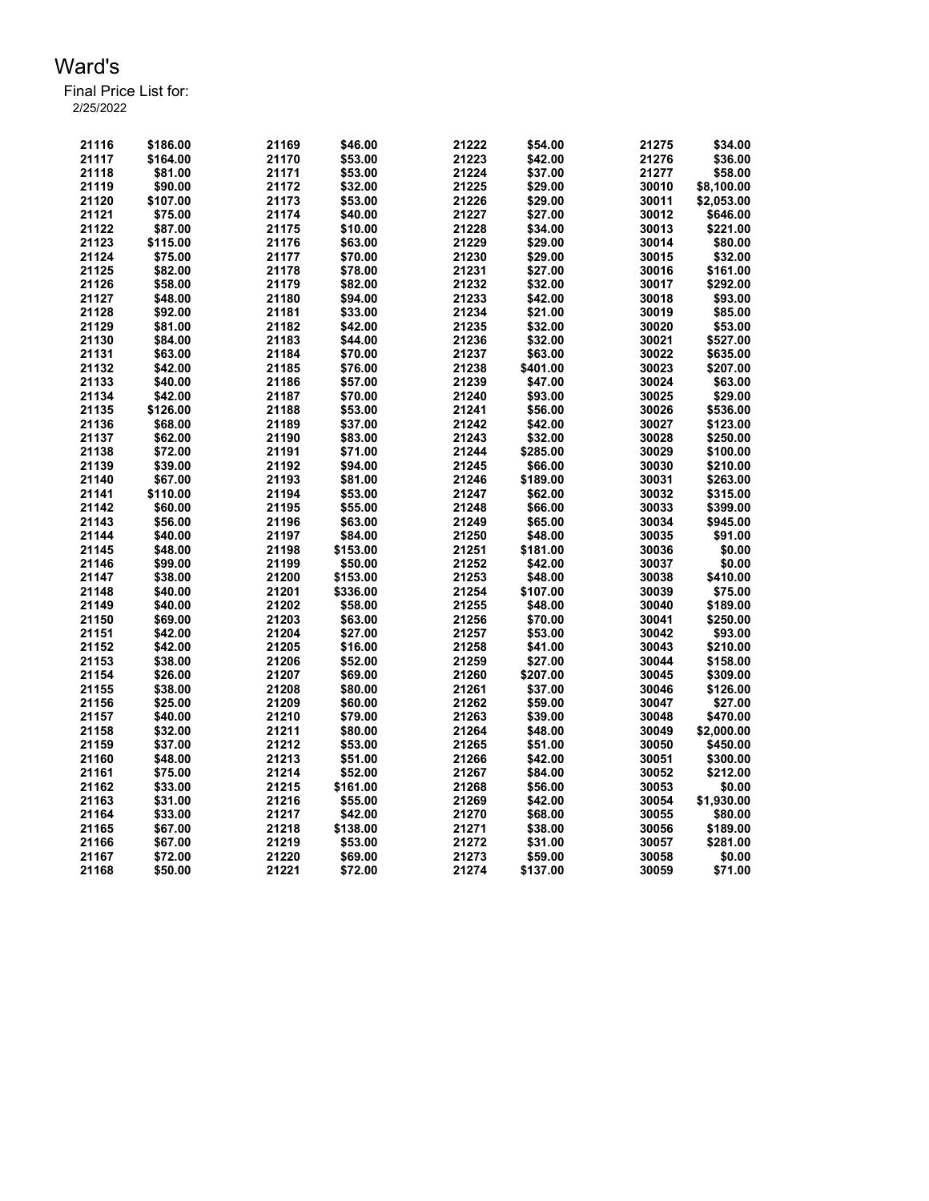# Ward's

Final Price List for:
2/25/2022

| | | | | | | | |
|---|---|---|---|---|---|---|---|
| 21116 | $186.00 | 21169 | $46.00 | 21222 | $54.00 | 21275 | $34.00 |
| 21117 | $164.00 | 21170 | $53.00 | 21223 | $42.00 | 21276 | $36.00 |
| 21118 | $81.00 | 21171 | $53.00 | 21224 | $37.00 | 21277 | $58.00 |
| 21119 | $90.00 | 21172 | $32.00 | 21225 | $29.00 | 30010 | $8,100.00 |
| 21120 | $107.00 | 21173 | $53.00 | 21226 | $29.00 | 30011 | $2,053.00 |
| 21121 | $75.00 | 21174 | $40.00 | 21227 | $27.00 | 30012 | $646.00 |
| 21122 | $87.00 | 21175 | $10.00 | 21228 | $34.00 | 30013 | $221.00 |
| 21123 | $115.00 | 21176 | $63.00 | 21229 | $29.00 | 30014 | $80.00 |
| 21124 | $75.00 | 21177 | $70.00 | 21230 | $29.00 | 30015 | $32.00 |
| 21125 | $82.00 | 21178 | $78.00 | 21231 | $27.00 | 30016 | $161.00 |
| 21126 | $58.00 | 21179 | $82.00 | 21232 | $32.00 | 30017 | $292.00 |
| 21127 | $48.00 | 21180 | $94.00 | 21233 | $42.00 | 30018 | $93.00 |
| 21128 | $92.00 | 21181 | $33.00 | 21234 | $21.00 | 30019 | $85.00 |
| 21129 | $81.00 | 21182 | $42.00 | 21235 | $32.00 | 30020 | $53.00 |
| 21130 | $84.00 | 21183 | $44.00 | 21236 | $32.00 | 30021 | $527.00 |
| 21131 | $63.00 | 21184 | $70.00 | 21237 | $63.00 | 30022 | $635.00 |
| 21132 | $42.00 | 21185 | $76.00 | 21238 | $401.00 | 30023 | $207.00 |
| 21133 | $40.00 | 21186 | $57.00 | 21239 | $47.00 | 30024 | $63.00 |
| 21134 | $42.00 | 21187 | $70.00 | 21240 | $93.00 | 30025 | $29.00 |
| 21135 | $126.00 | 21188 | $53.00 | 21241 | $56.00 | 30026 | $536.00 |
| 21136 | $68.00 | 21189 | $37.00 | 21242 | $42.00 | 30027 | $123.00 |
| 21137 | $62.00 | 21190 | $83.00 | 21243 | $32.00 | 30028 | $250.00 |
| 21138 | $72.00 | 21191 | $71.00 | 21244 | $285.00 | 30029 | $100.00 |
| 21139 | $39.00 | 21192 | $94.00 | 21245 | $66.00 | 30030 | $210.00 |
| 21140 | $67.00 | 21193 | $81.00 | 21246 | $189.00 | 30031 | $263.00 |
| 21141 | $110.00 | 21194 | $53.00 | 21247 | $62.00 | 30032 | $315.00 |
| 21142 | $60.00 | 21195 | $55.00 | 21248 | $66.00 | 30033 | $399.00 |
| 21143 | $56.00 | 21196 | $63.00 | 21249 | $65.00 | 30034 | $945.00 |
| 21144 | $40.00 | 21197 | $84.00 | 21250 | $48.00 | 30035 | $91.00 |
| 21145 | $48.00 | 21198 | $153.00 | 21251 | $181.00 | 30036 | $0.00 |
| 21146 | $99.00 | 21199 | $50.00 | 21252 | $42.00 | 30037 | $0.00 |
| 21147 | $38.00 | 21200 | $153.00 | 21253 | $48.00 | 30038 | $410.00 |
| 21148 | $40.00 | 21201 | $336.00 | 21254 | $107.00 | 30039 | $75.00 |
| 21149 | $40.00 | 21202 | $58.00 | 21255 | $48.00 | 30040 | $189.00 |
| 21150 | $69.00 | 21203 | $63.00 | 21256 | $70.00 | 30041 | $250.00 |
| 21151 | $42.00 | 21204 | $27.00 | 21257 | $53.00 | 30042 | $93.00 |
| 21152 | $42.00 | 21205 | $16.00 | 21258 | $41.00 | 30043 | $210.00 |
| 21153 | $38.00 | 21206 | $52.00 | 21259 | $27.00 | 30044 | $158.00 |
| 21154 | $26.00 | 21207 | $69.00 | 21260 | $207.00 | 30045 | $309.00 |
| 21155 | $38.00 | 21208 | $80.00 | 21261 | $37.00 | 30046 | $126.00 |
| 21156 | $25.00 | 21209 | $60.00 | 21262 | $59.00 | 30047 | $27.00 |
| 21157 | $40.00 | 21210 | $79.00 | 21263 | $39.00 | 30048 | $470.00 |
| 21158 | $32.00 | 21211 | $80.00 | 21264 | $48.00 | 30049 | $2,000.00 |
| 21159 | $37.00 | 21212 | $53.00 | 21265 | $51.00 | 30050 | $450.00 |
| 21160 | $48.00 | 21213 | $51.00 | 21266 | $42.00 | 30051 | $300.00 |
| 21161 | $75.00 | 21214 | $52.00 | 21267 | $84.00 | 30052 | $212.00 |
| 21162 | $33.00 | 21215 | $161.00 | 21268 | $56.00 | 30053 | $0.00 |
| 21163 | $31.00 | 21216 | $55.00 | 21269 | $42.00 | 30054 | $1,930.00 |
| 21164 | $33.00 | 21217 | $42.00 | 21270 | $68.00 | 30055 | $80.00 |
| 21165 | $67.00 | 21218 | $138.00 | 21271 | $38.00 | 30056 | $189.00 |
| 21166 | $67.00 | 21219 | $53.00 | 21272 | $31.00 | 30057 | $281.00 |
| 21167 | $72.00 | 21220 | $69.00 | 21273 | $59.00 | 30058 | $0.00 |
| 21168 | $50.00 | 21221 | $72.00 | 21274 | $137.00 | 30059 | $71.00 |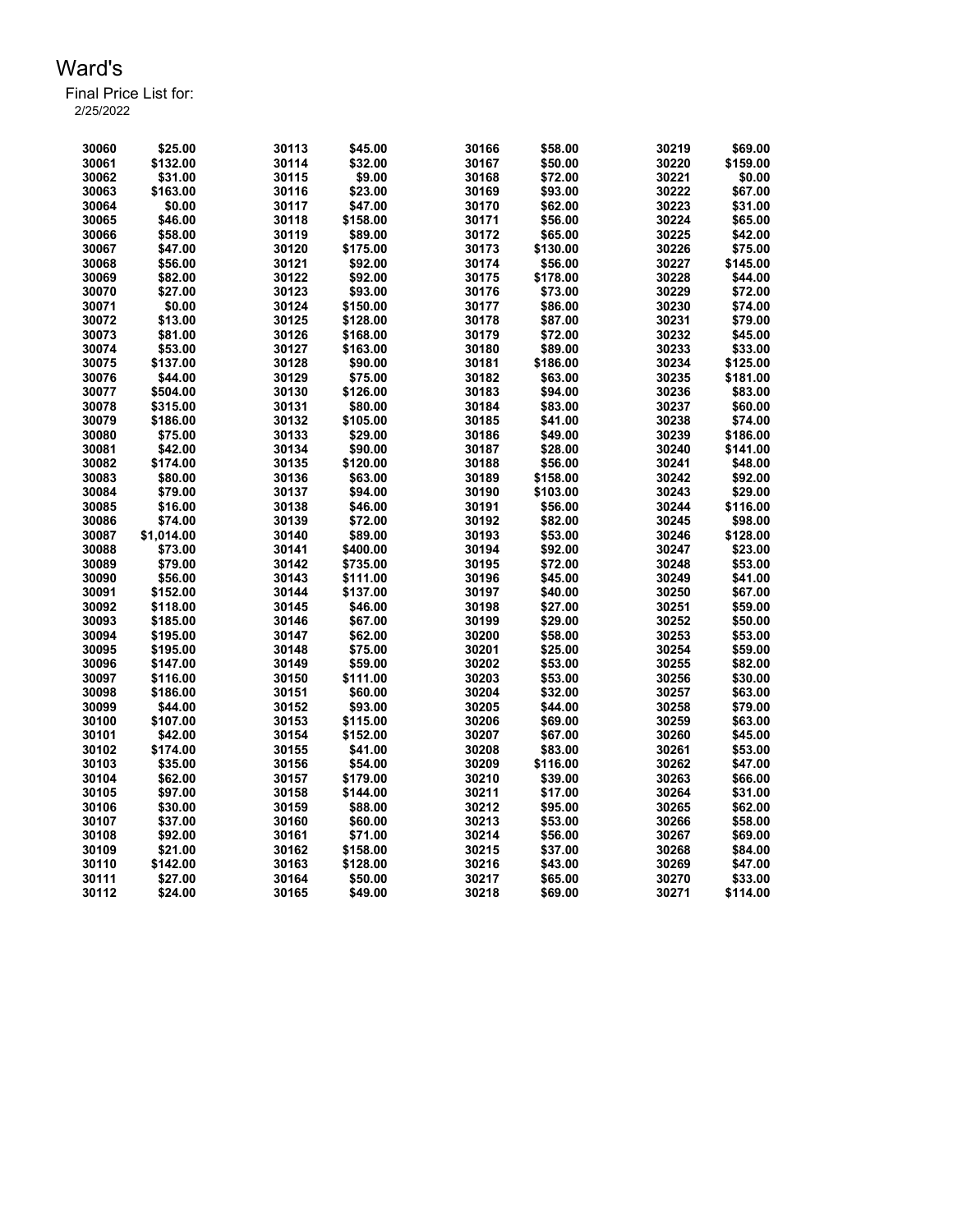# Ward's

Final Price List for:
2/25/2022

| | | | | | | | |
|---|---|---|---|---|---|---|---|
| 30060 | $25.00 | 30113 | $45.00 | 30166 | $58.00 | 30219 | $69.00 |
| 30061 | $132.00 | 30114 | $32.00 | 30167 | $50.00 | 30220 | $159.00 |
| 30062 | $31.00 | 30115 | $9.00 | 30168 | $72.00 | 30221 | $0.00 |
| 30063 | $163.00 | 30116 | $23.00 | 30169 | $93.00 | 30222 | $67.00 |
| 30064 | $0.00 | 30117 | $47.00 | 30170 | $62.00 | 30223 | $31.00 |
| 30065 | $46.00 | 30118 | $158.00 | 30171 | $56.00 | 30224 | $65.00 |
| 30066 | $58.00 | 30119 | $89.00 | 30172 | $65.00 | 30225 | $42.00 |
| 30067 | $47.00 | 30120 | $175.00 | 30173 | $130.00 | 30226 | $75.00 |
| 30068 | $56.00 | 30121 | $92.00 | 30174 | $56.00 | 30227 | $145.00 |
| 30069 | $82.00 | 30122 | $92.00 | 30175 | $178.00 | 30228 | $44.00 |
| 30070 | $27.00 | 30123 | $93.00 | 30176 | $73.00 | 30229 | $72.00 |
| 30071 | $0.00 | 30124 | $150.00 | 30177 | $86.00 | 30230 | $74.00 |
| 30072 | $13.00 | 30125 | $128.00 | 30178 | $87.00 | 30231 | $79.00 |
| 30073 | $81.00 | 30126 | $168.00 | 30179 | $72.00 | 30232 | $45.00 |
| 30074 | $53.00 | 30127 | $163.00 | 30180 | $89.00 | 30233 | $33.00 |
| 30075 | $137.00 | 30128 | $90.00 | 30181 | $186.00 | 30234 | $125.00 |
| 30076 | $44.00 | 30129 | $75.00 | 30182 | $63.00 | 30235 | $181.00 |
| 30077 | $504.00 | 30130 | $126.00 | 30183 | $94.00 | 30236 | $83.00 |
| 30078 | $315.00 | 30131 | $80.00 | 30184 | $83.00 | 30237 | $60.00 |
| 30079 | $186.00 | 30132 | $105.00 | 30185 | $41.00 | 30238 | $74.00 |
| 30080 | $75.00 | 30133 | $29.00 | 30186 | $49.00 | 30239 | $186.00 |
| 30081 | $42.00 | 30134 | $90.00 | 30187 | $28.00 | 30240 | $141.00 |
| 30082 | $174.00 | 30135 | $120.00 | 30188 | $56.00 | 30241 | $48.00 |
| 30083 | $80.00 | 30136 | $63.00 | 30189 | $158.00 | 30242 | $92.00 |
| 30084 | $79.00 | 30137 | $94.00 | 30190 | $103.00 | 30243 | $29.00 |
| 30085 | $16.00 | 30138 | $46.00 | 30191 | $56.00 | 30244 | $116.00 |
| 30086 | $74.00 | 30139 | $72.00 | 30192 | $82.00 | 30245 | $98.00 |
| 30087 | $1,014.00 | 30140 | $89.00 | 30193 | $53.00 | 30246 | $128.00 |
| 30088 | $73.00 | 30141 | $400.00 | 30194 | $92.00 | 30247 | $23.00 |
| 30089 | $79.00 | 30142 | $735.00 | 30195 | $72.00 | 30248 | $53.00 |
| 30090 | $56.00 | 30143 | $111.00 | 30196 | $45.00 | 30249 | $41.00 |
| 30091 | $152.00 | 30144 | $137.00 | 30197 | $40.00 | 30250 | $67.00 |
| 30092 | $118.00 | 30145 | $46.00 | 30198 | $27.00 | 30251 | $59.00 |
| 30093 | $185.00 | 30146 | $67.00 | 30199 | $29.00 | 30252 | $50.00 |
| 30094 | $195.00 | 30147 | $62.00 | 30200 | $58.00 | 30253 | $53.00 |
| 30095 | $195.00 | 30148 | $75.00 | 30201 | $25.00 | 30254 | $59.00 |
| 30096 | $147.00 | 30149 | $59.00 | 30202 | $53.00 | 30255 | $82.00 |
| 30097 | $116.00 | 30150 | $111.00 | 30203 | $53.00 | 30256 | $30.00 |
| 30098 | $186.00 | 30151 | $60.00 | 30204 | $32.00 | 30257 | $63.00 |
| 30099 | $44.00 | 30152 | $93.00 | 30205 | $44.00 | 30258 | $79.00 |
| 30100 | $107.00 | 30153 | $115.00 | 30206 | $69.00 | 30259 | $63.00 |
| 30101 | $42.00 | 30154 | $152.00 | 30207 | $67.00 | 30260 | $45.00 |
| 30102 | $174.00 | 30155 | $41.00 | 30208 | $83.00 | 30261 | $53.00 |
| 30103 | $35.00 | 30156 | $54.00 | 30209 | $116.00 | 30262 | $47.00 |
| 30104 | $62.00 | 30157 | $179.00 | 30210 | $39.00 | 30263 | $66.00 |
| 30105 | $97.00 | 30158 | $144.00 | 30211 | $17.00 | 30264 | $31.00 |
| 30106 | $30.00 | 30159 | $88.00 | 30212 | $95.00 | 30265 | $62.00 |
| 30107 | $37.00 | 30160 | $60.00 | 30213 | $53.00 | 30266 | $58.00 |
| 30108 | $92.00 | 30161 | $71.00 | 30214 | $56.00 | 30267 | $69.00 |
| 30109 | $21.00 | 30162 | $158.00 | 30215 | $37.00 | 30268 | $84.00 |
| 30110 | $142.00 | 30163 | $128.00 | 30216 | $43.00 | 30269 | $47.00 |
| 30111 | $27.00 | 30164 | $50.00 | 30217 | $65.00 | 30270 | $33.00 |
| 30112 | $24.00 | 30165 | $49.00 | 30218 | $69.00 | 30271 | $114.00 |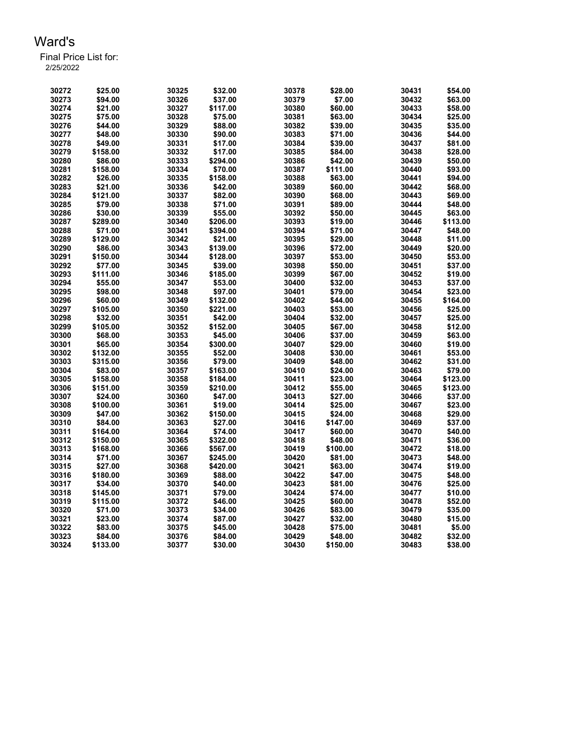# Ward's

Final Price List for:
2/25/2022

| | | | | | | | |
|---|---|---|---|---|---|---|---|
| 30272 | $25.00 | 30325 | $32.00 | 30378 | $28.00 | 30431 | $54.00 |
| 30273 | $94.00 | 30326 | $37.00 | 30379 | $7.00 | 30432 | $63.00 |
| 30274 | $21.00 | 30327 | $117.00 | 30380 | $60.00 | 30433 | $58.00 |
| 30275 | $75.00 | 30328 | $75.00 | 30381 | $63.00 | 30434 | $25.00 |
| 30276 | $44.00 | 30329 | $88.00 | 30382 | $39.00 | 30435 | $35.00 |
| 30277 | $48.00 | 30330 | $90.00 | 30383 | $71.00 | 30436 | $44.00 |
| 30278 | $49.00 | 30331 | $17.00 | 30384 | $39.00 | 30437 | $81.00 |
| 30279 | $158.00 | 30332 | $17.00 | 30385 | $84.00 | 30438 | $28.00 |
| 30280 | $86.00 | 30333 | $294.00 | 30386 | $42.00 | 30439 | $50.00 |
| 30281 | $158.00 | 30334 | $70.00 | 30387 | $111.00 | 30440 | $93.00 |
| 30282 | $26.00 | 30335 | $158.00 | 30388 | $63.00 | 30441 | $94.00 |
| 30283 | $21.00 | 30336 | $42.00 | 30389 | $60.00 | 30442 | $68.00 |
| 30284 | $121.00 | 30337 | $82.00 | 30390 | $68.00 | 30443 | $69.00 |
| 30285 | $79.00 | 30338 | $71.00 | 30391 | $89.00 | 30444 | $48.00 |
| 30286 | $30.00 | 30339 | $55.00 | 30392 | $50.00 | 30445 | $63.00 |
| 30287 | $289.00 | 30340 | $206.00 | 30393 | $19.00 | 30446 | $113.00 |
| 30288 | $71.00 | 30341 | $394.00 | 30394 | $71.00 | 30447 | $48.00 |
| 30289 | $129.00 | 30342 | $21.00 | 30395 | $29.00 | 30448 | $11.00 |
| 30290 | $86.00 | 30343 | $139.00 | 30396 | $72.00 | 30449 | $20.00 |
| 30291 | $150.00 | 30344 | $128.00 | 30397 | $53.00 | 30450 | $53.00 |
| 30292 | $77.00 | 30345 | $39.00 | 30398 | $50.00 | 30451 | $37.00 |
| 30293 | $111.00 | 30346 | $185.00 | 30399 | $67.00 | 30452 | $19.00 |
| 30294 | $55.00 | 30347 | $53.00 | 30400 | $32.00 | 30453 | $37.00 |
| 30295 | $98.00 | 30348 | $97.00 | 30401 | $79.00 | 30454 | $23.00 |
| 30296 | $60.00 | 30349 | $132.00 | 30402 | $44.00 | 30455 | $164.00 |
| 30297 | $105.00 | 30350 | $221.00 | 30403 | $53.00 | 30456 | $25.00 |
| 30298 | $32.00 | 30351 | $42.00 | 30404 | $32.00 | 30457 | $25.00 |
| 30299 | $105.00 | 30352 | $152.00 | 30405 | $67.00 | 30458 | $12.00 |
| 30300 | $68.00 | 30353 | $45.00 | 30406 | $37.00 | 30459 | $63.00 |
| 30301 | $65.00 | 30354 | $300.00 | 30407 | $29.00 | 30460 | $19.00 |
| 30302 | $132.00 | 30355 | $52.00 | 30408 | $30.00 | 30461 | $53.00 |
| 30303 | $315.00 | 30356 | $79.00 | 30409 | $48.00 | 30462 | $31.00 |
| 30304 | $83.00 | 30357 | $163.00 | 30410 | $24.00 | 30463 | $79.00 |
| 30305 | $158.00 | 30358 | $184.00 | 30411 | $23.00 | 30464 | $123.00 |
| 30306 | $151.00 | 30359 | $210.00 | 30412 | $55.00 | 30465 | $123.00 |
| 30307 | $24.00 | 30360 | $47.00 | 30413 | $27.00 | 30466 | $37.00 |
| 30308 | $100.00 | 30361 | $19.00 | 30414 | $25.00 | 30467 | $23.00 |
| 30309 | $47.00 | 30362 | $150.00 | 30415 | $24.00 | 30468 | $29.00 |
| 30310 | $84.00 | 30363 | $27.00 | 30416 | $147.00 | 30469 | $37.00 |
| 30311 | $164.00 | 30364 | $74.00 | 30417 | $60.00 | 30470 | $40.00 |
| 30312 | $150.00 | 30365 | $322.00 | 30418 | $48.00 | 30471 | $36.00 |
| 30313 | $168.00 | 30366 | $567.00 | 30419 | $100.00 | 30472 | $18.00 |
| 30314 | $71.00 | 30367 | $245.00 | 30420 | $81.00 | 30473 | $48.00 |
| 30315 | $27.00 | 30368 | $420.00 | 30421 | $63.00 | 30474 | $19.00 |
| 30316 | $180.00 | 30369 | $88.00 | 30422 | $47.00 | 30475 | $48.00 |
| 30317 | $34.00 | 30370 | $40.00 | 30423 | $81.00 | 30476 | $25.00 |
| 30318 | $145.00 | 30371 | $79.00 | 30424 | $74.00 | 30477 | $10.00 |
| 30319 | $115.00 | 30372 | $46.00 | 30425 | $60.00 | 30478 | $52.00 |
| 30320 | $71.00 | 30373 | $34.00 | 30426 | $83.00 | 30479 | $35.00 |
| 30321 | $23.00 | 30374 | $87.00 | 30427 | $32.00 | 30480 | $15.00 |
| 30322 | $83.00 | 30375 | $45.00 | 30428 | $75.00 | 30481 | $5.00 |
| 30323 | $84.00 | 30376 | $84.00 | 30429 | $48.00 | 30482 | $32.00 |
| 30324 | $133.00 | 30377 | $30.00 | 30430 | $150.00 | 30483 | $38.00 |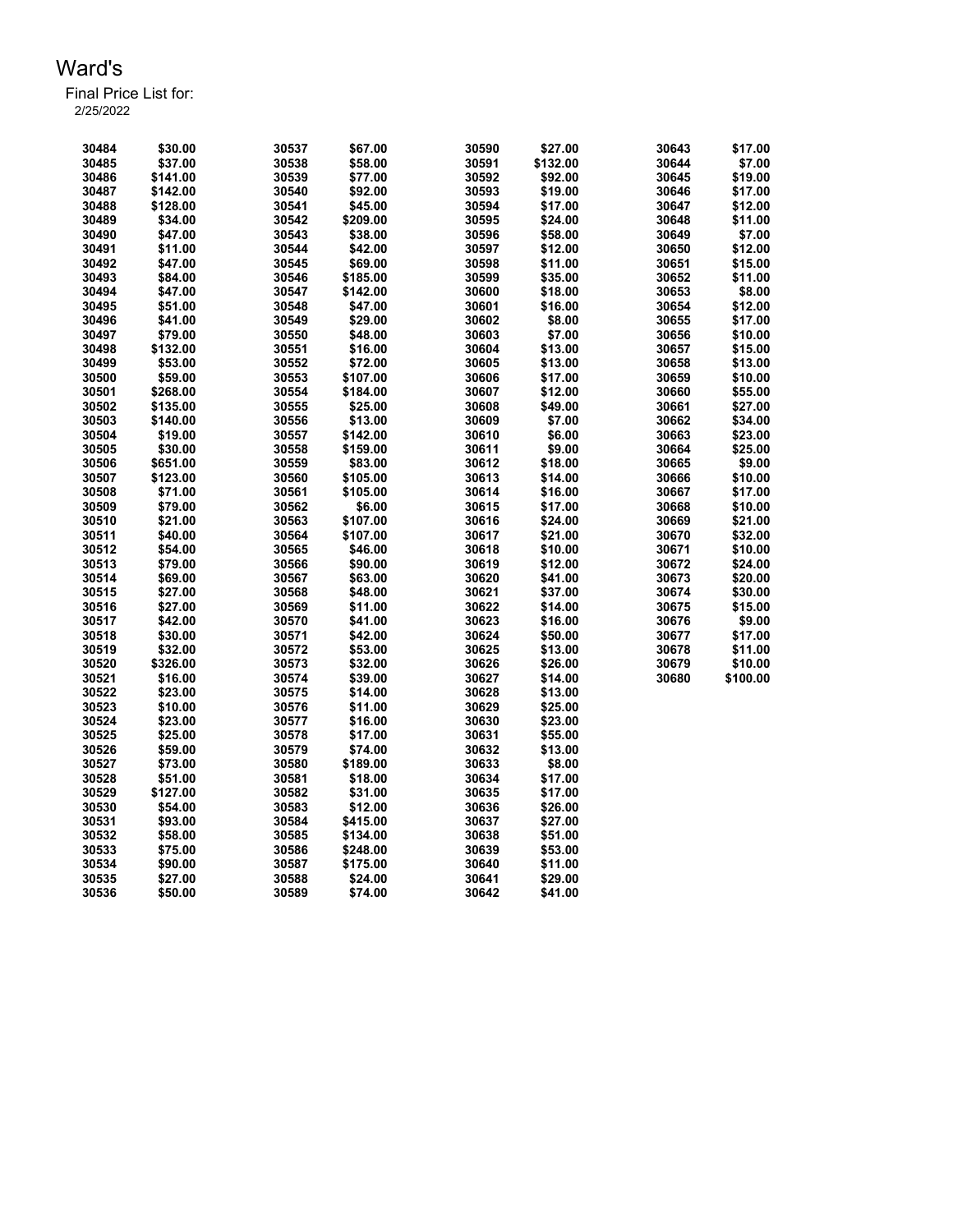Ward's

Final Price List for:

2/25/2022

| | | | | | | | |
|---|---|---|---|---|---|---|---|
| 30484 | $30.00 | 30537 | $67.00 | 30590 | $27.00 | 30643 | $17.00 |
| 30485 | $37.00 | 30538 | $58.00 | 30591 | $132.00 | 30644 | $7.00 |
| 30486 | $141.00 | 30539 | $77.00 | 30592 | $92.00 | 30645 | $19.00 |
| 30487 | $142.00 | 30540 | $92.00 | 30593 | $19.00 | 30646 | $17.00 |
| 30488 | $128.00 | 30541 | $45.00 | 30594 | $17.00 | 30647 | $12.00 |
| 30489 | $34.00 | 30542 | $209.00 | 30595 | $24.00 | 30648 | $11.00 |
| 30490 | $47.00 | 30543 | $38.00 | 30596 | $58.00 | 30649 | $7.00 |
| 30491 | $11.00 | 30544 | $42.00 | 30597 | $12.00 | 30650 | $12.00 |
| 30492 | $47.00 | 30545 | $69.00 | 30598 | $11.00 | 30651 | $15.00 |
| 30493 | $84.00 | 30546 | $185.00 | 30599 | $35.00 | 30652 | $11.00 |
| 30494 | $47.00 | 30547 | $142.00 | 30600 | $18.00 | 30653 | $8.00 |
| 30495 | $51.00 | 30548 | $47.00 | 30601 | $16.00 | 30654 | $12.00 |
| 30496 | $41.00 | 30549 | $29.00 | 30602 | $8.00 | 30655 | $17.00 |
| 30497 | $79.00 | 30550 | $48.00 | 30603 | $7.00 | 30656 | $10.00 |
| 30498 | $132.00 | 30551 | $16.00 | 30604 | $13.00 | 30657 | $15.00 |
| 30499 | $53.00 | 30552 | $72.00 | 30605 | $13.00 | 30658 | $13.00 |
| 30500 | $59.00 | 30553 | $107.00 | 30606 | $17.00 | 30659 | $10.00 |
| 30501 | $268.00 | 30554 | $184.00 | 30607 | $12.00 | 30660 | $55.00 |
| 30502 | $135.00 | 30555 | $25.00 | 30608 | $49.00 | 30661 | $27.00 |
| 30503 | $140.00 | 30556 | $13.00 | 30609 | $7.00 | 30662 | $34.00 |
| 30504 | $19.00 | 30557 | $142.00 | 30610 | $6.00 | 30663 | $23.00 |
| 30505 | $30.00 | 30558 | $159.00 | 30611 | $9.00 | 30664 | $25.00 |
| 30506 | $651.00 | 30559 | $83.00 | 30612 | $18.00 | 30665 | $9.00 |
| 30507 | $123.00 | 30560 | $105.00 | 30613 | $14.00 | 30666 | $10.00 |
| 30508 | $71.00 | 30561 | $105.00 | 30614 | $16.00 | 30667 | $17.00 |
| 30509 | $79.00 | 30562 | $6.00 | 30615 | $17.00 | 30668 | $10.00 |
| 30510 | $21.00 | 30563 | $107.00 | 30616 | $24.00 | 30669 | $21.00 |
| 30511 | $40.00 | 30564 | $107.00 | 30617 | $21.00 | 30670 | $32.00 |
| 30512 | $54.00 | 30565 | $46.00 | 30618 | $10.00 | 30671 | $10.00 |
| 30513 | $79.00 | 30566 | $90.00 | 30619 | $12.00 | 30672 | $24.00 |
| 30514 | $69.00 | 30567 | $63.00 | 30620 | $41.00 | 30673 | $20.00 |
| 30515 | $27.00 | 30568 | $48.00 | 30621 | $37.00 | 30674 | $30.00 |
| 30516 | $27.00 | 30569 | $11.00 | 30622 | $14.00 | 30675 | $15.00 |
| 30517 | $42.00 | 30570 | $41.00 | 30623 | $16.00 | 30676 | $9.00 |
| 30518 | $30.00 | 30571 | $42.00 | 30624 | $50.00 | 30677 | $17.00 |
| 30519 | $32.00 | 30572 | $53.00 | 30625 | $13.00 | 30678 | $11.00 |
| 30520 | $326.00 | 30573 | $32.00 | 30626 | $26.00 | 30679 | $10.00 |
| 30521 | $16.00 | 30574 | $39.00 | 30627 | $14.00 | 30680 | $100.00 |
| 30522 | $23.00 | 30575 | $14.00 | 30628 | $13.00 | | |
| 30523 | $10.00 | 30576 | $11.00 | 30629 | $25.00 | | |
| 30524 | $23.00 | 30577 | $16.00 | 30630 | $23.00 | | |
| 30525 | $25.00 | 30578 | $17.00 | 30631 | $55.00 | | |
| 30526 | $59.00 | 30579 | $74.00 | 30632 | $13.00 | | |
| 30527 | $73.00 | 30580 | $189.00 | 30633 | $8.00 | | |
| 30528 | $51.00 | 30581 | $18.00 | 30634 | $17.00 | | |
| 30529 | $127.00 | 30582 | $31.00 | 30635 | $17.00 | | |
| 30530 | $54.00 | 30583 | $12.00 | 30636 | $26.00 | | |
| 30531 | $93.00 | 30584 | $415.00 | 30637 | $27.00 | | |
| 30532 | $58.00 | 30585 | $134.00 | 30638 | $51.00 | | |
| 30533 | $75.00 | 30586 | $248.00 | 30639 | $53.00 | | |
| 30534 | $90.00 | 30587 | $175.00 | 30640 | $11.00 | | |
| 30535 | $27.00 | 30588 | $24.00 | 30641 | $29.00 | | |
| 30536 | $50.00 | 30589 | $74.00 | 30642 | $41.00 | | |